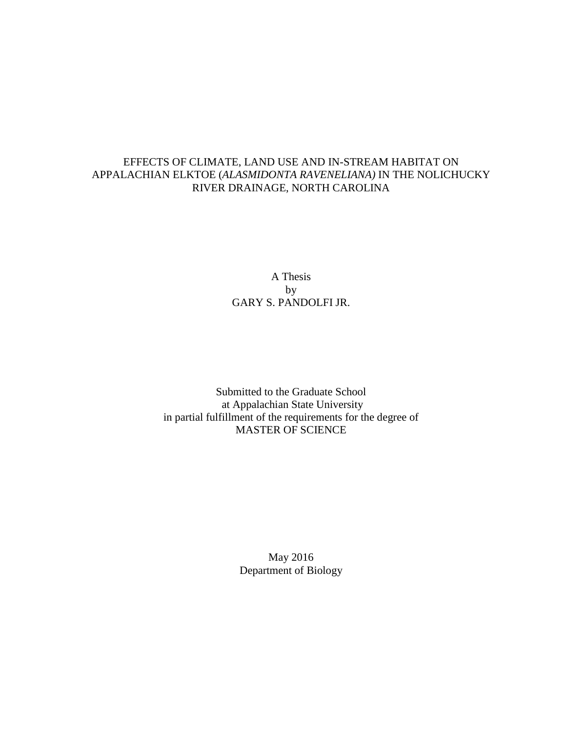# EFFECTS OF CLIMATE, LAND USE AND IN-STREAM HABITAT ON APPALACHIAN ELKTOE (*ALASMIDONTA RAVENELIANA)* IN THE NOLICHUCKY RIVER DRAINAGE, NORTH CAROLINA

A Thesis
by
GARY S. PANDOLFI JR.

Submitted to the Graduate School
at Appalachian State University
in partial fulfillment of the requirements for the degree of
MASTER OF SCIENCE

May 2016
Department of Biology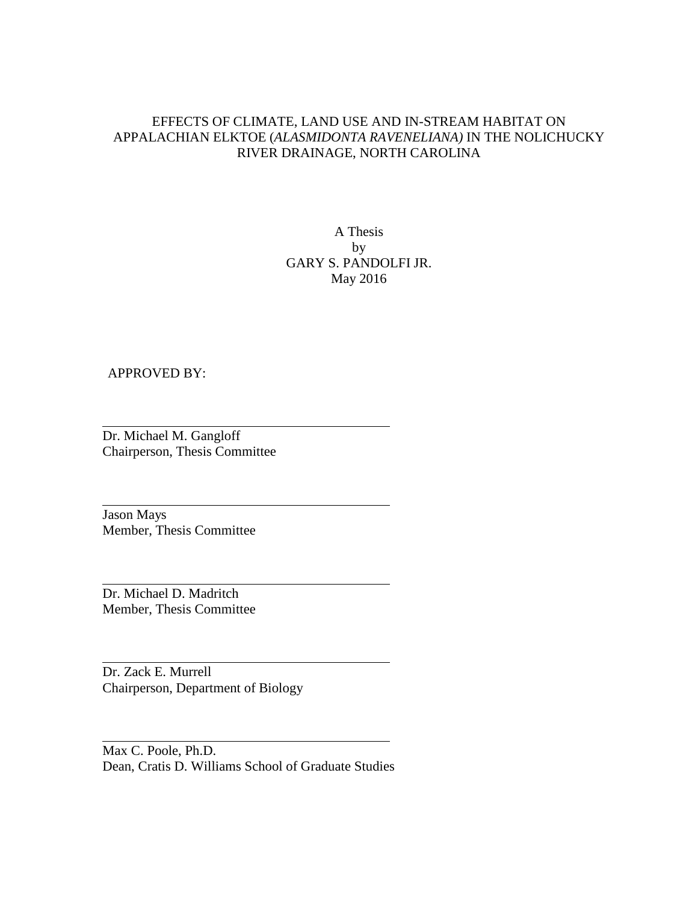# EFFECTS OF CLIMATE, LAND USE AND IN-STREAM HABITAT ON APPALACHIAN ELKTOE (*ALASMIDONTA RAVENELIANA)* IN THE NOLICHUCKY RIVER DRAINAGE, NORTH CAROLINA

A Thesis
by
GARY S. PANDOLFI JR.
May 2016

APPROVED BY:

Dr. Michael M. Gangloff
Chairperson, Thesis Committee

Jason Mays
Member, Thesis Committee

Dr. Michael D. Madritch
Member, Thesis Committee

Dr. Zack E. Murrell
Chairperson, Department of Biology

Max C. Poole, Ph.D.
Dean, Cratis D. Williams School of Graduate Studies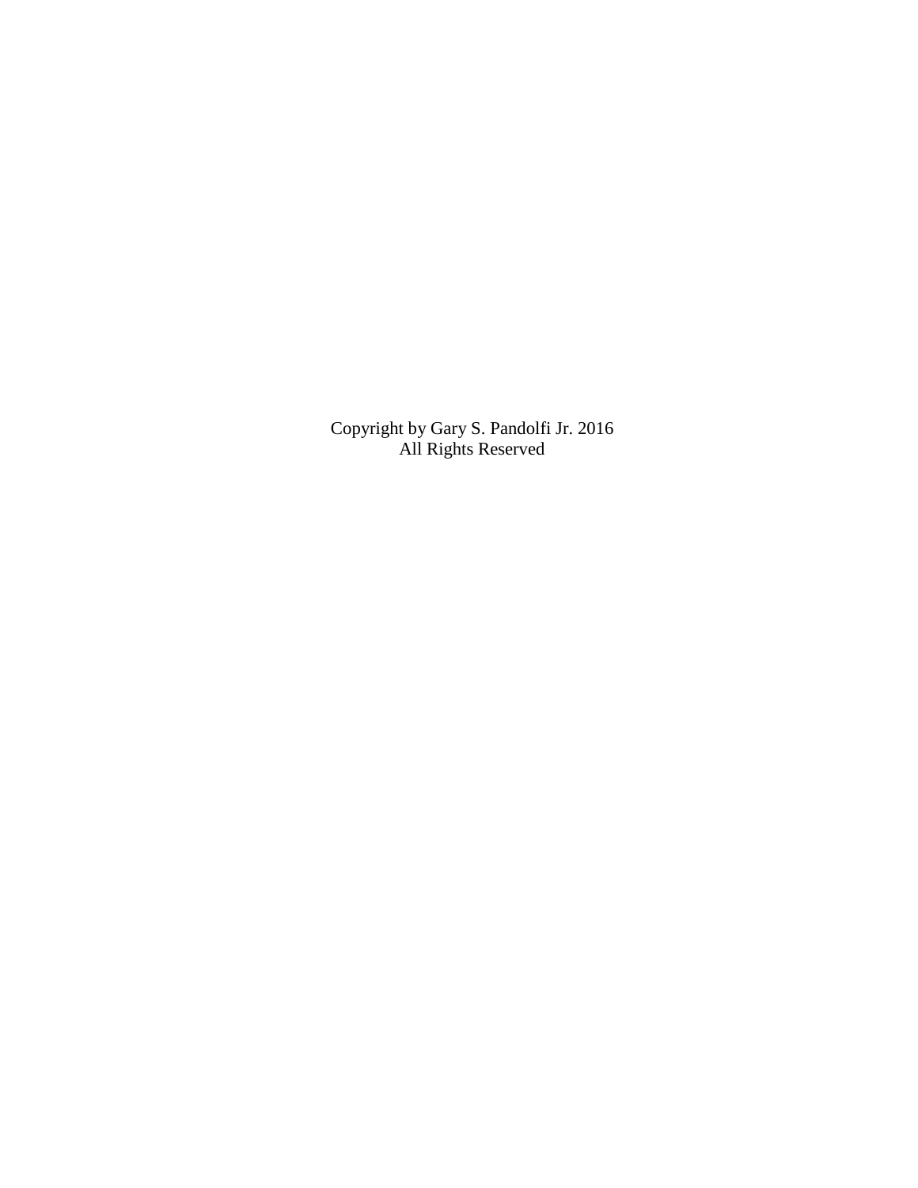Copyright by Gary S. Pandolfi Jr. 2016
All Rights Reserved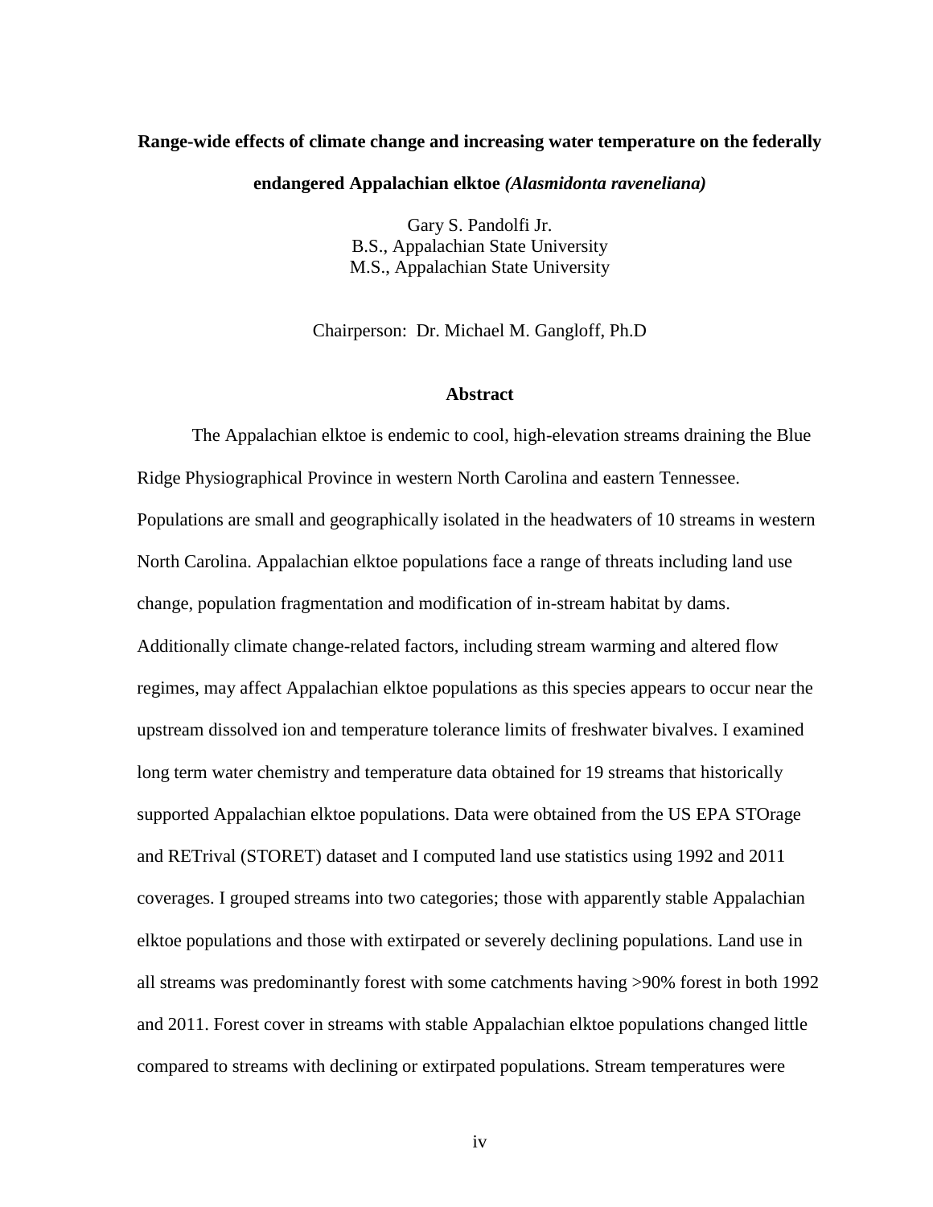**Range-wide effects of climate change and increasing water temperature on the federally endangered Appalachian elktoe *(Alasmidonta raveneliana)***

Gary S. Pandolfi Jr.
B.S., Appalachian State University
M.S., Appalachian State University

Chairperson: Dr. Michael M. Gangloff, Ph.D

## Abstract

The Appalachian elktoe is endemic to cool, high-elevation streams draining the Blue Ridge Physiographical Province in western North Carolina and eastern Tennessee. Populations are small and geographically isolated in the headwaters of 10 streams in western North Carolina. Appalachian elktoe populations face a range of threats including land use change, population fragmentation and modification of in-stream habitat by dams. Additionally climate change-related factors, including stream warming and altered flow regimes, may affect Appalachian elktoe populations as this species appears to occur near the upstream dissolved ion and temperature tolerance limits of freshwater bivalves. I examined long term water chemistry and temperature data obtained for 19 streams that historically supported Appalachian elktoe populations. Data were obtained from the US EPA STOrage and RETrival (STORET) dataset and I computed land use statistics using 1992 and 2011 coverages. I grouped streams into two categories; those with apparently stable Appalachian elktoe populations and those with extirpated or severely declining populations. Land use in all streams was predominantly forest with some catchments having >90% forest in both 1992 and 2011. Forest cover in streams with stable Appalachian elktoe populations changed little compared to streams with declining or extirpated populations. Stream temperatures were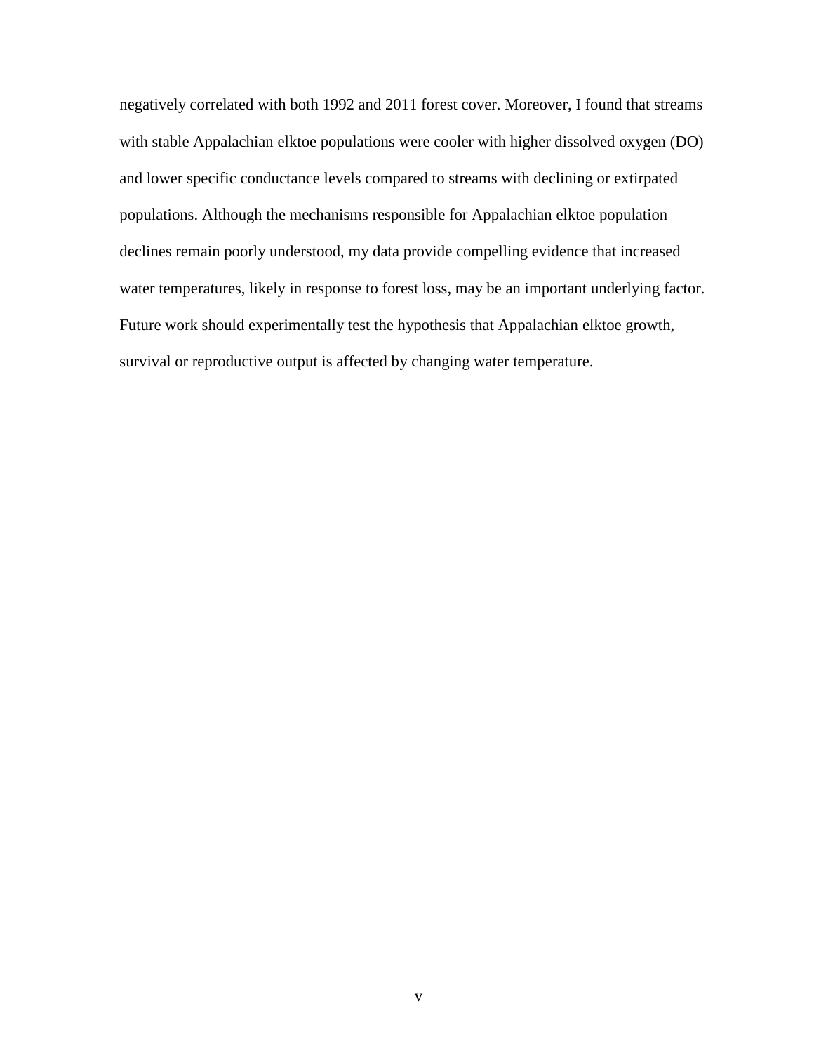negatively correlated with both 1992 and 2011 forest cover. Moreover, I found that streams with stable Appalachian elktoe populations were cooler with higher dissolved oxygen (DO) and lower specific conductance levels compared to streams with declining or extirpated populations. Although the mechanisms responsible for Appalachian elktoe population declines remain poorly understood, my data provide compelling evidence that increased water temperatures, likely in response to forest loss, may be an important underlying factor. Future work should experimentally test the hypothesis that Appalachian elktoe growth, survival or reproductive output is affected by changing water temperature.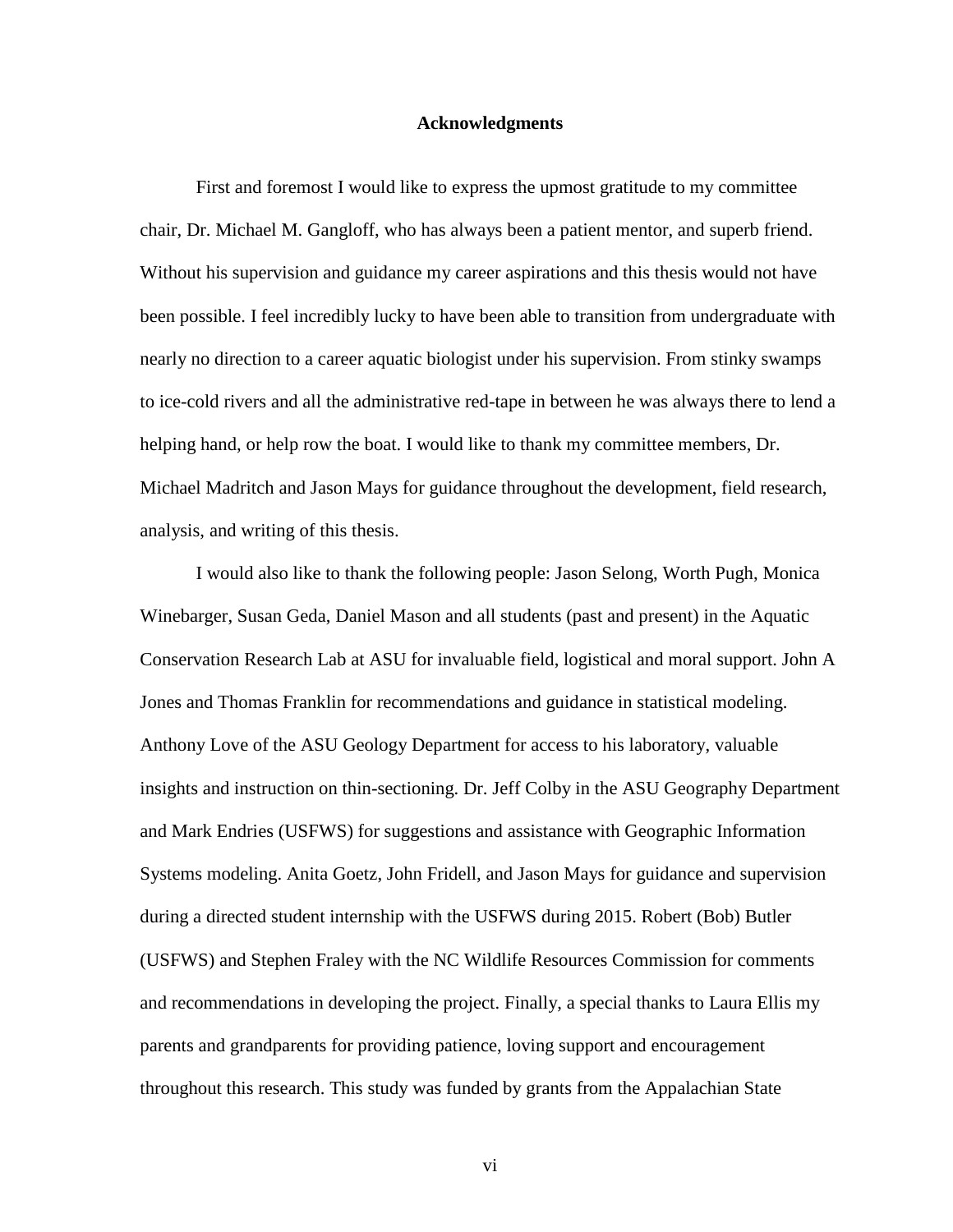## Acknowledgments

First and foremost I would like to express the upmost gratitude to my committee chair, Dr. Michael M. Gangloff, who has always been a patient mentor, and superb friend. Without his supervision and guidance my career aspirations and this thesis would not have been possible. I feel incredibly lucky to have been able to transition from undergraduate with nearly no direction to a career aquatic biologist under his supervision. From stinky swamps to ice-cold rivers and all the administrative red-tape in between he was always there to lend a helping hand, or help row the boat. I would like to thank my committee members, Dr. Michael Madritch and Jason Mays for guidance throughout the development, field research, analysis, and writing of this thesis.

I would also like to thank the following people: Jason Selong, Worth Pugh, Monica Winebarger, Susan Geda, Daniel Mason and all students (past and present) in the Aquatic Conservation Research Lab at ASU for invaluable field, logistical and moral support. John A Jones and Thomas Franklin for recommendations and guidance in statistical modeling. Anthony Love of the ASU Geology Department for access to his laboratory, valuable insights and instruction on thin-sectioning. Dr. Jeff Colby in the ASU Geography Department and Mark Endries (USFWS) for suggestions and assistance with Geographic Information Systems modeling. Anita Goetz, John Fridell, and Jason Mays for guidance and supervision during a directed student internship with the USFWS during 2015. Robert (Bob) Butler (USFWS) and Stephen Fraley with the NC Wildlife Resources Commission for comments and recommendations in developing the project. Finally, a special thanks to Laura Ellis my parents and grandparents for providing patience, loving support and encouragement throughout this research. This study was funded by grants from the Appalachian State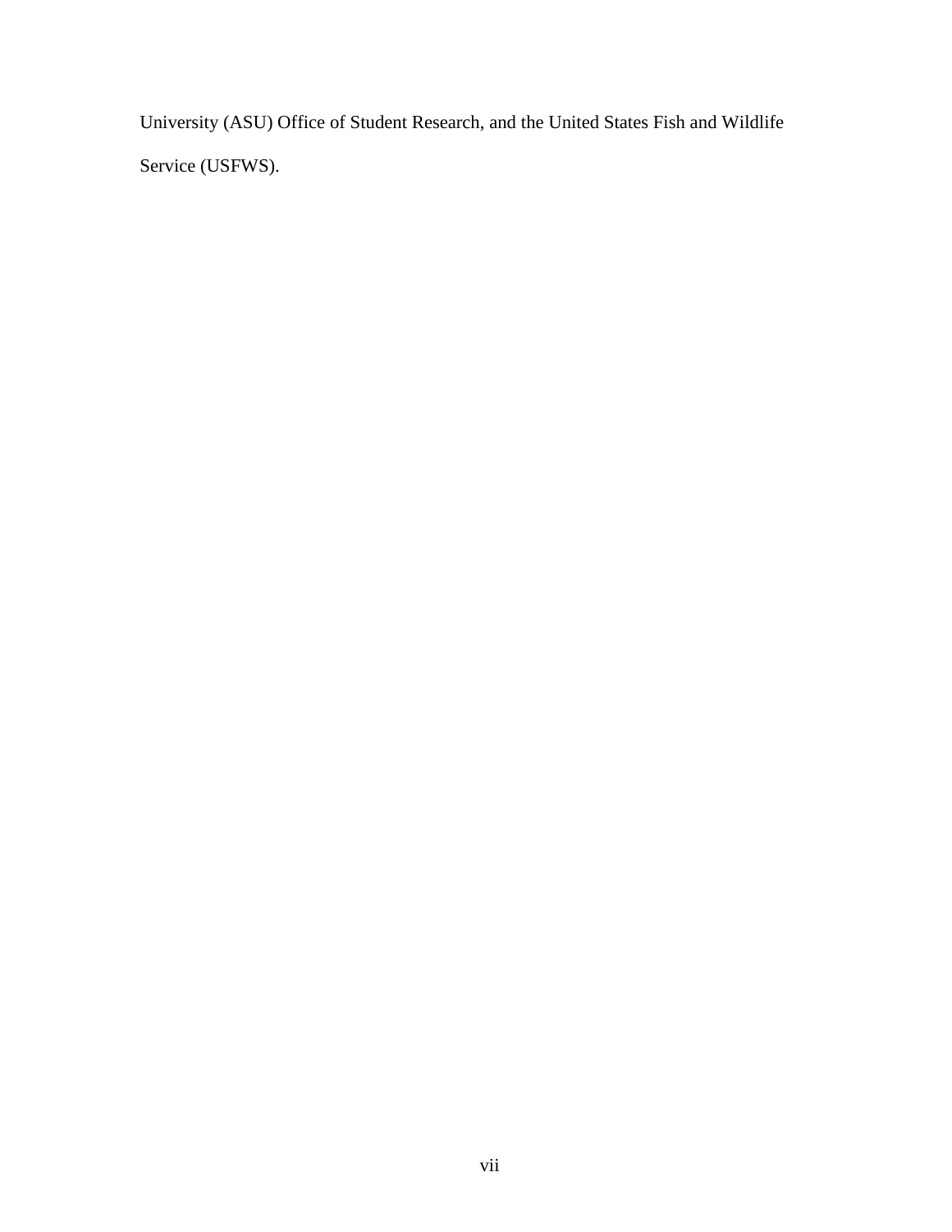University (ASU) Office of Student Research, and the United States Fish and Wildlife Service (USFWS).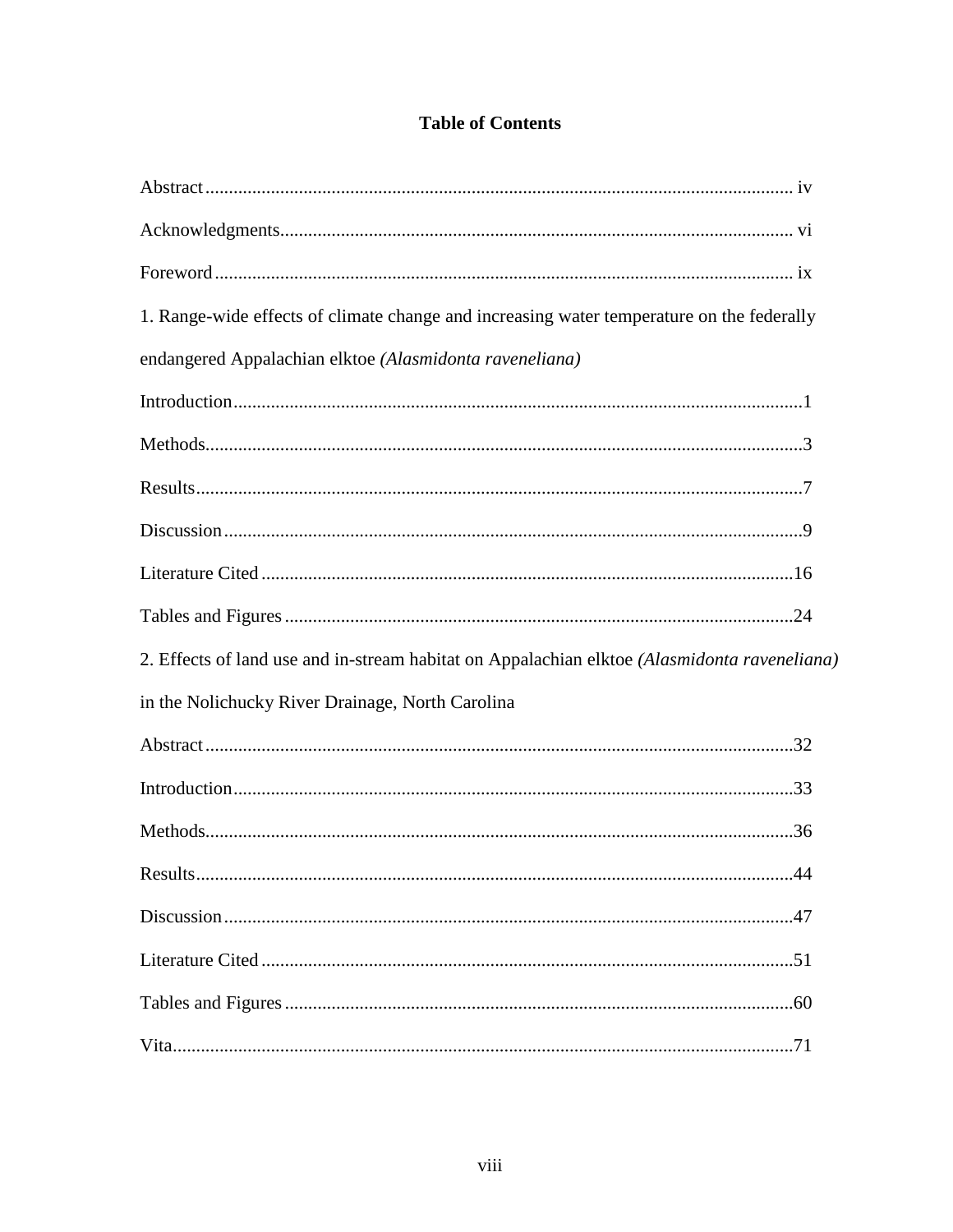**Table of Contents**

Abstract .................................................................................................................... iv

Acknowledgments..................................................................................................... vi

Foreword .................................................................................................................. ix

1. Range-wide effects of climate change and increasing water temperature on the federally endangered Appalachian elktoe *(Alasmidonta raveneliana)*

Introduction.................................................................................................................1

Methods......................................................................................................................3

Results........................................................................................................................7

Discussion...................................................................................................................9

Literature Cited .........................................................................................................16

Tables and Figures ....................................................................................................24

2. Effects of land use and in-stream habitat on Appalachian elktoe *(Alasmidonta raveneliana)* in the Nolichucky River Drainage, North Carolina

Abstract.....................................................................................................................32

Introduction...............................................................................................................33

Methods.....................................................................................................................36

Results.......................................................................................................................44

Discussion.................................................................................................................47

Literature Cited .........................................................................................................51

Tables and Figures ....................................................................................................60

Vita............................................................................................................................71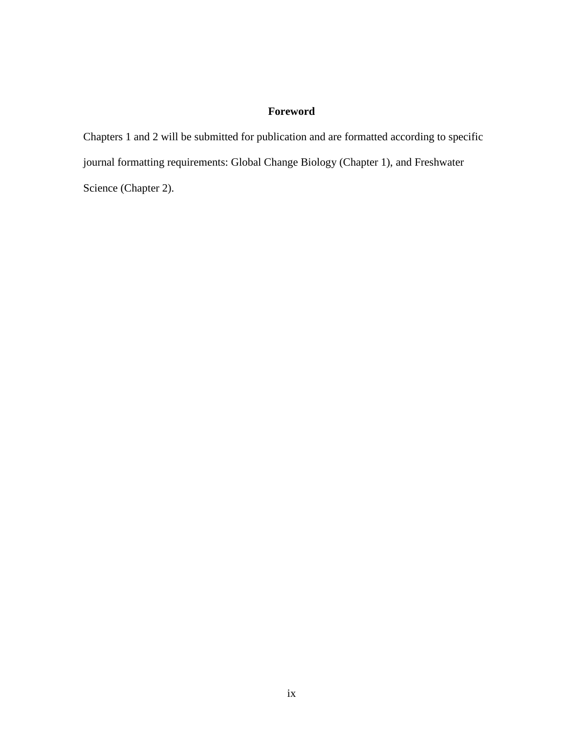# Foreword

Chapters 1 and 2 will be submitted for publication and are formatted according to specific journal formatting requirements: Global Change Biology (Chapter 1), and Freshwater Science (Chapter 2).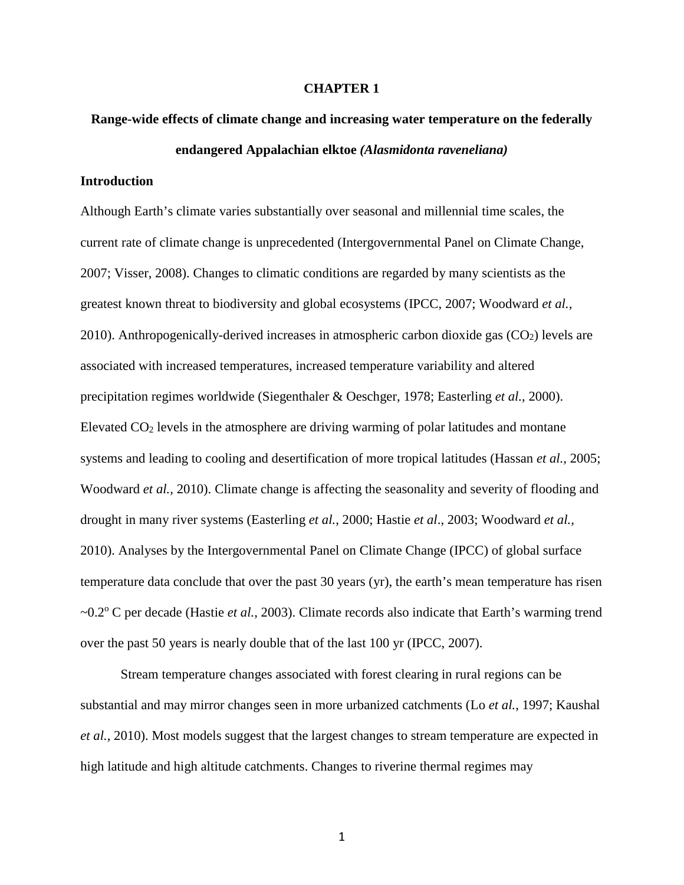# CHAPTER 1

## Range-wide effects of climate change and increasing water temperature on the federally endangered Appalachian elktoe *(Alasmidonta raveneliana)*

### Introduction

Although Earth's climate varies substantially over seasonal and millennial time scales, the current rate of climate change is unprecedented (Intergovernmental Panel on Climate Change, 2007; Visser, 2008). Changes to climatic conditions are regarded by many scientists as the greatest known threat to biodiversity and global ecosystems (IPCC, 2007; Woodward *et al.*, 2010). Anthropogenically-derived increases in atmospheric carbon dioxide gas ($CO_2$) levels are associated with increased temperatures, increased temperature variability and altered precipitation regimes worldwide (Siegenthaler & Oeschger, 1978; Easterling *et al.*, 2000). Elevated $CO_2$ levels in the atmosphere are driving warming of polar latitudes and montane systems and leading to cooling and desertification of more tropical latitudes (Hassan *et al.,* 2005; Woodward *et al.,* 2010). Climate change is affecting the seasonality and severity of flooding and drought in many river systems (Easterling *et al.*, 2000; Hastie *et al*., 2003; Woodward *et al.,* 2010). Analyses by the Intergovernmental Panel on Climate Change (IPCC) of global surface temperature data conclude that over the past 30 years (yr), the earth's mean temperature has risen ~0.2$^{o}$ C per decade (Hastie *et al.,* 2003). Climate records also indicate that Earth's warming trend over the past 50 years is nearly double that of the last 100 yr (IPCC, 2007).

Stream temperature changes associated with forest clearing in rural regions can be substantial and may mirror changes seen in more urbanized catchments (Lo *et al.*, 1997; Kaushal *et al.*, 2010). Most models suggest that the largest changes to stream temperature are expected in high latitude and high altitude catchments. Changes to riverine thermal regimes may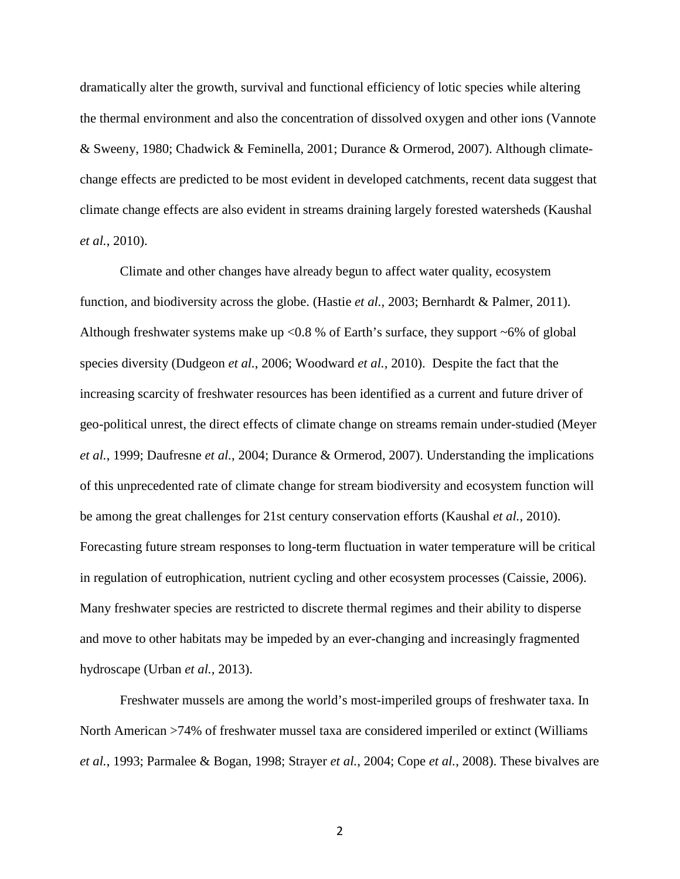dramatically alter the growth, survival and functional efficiency of lotic species while altering the thermal environment and also the concentration of dissolved oxygen and other ions (Vannote & Sweeny, 1980; Chadwick & Feminella, 2001; Durance & Ormerod, 2007). Although climate-change effects are predicted to be most evident in developed catchments, recent data suggest that climate change effects are also evident in streams draining largely forested watersheds (Kaushal *et al.*, 2010).

Climate and other changes have already begun to affect water quality, ecosystem function, and biodiversity across the globe. (Hastie *et al.,* 2003; Bernhardt & Palmer, 2011). Although freshwater systems make up <0.8 % of Earth's surface, they support ~6% of global species diversity (Dudgeon *et al.*, 2006; Woodward *et al.,* 2010). Despite the fact that the increasing scarcity of freshwater resources has been identified as a current and future driver of geo-political unrest, the direct effects of climate change on streams remain under-studied (Meyer *et al.*, 1999; Daufresne *et al.*, 2004; Durance & Ormerod, 2007). Understanding the implications of this unprecedented rate of climate change for stream biodiversity and ecosystem function will be among the great challenges for 21st century conservation efforts (Kaushal *et al.*, 2010). Forecasting future stream responses to long-term fluctuation in water temperature will be critical in regulation of eutrophication, nutrient cycling and other ecosystem processes (Caissie, 2006). Many freshwater species are restricted to discrete thermal regimes and their ability to disperse and move to other habitats may be impeded by an ever-changing and increasingly fragmented hydroscape (Urban *et al.,* 2013).

Freshwater mussels are among the world's most-imperiled groups of freshwater taxa. In North American >74% of freshwater mussel taxa are considered imperiled or extinct (Williams *et al.*, 1993; Parmalee & Bogan, 1998; Strayer *et al.*, 2004; Cope *et al.*, 2008). These bivalves are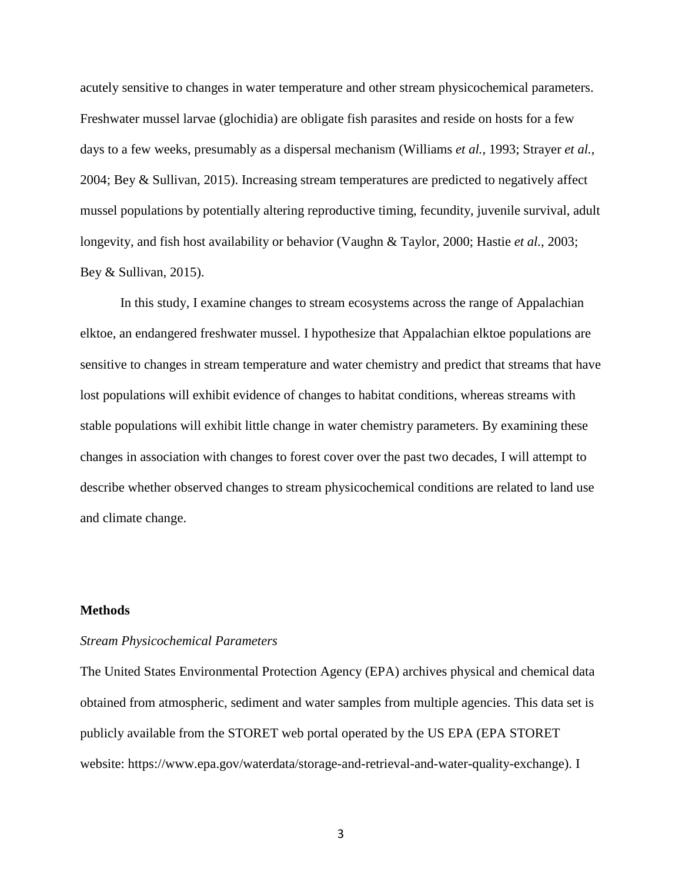acutely sensitive to changes in water temperature and other stream physicochemical parameters. Freshwater mussel larvae (glochidia) are obligate fish parasites and reside on hosts for a few days to a few weeks, presumably as a dispersal mechanism (Williams *et al.*, 1993; Strayer *et al.*, 2004; Bey & Sullivan, 2015). Increasing stream temperatures are predicted to negatively affect mussel populations by potentially altering reproductive timing, fecundity, juvenile survival, adult longevity, and fish host availability or behavior (Vaughn & Taylor, 2000; Hastie *et al.*, 2003; Bey & Sullivan, 2015).

In this study, I examine changes to stream ecosystems across the range of Appalachian elktoe, an endangered freshwater mussel. I hypothesize that Appalachian elktoe populations are sensitive to changes in stream temperature and water chemistry and predict that streams that have lost populations will exhibit evidence of changes to habitat conditions, whereas streams with stable populations will exhibit little change in water chemistry parameters. By examining these changes in association with changes to forest cover over the past two decades, I will attempt to describe whether observed changes to stream physicochemical conditions are related to land use and climate change.

## Methods

### *Stream Physicochemical Parameters*

The United States Environmental Protection Agency (EPA) archives physical and chemical data obtained from atmospheric, sediment and water samples from multiple agencies. This data set is publicly available from the STORET web portal operated by the US EPA (EPA STORET website: https://www.epa.gov/waterdata/storage-and-retrieval-and-water-quality-exchange). I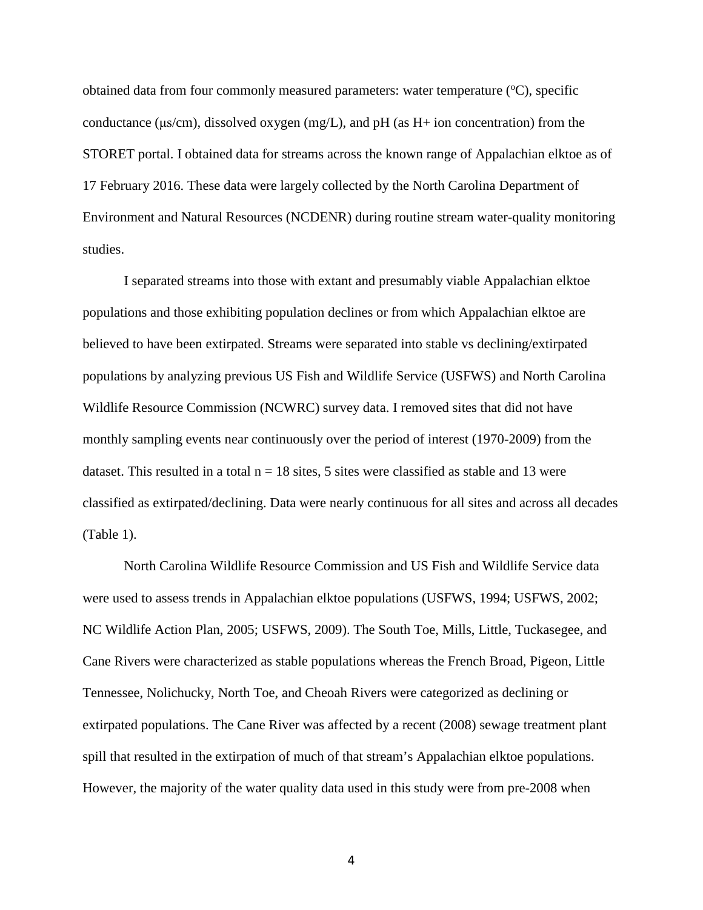obtained data from four commonly measured parameters: water temperature (°C), specific conductance (μs/cm), dissolved oxygen (mg/L), and pH (as H+ ion concentration) from the STORET portal. I obtained data for streams across the known range of Appalachian elktoe as of 17 February 2016. These data were largely collected by the North Carolina Department of Environment and Natural Resources (NCDENR) during routine stream water-quality monitoring studies.

I separated streams into those with extant and presumably viable Appalachian elktoe populations and those exhibiting population declines or from which Appalachian elktoe are believed to have been extirpated. Streams were separated into stable vs declining/extirpated populations by analyzing previous US Fish and Wildlife Service (USFWS) and North Carolina Wildlife Resource Commission (NCWRC) survey data. I removed sites that did not have monthly sampling events near continuously over the period of interest (1970-2009) from the dataset. This resulted in a total $n = 18$ sites, 5 sites were classified as stable and 13 were classified as extirpated/declining. Data were nearly continuous for all sites and across all decades (Table 1).

North Carolina Wildlife Resource Commission and US Fish and Wildlife Service data were used to assess trends in Appalachian elktoe populations (USFWS, 1994; USFWS, 2002; NC Wildlife Action Plan, 2005; USFWS, 2009). The South Toe, Mills, Little, Tuckasegee, and Cane Rivers were characterized as stable populations whereas the French Broad, Pigeon, Little Tennessee, Nolichucky, North Toe, and Cheoah Rivers were categorized as declining or extirpated populations. The Cane River was affected by a recent (2008) sewage treatment plant spill that resulted in the extirpation of much of that stream's Appalachian elktoe populations. However, the majority of the water quality data used in this study were from pre-2008 when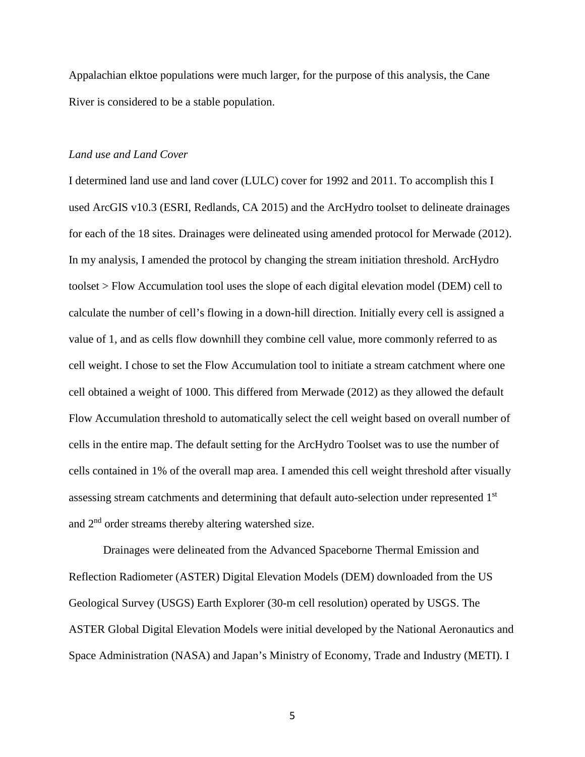Appalachian elktoe populations were much larger, for the purpose of this analysis, the Cane River is considered to be a stable population.

*Land use and Land Cover*

I determined land use and land cover (LULC) cover for 1992 and 2011. To accomplish this I used ArcGIS v10.3 (ESRI, Redlands, CA 2015) and the ArcHydro toolset to delineate drainages for each of the 18 sites. Drainages were delineated using amended protocol for Merwade (2012). In my analysis, I amended the protocol by changing the stream initiation threshold. ArcHydro toolset > Flow Accumulation tool uses the slope of each digital elevation model (DEM) cell to calculate the number of cell's flowing in a down-hill direction. Initially every cell is assigned a value of 1, and as cells flow downhill they combine cell value, more commonly referred to as cell weight. I chose to set the Flow Accumulation tool to initiate a stream catchment where one cell obtained a weight of 1000. This differed from Merwade (2012) as they allowed the default Flow Accumulation threshold to automatically select the cell weight based on overall number of cells in the entire map. The default setting for the ArcHydro Toolset was to use the number of cells contained in 1% of the overall map area. I amended this cell weight threshold after visually assessing stream catchments and determining that default auto-selection under represented 1$^{st}$ and 2$^{nd}$ order streams thereby altering watershed size.

Drainages were delineated from the Advanced Spaceborne Thermal Emission and Reflection Radiometer (ASTER) Digital Elevation Models (DEM) downloaded from the US Geological Survey (USGS) Earth Explorer (30-m cell resolution) operated by USGS. The ASTER Global Digital Elevation Models were initial developed by the National Aeronautics and Space Administration (NASA) and Japan's Ministry of Economy, Trade and Industry (METI). I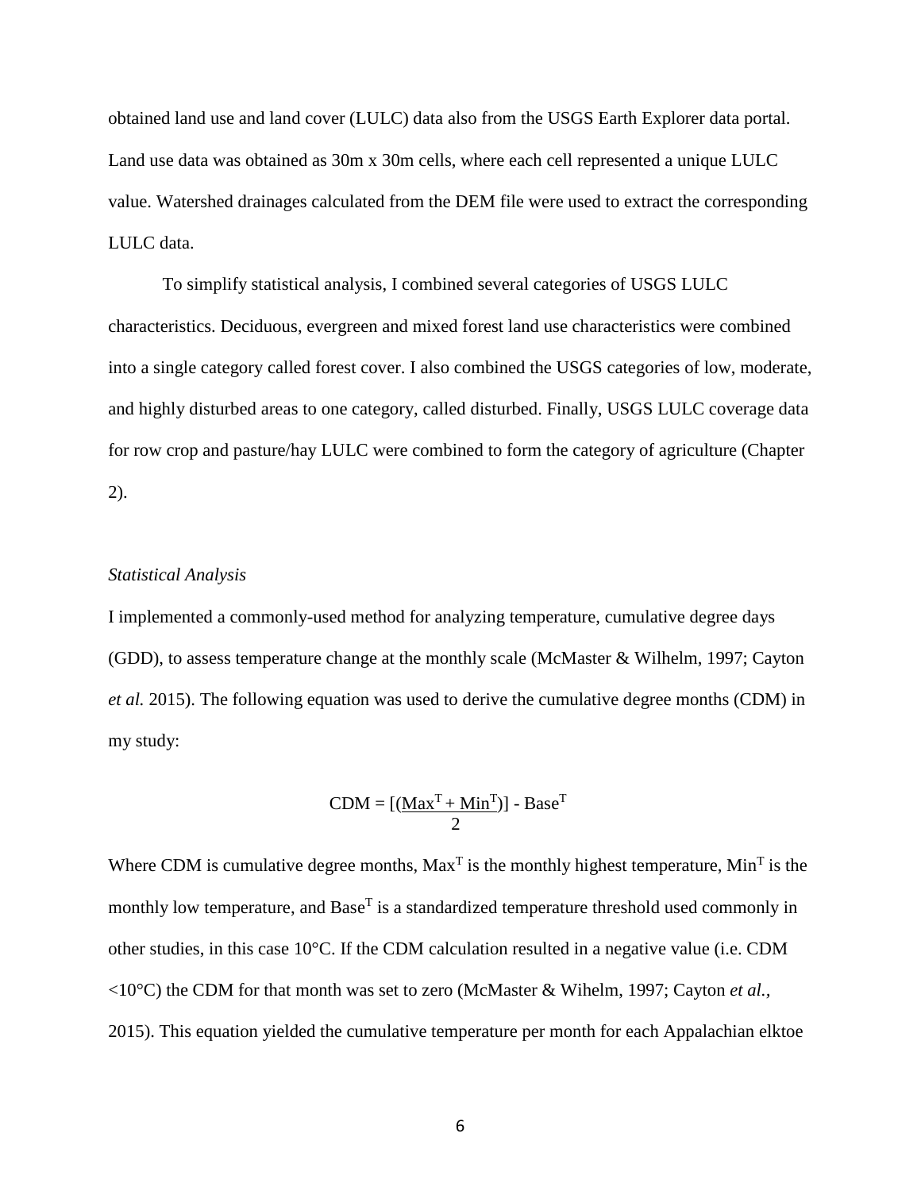obtained land use and land cover (LULC) data also from the USGS Earth Explorer data portal. Land use data was obtained as 30m x 30m cells, where each cell represented a unique LULC value. Watershed drainages calculated from the DEM file were used to extract the corresponding LULC data.

To simplify statistical analysis, I combined several categories of USGS LULC characteristics. Deciduous, evergreen and mixed forest land use characteristics were combined into a single category called forest cover. I also combined the USGS categories of low, moderate, and highly disturbed areas to one category, called disturbed. Finally, USGS LULC coverage data for row crop and pasture/hay LULC were combined to form the category of agriculture (Chapter 2).

### *Statistical Analysis*

I implemented a commonly-used method for analyzing temperature, cumulative degree days (GDD), to assess temperature change at the monthly scale (McMaster & Wilhelm, 1997; Cayton *et al.* 2015). The following equation was used to derive the cumulative degree months (CDM) in my study:

$$CDM = \left[\frac{(Max^T + Min^T)}{2}\right] - Base^T$$

Where CDM is cumulative degree months, $Max^T$ is the monthly highest temperature, $Min^T$ is the monthly low temperature, and $Base^T$ is a standardized temperature threshold used commonly in other studies, in this case 10°C. If the CDM calculation resulted in a negative value (i.e. CDM <10°C) the CDM for that month was set to zero (McMaster & Wihelm, 1997; Cayton *et al.*, 2015). This equation yielded the cumulative temperature per month for each Appalachian elktoe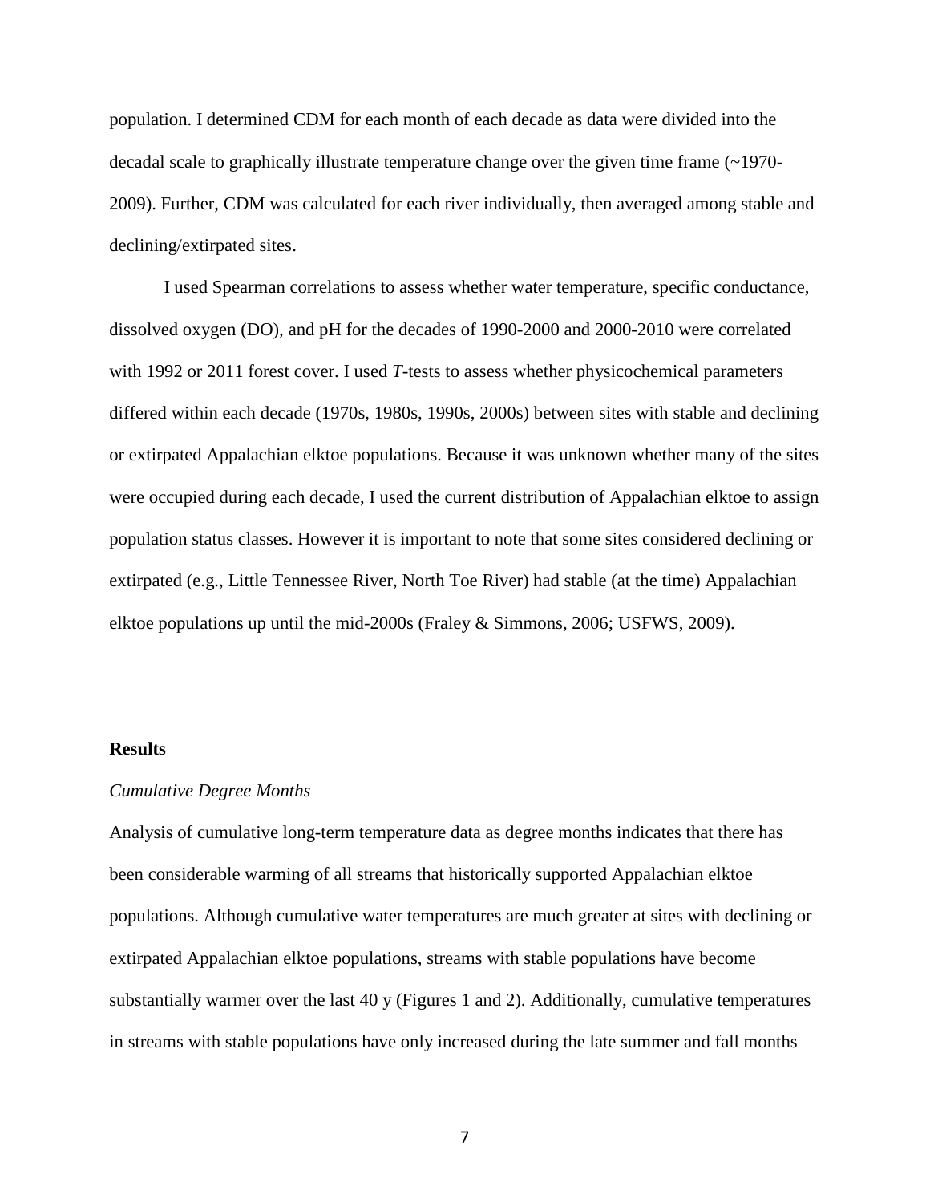population. I determined CDM for each month of each decade as data were divided into the decadal scale to graphically illustrate temperature change over the given time frame (~1970-2009). Further, CDM was calculated for each river individually, then averaged among stable and declining/extirpated sites.

I used Spearman correlations to assess whether water temperature, specific conductance, dissolved oxygen (DO), and pH for the decades of 1990-2000 and 2000-2010 were correlated with 1992 or 2011 forest cover. I used *T*-tests to assess whether physicochemical parameters differed within each decade (1970s, 1980s, 1990s, 2000s) between sites with stable and declining or extirpated Appalachian elktoe populations. Because it was unknown whether many of the sites were occupied during each decade, I used the current distribution of Appalachian elktoe to assign population status classes. However it is important to note that some sites considered declining or extirpated (e.g., Little Tennessee River, North Toe River) had stable (at the time) Appalachian elktoe populations up until the mid-2000s (Fraley & Simmons, 2006; USFWS, 2009).

## Results

### *Cumulative Degree Months*

Analysis of cumulative long-term temperature data as degree months indicates that there has been considerable warming of all streams that historically supported Appalachian elktoe populations. Although cumulative water temperatures are much greater at sites with declining or extirpated Appalachian elktoe populations, streams with stable populations have become substantially warmer over the last 40 y (Figures 1 and 2). Additionally, cumulative temperatures in streams with stable populations have only increased during the late summer and fall months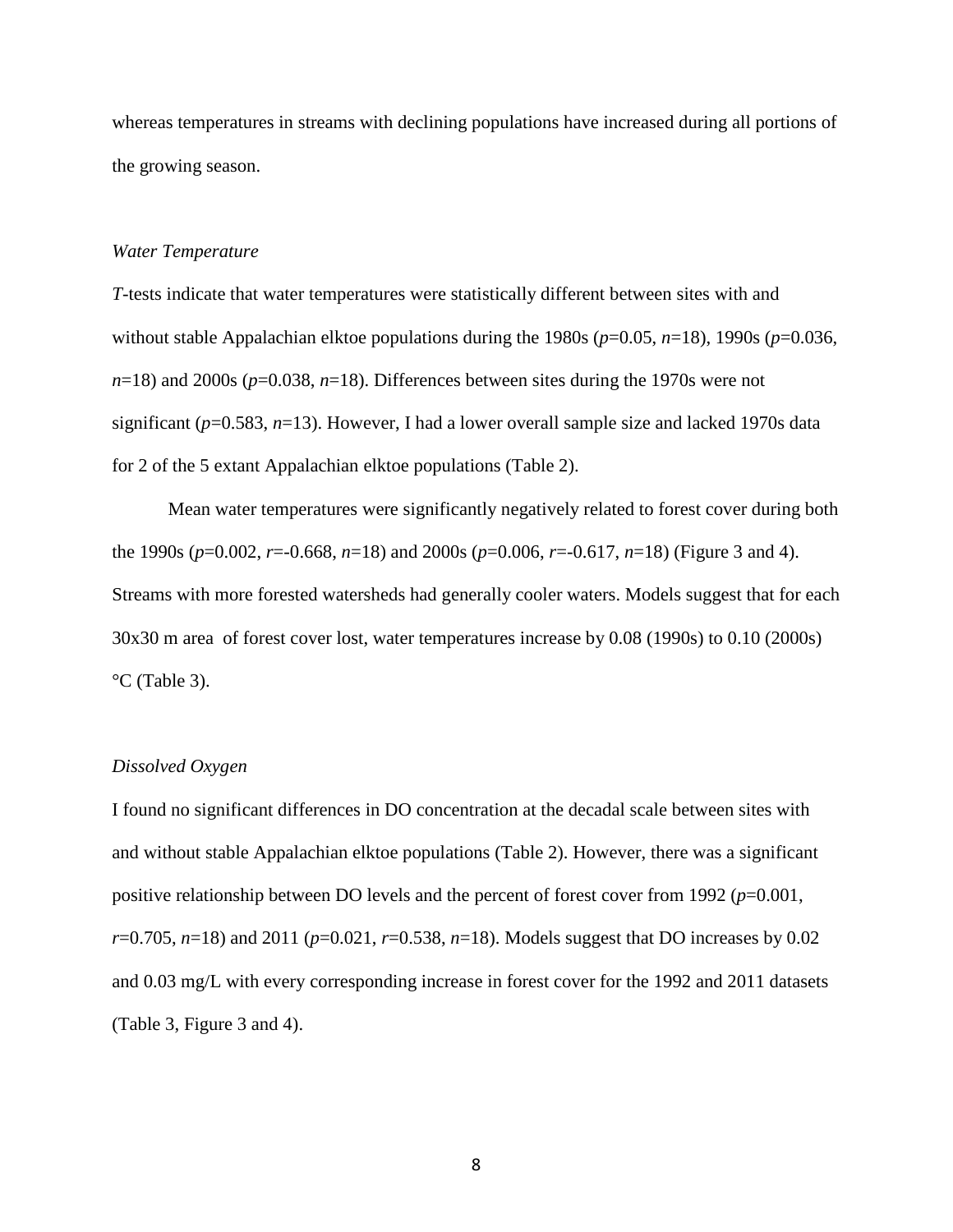whereas temperatures in streams with declining populations have increased during all portions of the growing season.

*Water Temperature*

*T*-tests indicate that water temperatures were statistically different between sites with and without stable Appalachian elktoe populations during the 1980s ($p$=0.05, $n$=18), 1990s ($p$=0.036, $n$=18) and 2000s ($p$=0.038, $n$=18). Differences between sites during the 1970s were not significant ($p$=0.583, $n$=13). However, I had a lower overall sample size and lacked 1970s data for 2 of the 5 extant Appalachian elktoe populations (Table 2).

Mean water temperatures were significantly negatively related to forest cover during both the 1990s ($p$=0.002, $r$=-0.668, $n$=18) and 2000s ($p$=0.006, $r$=-0.617, $n$=18) (Figure 3 and 4). Streams with more forested watersheds had generally cooler waters. Models suggest that for each 30x30 m area of forest cover lost, water temperatures increase by 0.08 (1990s) to 0.10 (2000s) °C (Table 3).

*Dissolved Oxygen*

I found no significant differences in DO concentration at the decadal scale between sites with and without stable Appalachian elktoe populations (Table 2). However, there was a significant positive relationship between DO levels and the percent of forest cover from 1992 ($p$=0.001, $r$=0.705, $n$=18) and 2011 ($p$=0.021, $r$=0.538, $n$=18). Models suggest that DO increases by 0.02 and 0.03 mg/L with every corresponding increase in forest cover for the 1992 and 2011 datasets (Table 3, Figure 3 and 4).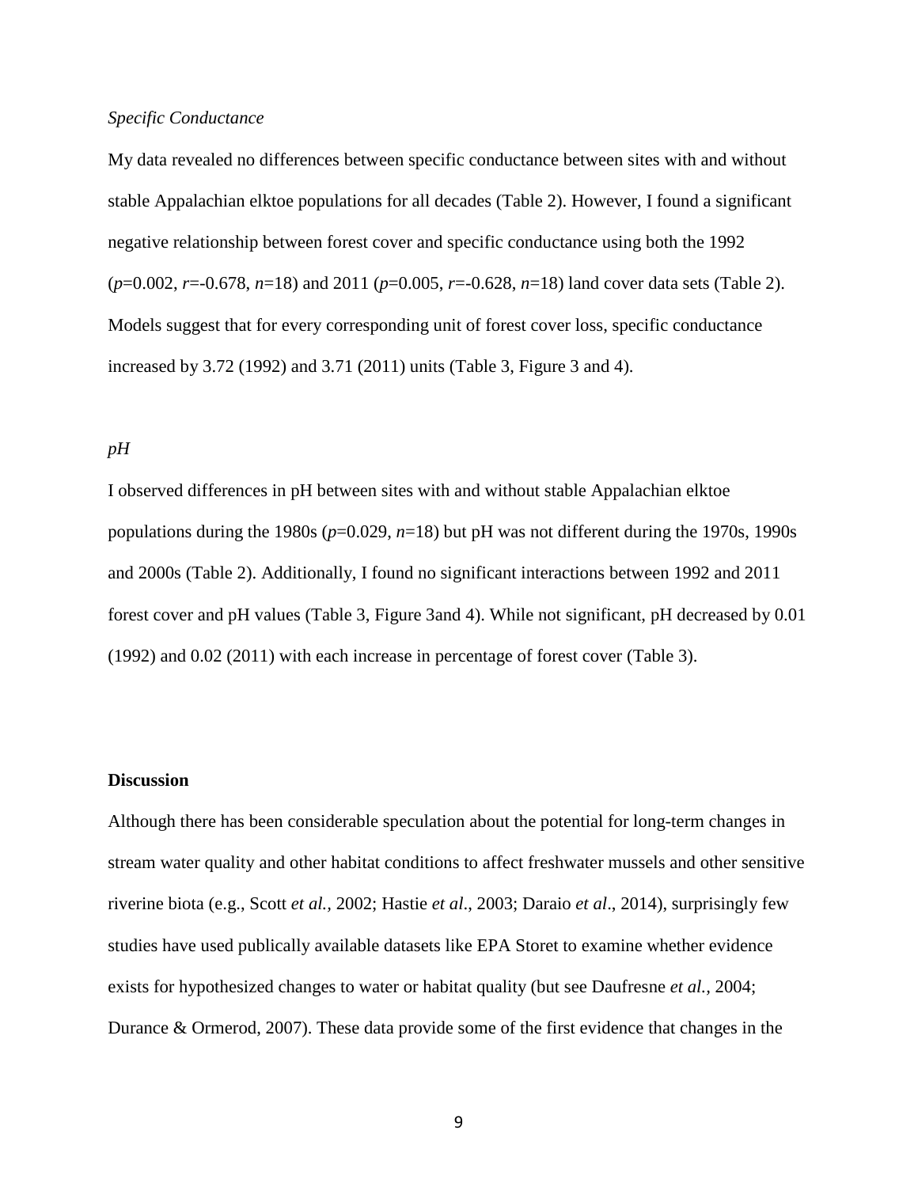*Specific Conductance*

My data revealed no differences between specific conductance between sites with and without stable Appalachian elktoe populations for all decades (Table 2). However, I found a significant negative relationship between forest cover and specific conductance using both the 1992 ($p$=0.002, $r$=-0.678, $n$=18) and 2011 ($p$=0.005, $r$=-0.628, $n$=18) land cover data sets (Table 2). Models suggest that for every corresponding unit of forest cover loss, specific conductance increased by 3.72 (1992) and 3.71 (2011) units (Table 3, Figure 3 and 4).

*pH*

I observed differences in pH between sites with and without stable Appalachian elktoe populations during the 1980s ($p$=0.029, $n$=18) but pH was not different during the 1970s, 1990s and 2000s (Table 2). Additionally, I found no significant interactions between 1992 and 2011 forest cover and pH values (Table 3, Figure 3and 4). While not significant, pH decreased by 0.01 (1992) and 0.02 (2011) with each increase in percentage of forest cover (Table 3).

**Discussion**

Although there has been considerable speculation about the potential for long-term changes in stream water quality and other habitat conditions to affect freshwater mussels and other sensitive riverine biota (e.g., Scott *et al.*, 2002; Hastie *et al*., 2003; Daraio *et al*., 2014), surprisingly few studies have used publically available datasets like EPA Storet to examine whether evidence exists for hypothesized changes to water or habitat quality (but see Daufresne *et al.*, 2004; Durance & Ormerod, 2007). These data provide some of the first evidence that changes in the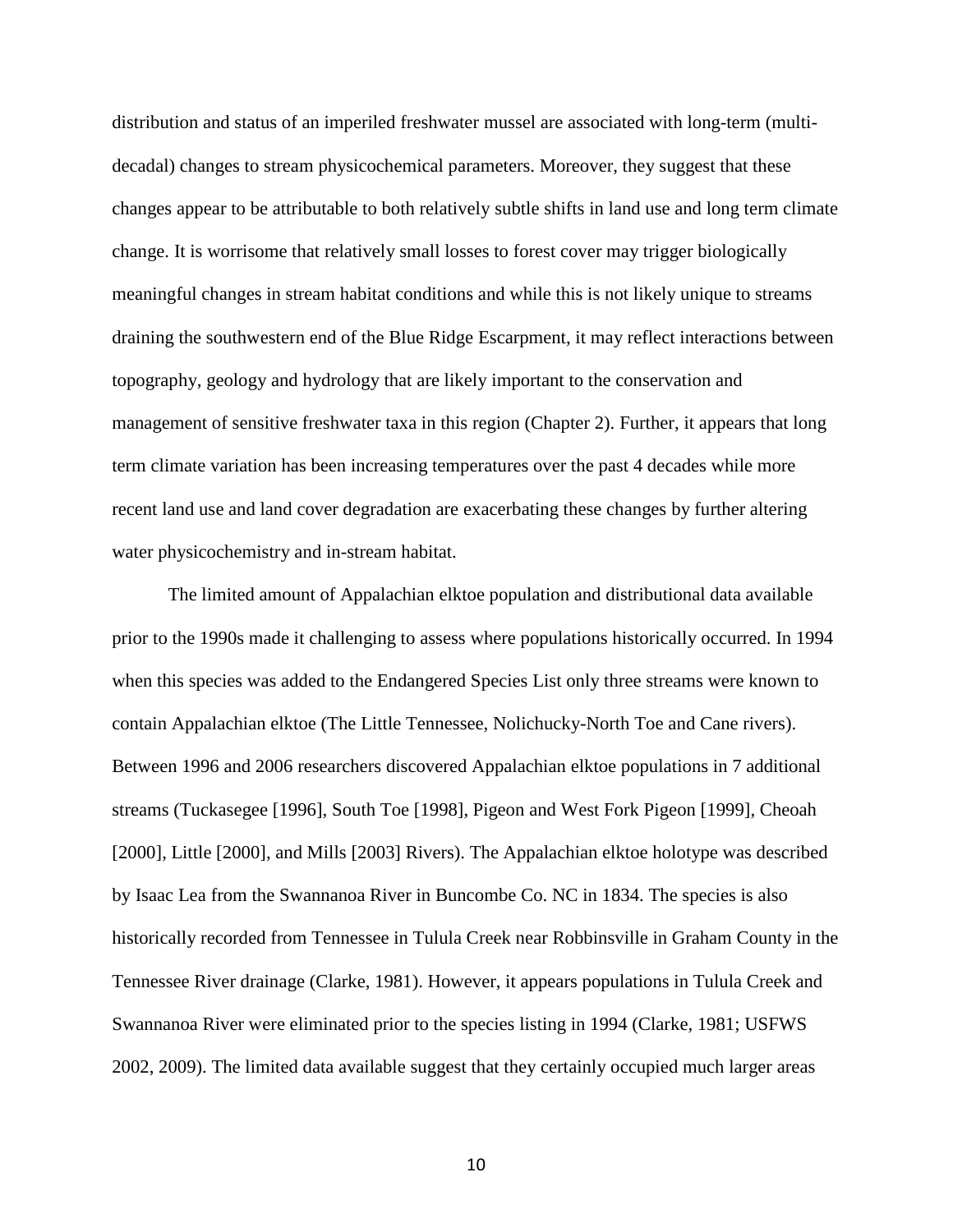distribution and status of an imperiled freshwater mussel are associated with long-term (multi-decadal) changes to stream physicochemical parameters. Moreover, they suggest that these changes appear to be attributable to both relatively subtle shifts in land use and long term climate change. It is worrisome that relatively small losses to forest cover may trigger biologically meaningful changes in stream habitat conditions and while this is not likely unique to streams draining the southwestern end of the Blue Ridge Escarpment, it may reflect interactions between topography, geology and hydrology that are likely important to the conservation and management of sensitive freshwater taxa in this region (Chapter 2). Further, it appears that long term climate variation has been increasing temperatures over the past 4 decades while more recent land use and land cover degradation are exacerbating these changes by further altering water physicochemistry and in-stream habitat.

The limited amount of Appalachian elktoe population and distributional data available prior to the 1990s made it challenging to assess where populations historically occurred. In 1994 when this species was added to the Endangered Species List only three streams were known to contain Appalachian elktoe (The Little Tennessee, Nolichucky-North Toe and Cane rivers). Between 1996 and 2006 researchers discovered Appalachian elktoe populations in 7 additional streams (Tuckasegee [1996], South Toe [1998], Pigeon and West Fork Pigeon [1999], Cheoah [2000], Little [2000], and Mills [2003] Rivers). The Appalachian elktoe holotype was described by Isaac Lea from the Swannanoa River in Buncombe Co. NC in 1834. The species is also historically recorded from Tennessee in Tulula Creek near Robbinsville in Graham County in the Tennessee River drainage (Clarke, 1981). However, it appears populations in Tulula Creek and Swannanoa River were eliminated prior to the species listing in 1994 (Clarke, 1981; USFWS 2002, 2009). The limited data available suggest that they certainly occupied much larger areas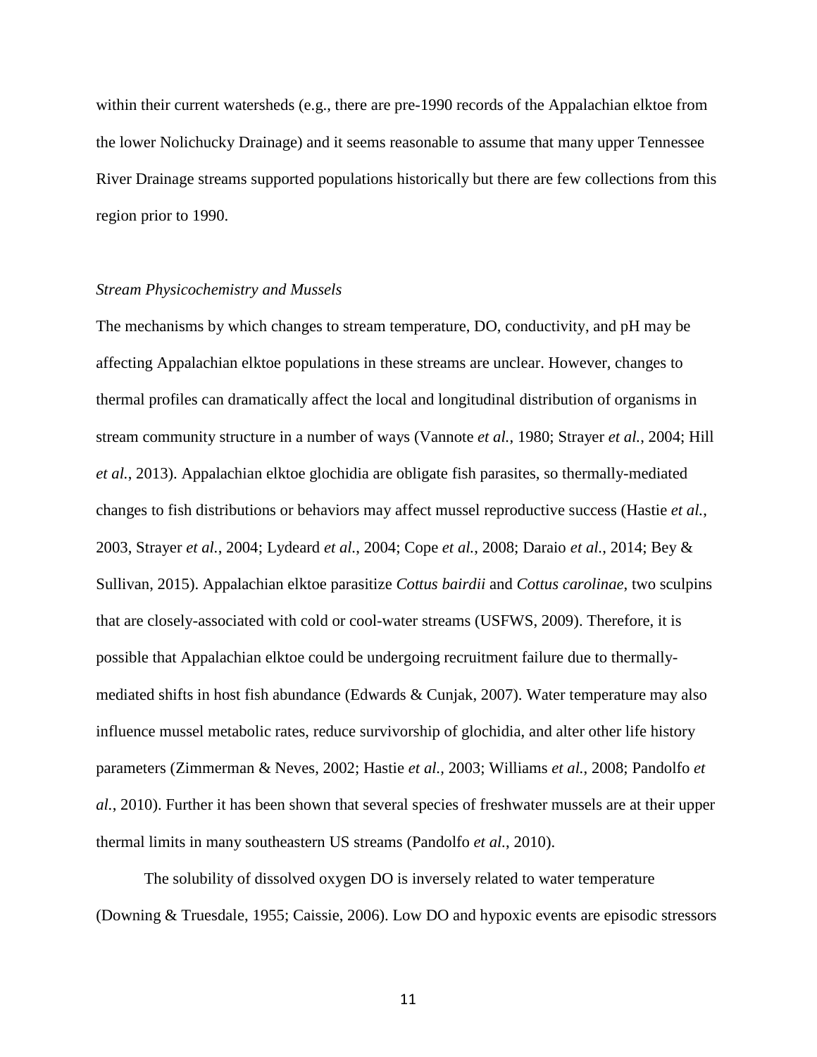within their current watersheds (e.g., there are pre-1990 records of the Appalachian elktoe from the lower Nolichucky Drainage) and it seems reasonable to assume that many upper Tennessee River Drainage streams supported populations historically but there are few collections from this region prior to 1990.

### *Stream Physicochemistry and Mussels*

The mechanisms by which changes to stream temperature, DO, conductivity, and pH may be affecting Appalachian elktoe populations in these streams are unclear. However, changes to thermal profiles can dramatically affect the local and longitudinal distribution of organisms in stream community structure in a number of ways (Vannote *et al.*, 1980; Strayer *et al.*, 2004; Hill *et al.*, 2013). Appalachian elktoe glochidia are obligate fish parasites, so thermally-mediated changes to fish distributions or behaviors may affect mussel reproductive success (Hastie *et al.*, 2003, Strayer *et al.*, 2004; Lydeard *et al.*, 2004; Cope *et al.*, 2008; Daraio *et al.*, 2014; Bey & Sullivan, 2015). Appalachian elktoe parasitize *Cottus bairdii* and *Cottus carolinae*, two sculpins that are closely-associated with cold or cool-water streams (USFWS, 2009). Therefore, it is possible that Appalachian elktoe could be undergoing recruitment failure due to thermally-mediated shifts in host fish abundance (Edwards & Cunjak, 2007). Water temperature may also influence mussel metabolic rates, reduce survivorship of glochidia, and alter other life history parameters (Zimmerman & Neves, 2002; Hastie *et al.*, 2003; Williams *et al.*, 2008; Pandolfo *et al.*, 2010). Further it has been shown that several species of freshwater mussels are at their upper thermal limits in many southeastern US streams (Pandolfo *et al.*, 2010).

The solubility of dissolved oxygen DO is inversely related to water temperature (Downing & Truesdale, 1955; Caissie, 2006). Low DO and hypoxic events are episodic stressors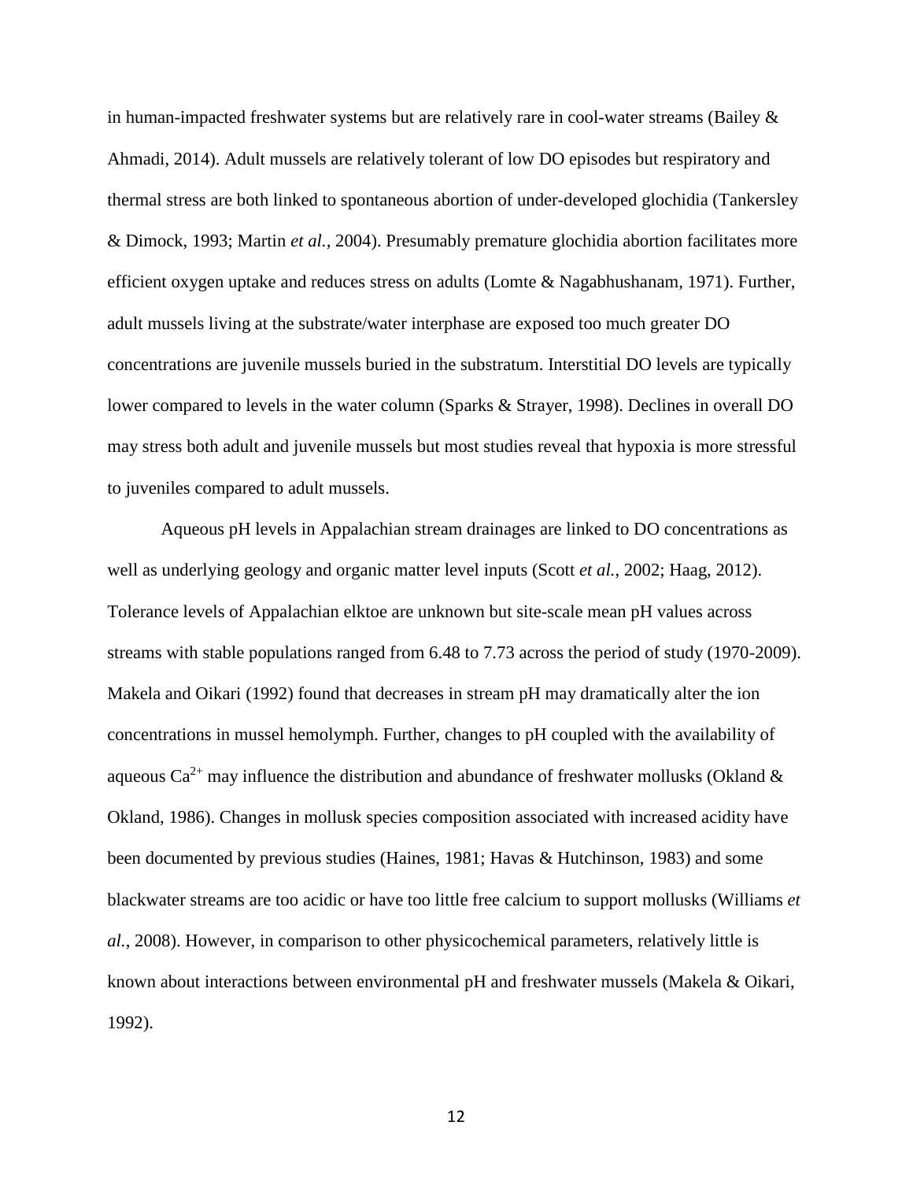in human-impacted freshwater systems but are relatively rare in cool-water streams (Bailey & Ahmadi, 2014). Adult mussels are relatively tolerant of low DO episodes but respiratory and thermal stress are both linked to spontaneous abortion of under-developed glochidia (Tankersley & Dimock, 1993; Martin *et al.*, 2004). Presumably premature glochidia abortion facilitates more efficient oxygen uptake and reduces stress on adults (Lomte & Nagabhushanam, 1971). Further, adult mussels living at the substrate/water interphase are exposed too much greater DO concentrations are juvenile mussels buried in the substratum. Interstitial DO levels are typically lower compared to levels in the water column (Sparks & Strayer, 1998). Declines in overall DO may stress both adult and juvenile mussels but most studies reveal that hypoxia is more stressful to juveniles compared to adult mussels.

Aqueous pH levels in Appalachian stream drainages are linked to DO concentrations as well as underlying geology and organic matter level inputs (Scott *et al.*, 2002; Haag, 2012). Tolerance levels of Appalachian elktoe are unknown but site-scale mean pH values across streams with stable populations ranged from 6.48 to 7.73 across the period of study (1970-2009). Makela and Oikari (1992) found that decreases in stream pH may dramatically alter the ion concentrations in mussel hemolymph. Further, changes to pH coupled with the availability of aqueous $Ca^{2+}$ may influence the distribution and abundance of freshwater mollusks (Okland & Okland, 1986). Changes in mollusk species composition associated with increased acidity have been documented by previous studies (Haines, 1981; Havas & Hutchinson, 1983) and some blackwater streams are too acidic or have too little free calcium to support mollusks (Williams *et al.*, 2008). However, in comparison to other physicochemical parameters, relatively little is known about interactions between environmental pH and freshwater mussels (Makela & Oikari, 1992).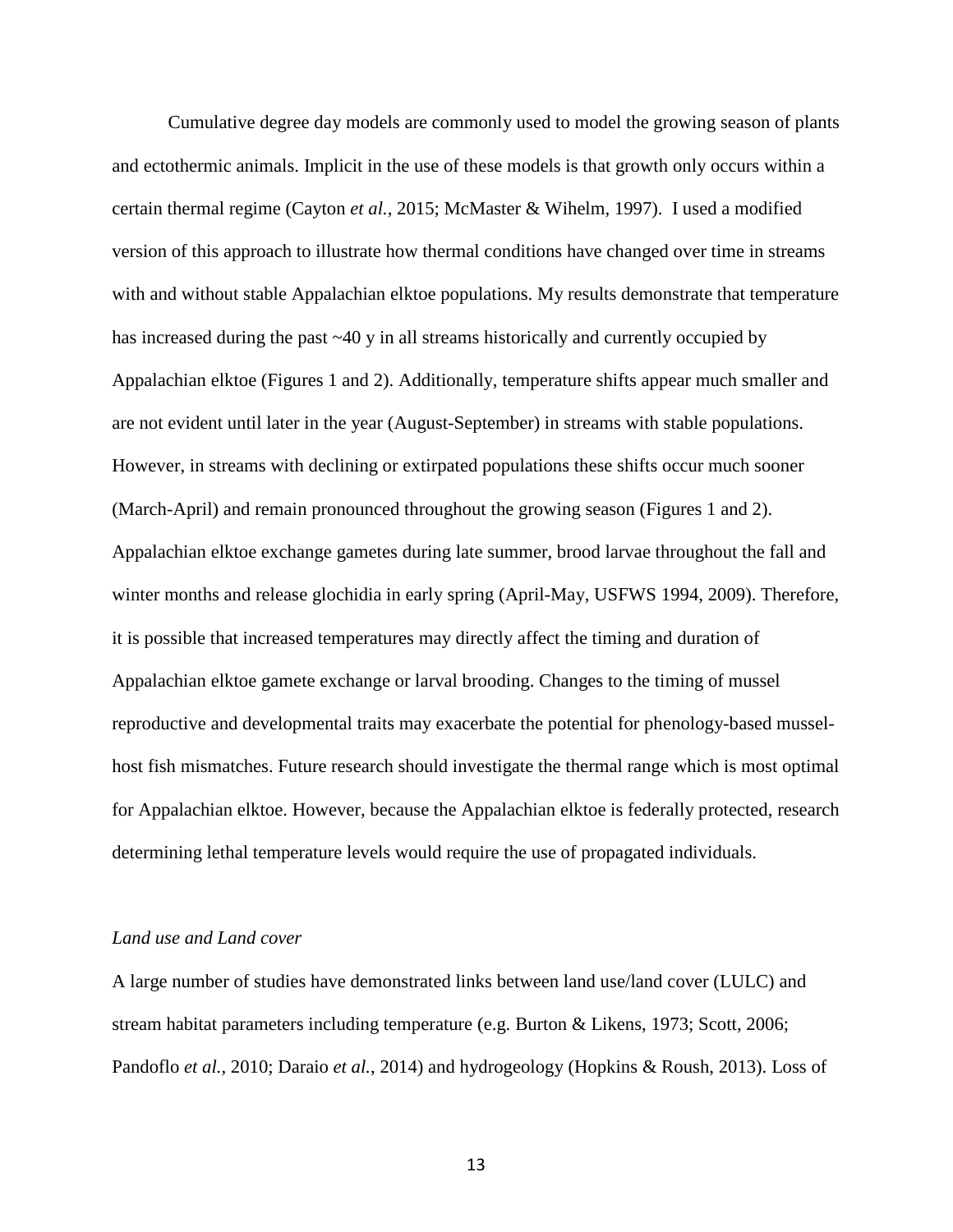Cumulative degree day models are commonly used to model the growing season of plants and ectothermic animals. Implicit in the use of these models is that growth only occurs within a certain thermal regime (Cayton *et al.*, 2015; McMaster & Wihelm, 1997). I used a modified version of this approach to illustrate how thermal conditions have changed over time in streams with and without stable Appalachian elktoe populations. My results demonstrate that temperature has increased during the past ~40 y in all streams historically and currently occupied by Appalachian elktoe (Figures 1 and 2). Additionally, temperature shifts appear much smaller and are not evident until later in the year (August-September) in streams with stable populations. However, in streams with declining or extirpated populations these shifts occur much sooner (March-April) and remain pronounced throughout the growing season (Figures 1 and 2). Appalachian elktoe exchange gametes during late summer, brood larvae throughout the fall and winter months and release glochidia in early spring (April-May, USFWS 1994, 2009). Therefore, it is possible that increased temperatures may directly affect the timing and duration of Appalachian elktoe gamete exchange or larval brooding. Changes to the timing of mussel reproductive and developmental traits may exacerbate the potential for phenology-based mussel-host fish mismatches. Future research should investigate the thermal range which is most optimal for Appalachian elktoe. However, because the Appalachian elktoe is federally protected, research determining lethal temperature levels would require the use of propagated individuals.

*Land use and Land cover*

A large number of studies have demonstrated links between land use/land cover (LULC) and stream habitat parameters including temperature (e.g. Burton & Likens, 1973; Scott, 2006; Pandoflo *et al.*, 2010; Daraio *et al.*, 2014) and hydrogeology (Hopkins & Roush, 2013). Loss of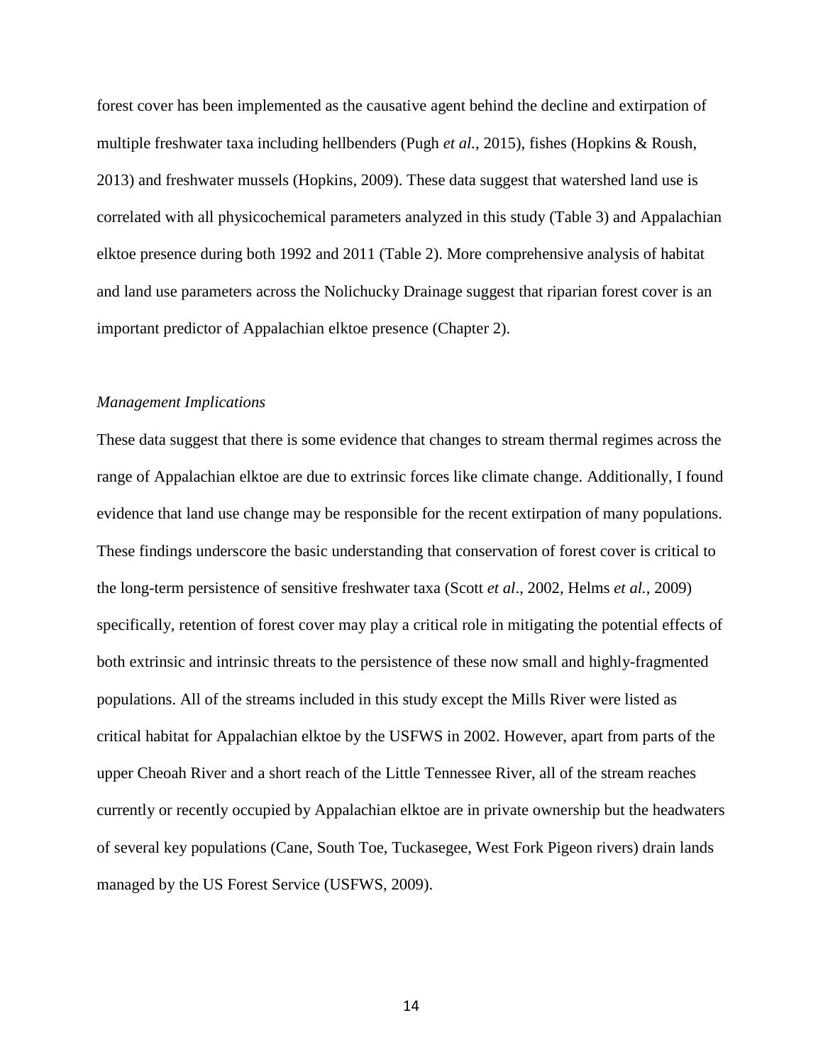forest cover has been implemented as the causative agent behind the decline and extirpation of multiple freshwater taxa including hellbenders (Pugh *et al.*, 2015), fishes (Hopkins & Roush, 2013) and freshwater mussels (Hopkins, 2009). These data suggest that watershed land use is correlated with all physicochemical parameters analyzed in this study (Table 3) and Appalachian elktoe presence during both 1992 and 2011 (Table 2). More comprehensive analysis of habitat and land use parameters across the Nolichucky Drainage suggest that riparian forest cover is an important predictor of Appalachian elktoe presence (Chapter 2).

*Management Implications*

These data suggest that there is some evidence that changes to stream thermal regimes across the range of Appalachian elktoe are due to extrinsic forces like climate change. Additionally, I found evidence that land use change may be responsible for the recent extirpation of many populations. These findings underscore the basic understanding that conservation of forest cover is critical to the long-term persistence of sensitive freshwater taxa (Scott *et al*., 2002, Helms *et al.*, 2009) specifically, retention of forest cover may play a critical role in mitigating the potential effects of both extrinsic and intrinsic threats to the persistence of these now small and highly-fragmented populations. All of the streams included in this study except the Mills River were listed as critical habitat for Appalachian elktoe by the USFWS in 2002. However, apart from parts of the upper Cheoah River and a short reach of the Little Tennessee River, all of the stream reaches currently or recently occupied by Appalachian elktoe are in private ownership but the headwaters of several key populations (Cane, South Toe, Tuckasegee, West Fork Pigeon rivers) drain lands managed by the US Forest Service (USFWS, 2009).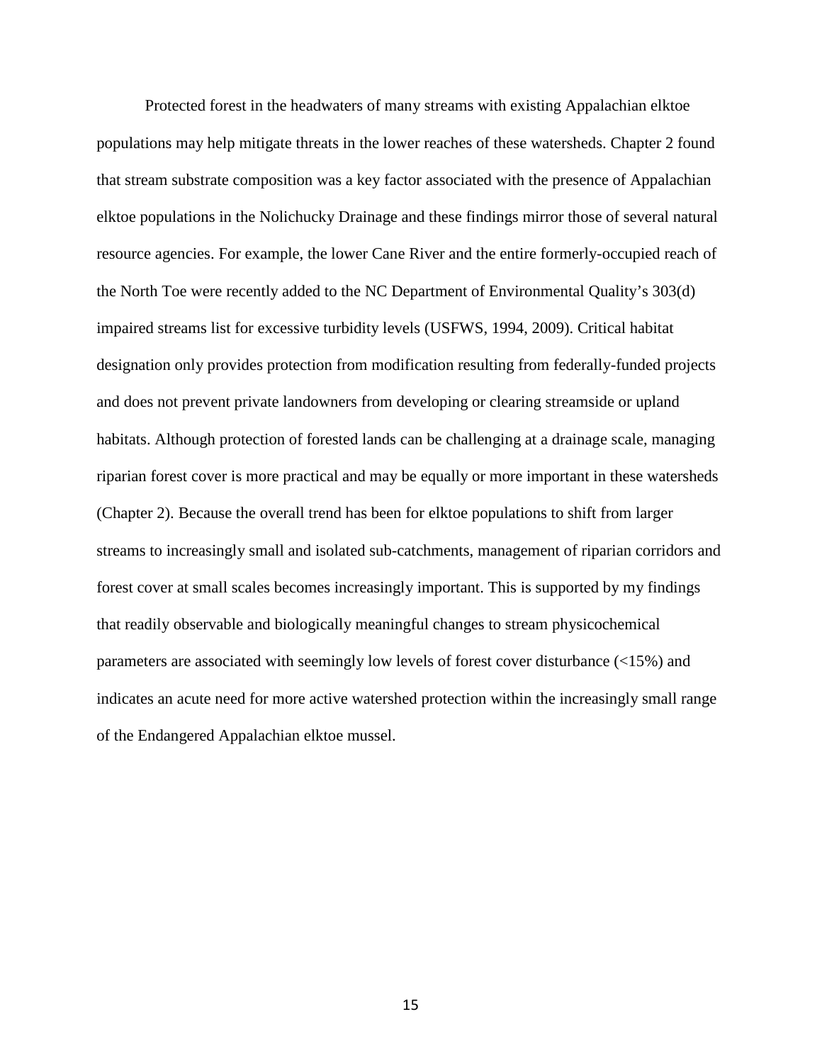Protected forest in the headwaters of many streams with existing Appalachian elktoe populations may help mitigate threats in the lower reaches of these watersheds. Chapter 2 found that stream substrate composition was a key factor associated with the presence of Appalachian elktoe populations in the Nolichucky Drainage and these findings mirror those of several natural resource agencies. For example, the lower Cane River and the entire formerly-occupied reach of the North Toe were recently added to the NC Department of Environmental Quality's 303(d) impaired streams list for excessive turbidity levels (USFWS, 1994, 2009). Critical habitat designation only provides protection from modification resulting from federally-funded projects and does not prevent private landowners from developing or clearing streamside or upland habitats. Although protection of forested lands can be challenging at a drainage scale, managing riparian forest cover is more practical and may be equally or more important in these watersheds (Chapter 2). Because the overall trend has been for elktoe populations to shift from larger streams to increasingly small and isolated sub-catchments, management of riparian corridors and forest cover at small scales becomes increasingly important. This is supported by my findings that readily observable and biologically meaningful changes to stream physicochemical parameters are associated with seemingly low levels of forest cover disturbance (<15%) and indicates an acute need for more active watershed protection within the increasingly small range of the Endangered Appalachian elktoe mussel.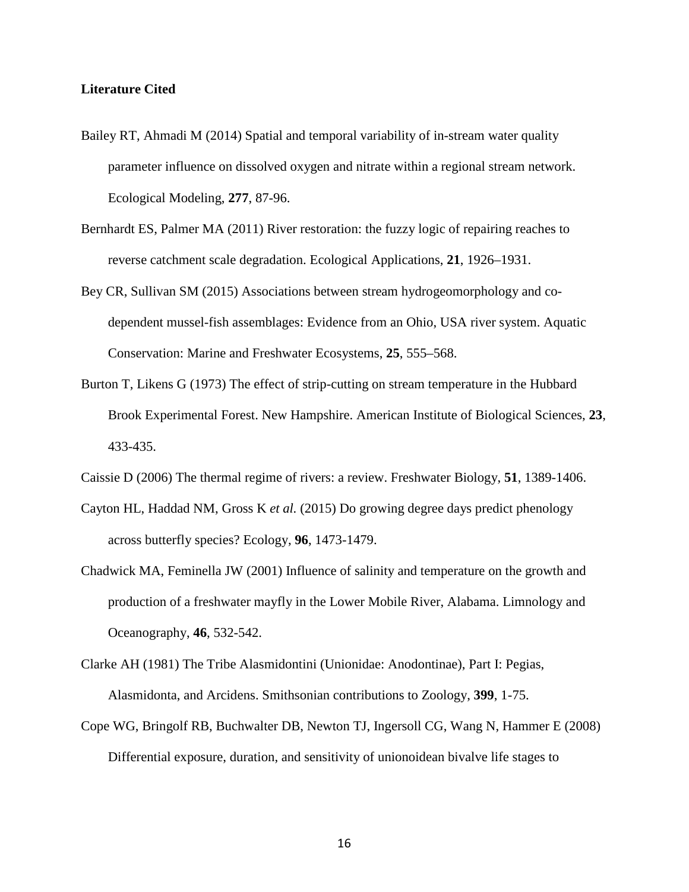**Literature Cited**

Bailey RT, Ahmadi M (2014) Spatial and temporal variability of in-stream water quality parameter influence on dissolved oxygen and nitrate within a regional stream network. Ecological Modeling, **277**, 87-96.

Bernhardt ES, Palmer MA (2011) River restoration: the fuzzy logic of repairing reaches to reverse catchment scale degradation. Ecological Applications, **21**, 1926–1931.

Bey CR, Sullivan SM (2015) Associations between stream hydrogeomorphology and co-dependent mussel-fish assemblages: Evidence from an Ohio, USA river system. Aquatic Conservation: Marine and Freshwater Ecosystems, **25**, 555–568.

Burton T, Likens G (1973) The effect of strip-cutting on stream temperature in the Hubbard Brook Experimental Forest. New Hampshire. American Institute of Biological Sciences, **23**, 433-435.

Caissie D (2006) The thermal regime of rivers: a review. Freshwater Biology, **51**, 1389-1406.

Cayton HL, Haddad NM, Gross K *et al.* (2015) Do growing degree days predict phenology across butterfly species? Ecology, **96**, 1473-1479.

Chadwick MA, Feminella JW (2001) Influence of salinity and temperature on the growth and production of a freshwater mayfly in the Lower Mobile River, Alabama. Limnology and Oceanography, **46**, 532-542.

Clarke AH (1981) The Tribe Alasmidontini (Unionidae: Anodontinae), Part I: Pegias, Alasmidonta, and Arcidens. Smithsonian contributions to Zoology, **399**, 1-75.

Cope WG, Bringolf RB, Buchwalter DB, Newton TJ, Ingersoll CG, Wang N, Hammer E (2008) Differential exposure, duration, and sensitivity of unionoidean bivalve life stages to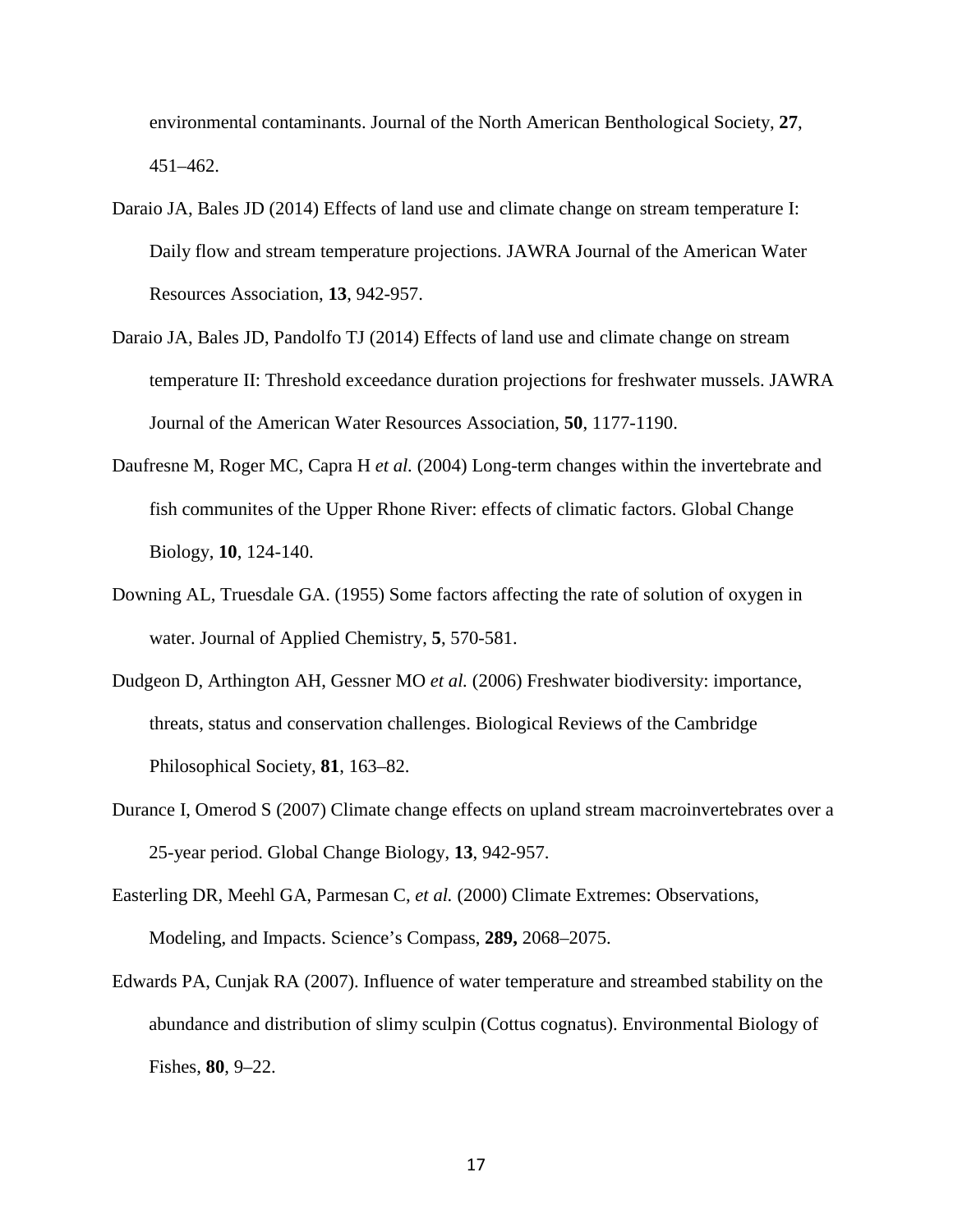environmental contaminants. Journal of the North American Benthological Society, **27**, 451–462.

Daraio JA, Bales JD (2014) Effects of land use and climate change on stream temperature I: Daily flow and stream temperature projections. JAWRA Journal of the American Water Resources Association, **13**, 942-957.

Daraio JA, Bales JD, Pandolfo TJ (2014) Effects of land use and climate change on stream temperature II: Threshold exceedance duration projections for freshwater mussels. JAWRA Journal of the American Water Resources Association, **50**, 1177-1190.

Daufresne M, Roger MC, Capra H *et al.* (2004) Long-term changes within the invertebrate and fish communites of the Upper Rhone River: effects of climatic factors. Global Change Biology, **10**, 124-140.

Downing AL, Truesdale GA. (1955) Some factors affecting the rate of solution of oxygen in water. Journal of Applied Chemistry, **5**, 570-581.

Dudgeon D, Arthington AH, Gessner MO *et al.* (2006) Freshwater biodiversity: importance, threats, status and conservation challenges. Biological Reviews of the Cambridge Philosophical Society, **81**, 163–82.

Durance I, Omerod S (2007) Climate change effects on upland stream macroinvertebrates over a 25-year period. Global Change Biology, **13**, 942-957.

Easterling DR, Meehl GA, Parmesan C, *et al.* (2000) Climate Extremes: Observations, Modeling, and Impacts. Science's Compass, **289,** 2068–2075.

Edwards PA, Cunjak RA (2007). Influence of water temperature and streambed stability on the abundance and distribution of slimy sculpin (Cottus cognatus). Environmental Biology of Fishes, **80**, 9–22.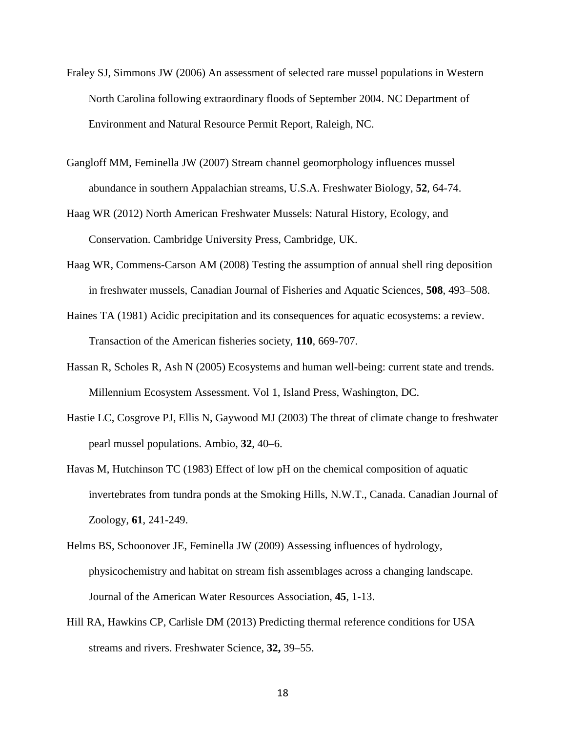Fraley SJ, Simmons JW (2006) An assessment of selected rare mussel populations in Western North Carolina following extraordinary floods of September 2004. NC Department of Environment and Natural Resource Permit Report, Raleigh, NC.

Gangloff MM, Feminella JW (2007) Stream channel geomorphology influences mussel abundance in southern Appalachian streams, U.S.A. Freshwater Biology, **52**, 64-74.

Haag WR (2012) North American Freshwater Mussels: Natural History, Ecology, and Conservation. Cambridge University Press, Cambridge, UK.

Haag WR, Commens-Carson AM (2008) Testing the assumption of annual shell ring deposition in freshwater mussels, Canadian Journal of Fisheries and Aquatic Sciences, **508**, 493–508.

Haines TA (1981) Acidic precipitation and its consequences for aquatic ecosystems: a review. Transaction of the American fisheries society, **110**, 669-707.

Hassan R, Scholes R, Ash N (2005) Ecosystems and human well-being: current state and trends. Millennium Ecosystem Assessment. Vol 1, Island Press, Washington, DC.

Hastie LC, Cosgrove PJ, Ellis N, Gaywood MJ (2003) The threat of climate change to freshwater pearl mussel populations. Ambio, **32**, 40–6.

Havas M, Hutchinson TC (1983) Effect of low pH on the chemical composition of aquatic invertebrates from tundra ponds at the Smoking Hills, N.W.T., Canada. Canadian Journal of Zoology, **61**, 241-249.

Helms BS, Schoonover JE, Feminella JW (2009) Assessing influences of hydrology, physicochemistry and habitat on stream fish assemblages across a changing landscape. Journal of the American Water Resources Association, **45**, 1-13.

Hill RA, Hawkins CP, Carlisle DM (2013) Predicting thermal reference conditions for USA streams and rivers. Freshwater Science, **32,** 39–55.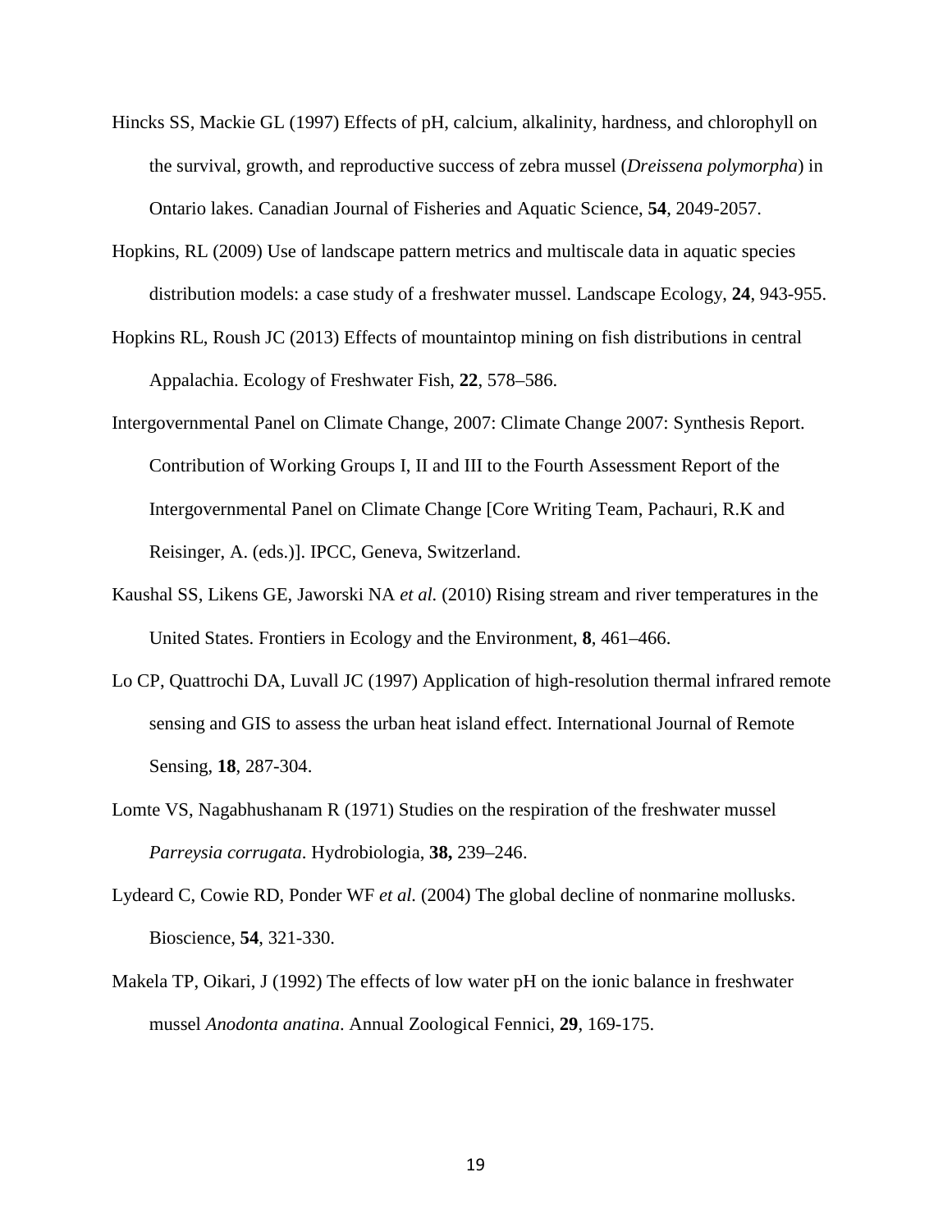Hincks SS, Mackie GL (1997) Effects of pH, calcium, alkalinity, hardness, and chlorophyll on the survival, growth, and reproductive success of zebra mussel (*Dreissena polymorpha*) in Ontario lakes. Canadian Journal of Fisheries and Aquatic Science, **54**, 2049-2057.

Hopkins, RL (2009) Use of landscape pattern metrics and multiscale data in aquatic species distribution models: a case study of a freshwater mussel. Landscape Ecology, **24**, 943-955.

Hopkins RL, Roush JC (2013) Effects of mountaintop mining on fish distributions in central Appalachia. Ecology of Freshwater Fish, **22**, 578–586.

Intergovernmental Panel on Climate Change, 2007: Climate Change 2007: Synthesis Report. Contribution of Working Groups I, II and III to the Fourth Assessment Report of the Intergovernmental Panel on Climate Change [Core Writing Team, Pachauri, R.K and Reisinger, A. (eds.)]. IPCC, Geneva, Switzerland.

Kaushal SS, Likens GE, Jaworski NA *et al.* (2010) Rising stream and river temperatures in the United States. Frontiers in Ecology and the Environment, **8**, 461–466.

Lo CP, Quattrochi DA, Luvall JC (1997) Application of high-resolution thermal infrared remote sensing and GIS to assess the urban heat island effect. International Journal of Remote Sensing, **18**, 287-304.

Lomte VS, Nagabhushanam R (1971) Studies on the respiration of the freshwater mussel *Parreysia corrugata*. Hydrobiologia, **38,** 239–246.

Lydeard C, Cowie RD, Ponder WF *et al.* (2004) The global decline of nonmarine mollusks. Bioscience, **54**, 321-330.

Makela TP, Oikari, J (1992) The effects of low water pH on the ionic balance in freshwater mussel *Anodonta anatina*. Annual Zoological Fennici, **29**, 169-175.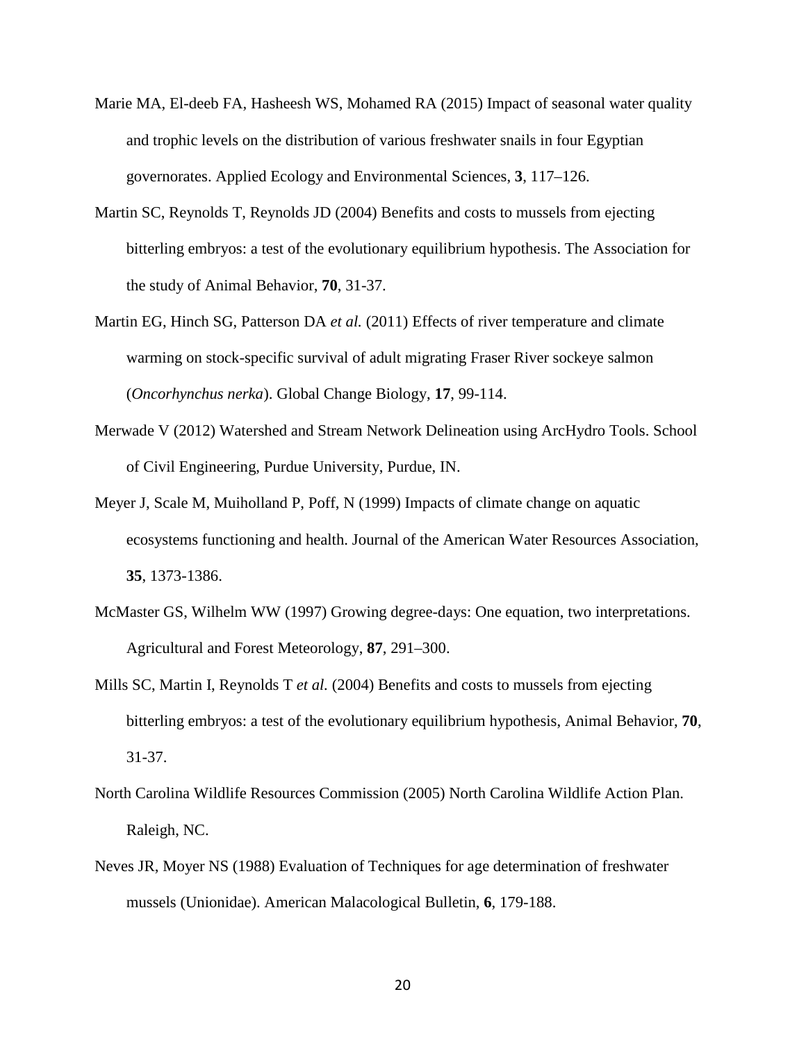Marie MA, El-deeb FA, Hasheesh WS, Mohamed RA (2015) Impact of seasonal water quality and trophic levels on the distribution of various freshwater snails in four Egyptian governorates. Applied Ecology and Environmental Sciences, **3**, 117–126.

Martin SC, Reynolds T, Reynolds JD (2004) Benefits and costs to mussels from ejecting bitterling embryos: a test of the evolutionary equilibrium hypothesis. The Association for the study of Animal Behavior, **70**, 31-37.

Martin EG, Hinch SG, Patterson DA *et al.* (2011) Effects of river temperature and climate warming on stock-specific survival of adult migrating Fraser River sockeye salmon (*Oncorhynchus nerka*). Global Change Biology, **17**, 99-114.

Merwade V (2012) Watershed and Stream Network Delineation using ArcHydro Tools. School of Civil Engineering, Purdue University, Purdue, IN.

Meyer J, Scale M, Muiholland P, Poff, N (1999) Impacts of climate change on aquatic ecosystems functioning and health. Journal of the American Water Resources Association, **35**, 1373-1386.

McMaster GS, Wilhelm WW (1997) Growing degree-days: One equation, two interpretations. Agricultural and Forest Meteorology, **87**, 291–300.

Mills SC, Martin I, Reynolds T *et al.* (2004) Benefits and costs to mussels from ejecting bitterling embryos: a test of the evolutionary equilibrium hypothesis, Animal Behavior, **70**, 31-37.

North Carolina Wildlife Resources Commission (2005) North Carolina Wildlife Action Plan. Raleigh, NC.

Neves JR, Moyer NS (1988) Evaluation of Techniques for age determination of freshwater mussels (Unionidae). American Malacological Bulletin, **6**, 179-188.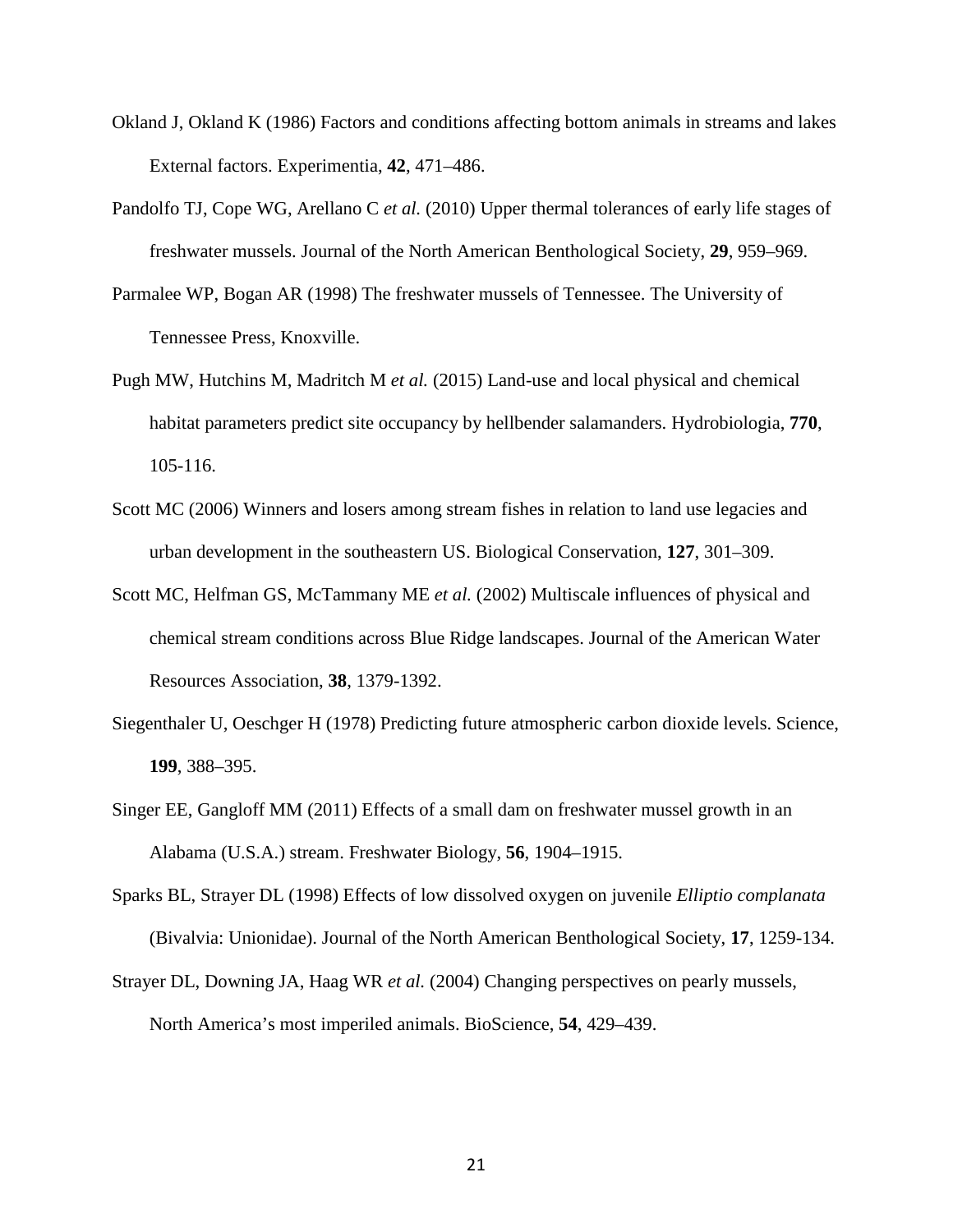Okland J, Okland K (1986) Factors and conditions affecting bottom animals in streams and lakes External factors. Experimentia, **42**, 471–486.

Pandolfo TJ, Cope WG, Arellano C *et al.* (2010) Upper thermal tolerances of early life stages of freshwater mussels. Journal of the North American Benthological Society, **29**, 959–969.

Parmalee WP, Bogan AR (1998) The freshwater mussels of Tennessee. The University of Tennessee Press, Knoxville.

Pugh MW, Hutchins M, Madritch M *et al.* (2015) Land-use and local physical and chemical habitat parameters predict site occupancy by hellbender salamanders. Hydrobiologia, **770**, 105-116.

Scott MC (2006) Winners and losers among stream fishes in relation to land use legacies and urban development in the southeastern US. Biological Conservation, **127**, 301–309.

Scott MC, Helfman GS, McTammany ME *et al.* (2002) Multiscale influences of physical and chemical stream conditions across Blue Ridge landscapes. Journal of the American Water Resources Association, **38**, 1379-1392.

Siegenthaler U, Oeschger H (1978) Predicting future atmospheric carbon dioxide levels. Science, **199**, 388–395.

Singer EE, Gangloff MM (2011) Effects of a small dam on freshwater mussel growth in an Alabama (U.S.A.) stream. Freshwater Biology, **56**, 1904–1915.

Sparks BL, Strayer DL (1998) Effects of low dissolved oxygen on juvenile *Elliptio complanata* (Bivalvia: Unionidae). Journal of the North American Benthological Society, **17**, 1259-134.

Strayer DL, Downing JA, Haag WR *et al.* (2004) Changing perspectives on pearly mussels, North America's most imperiled animals. BioScience, **54**, 429–439.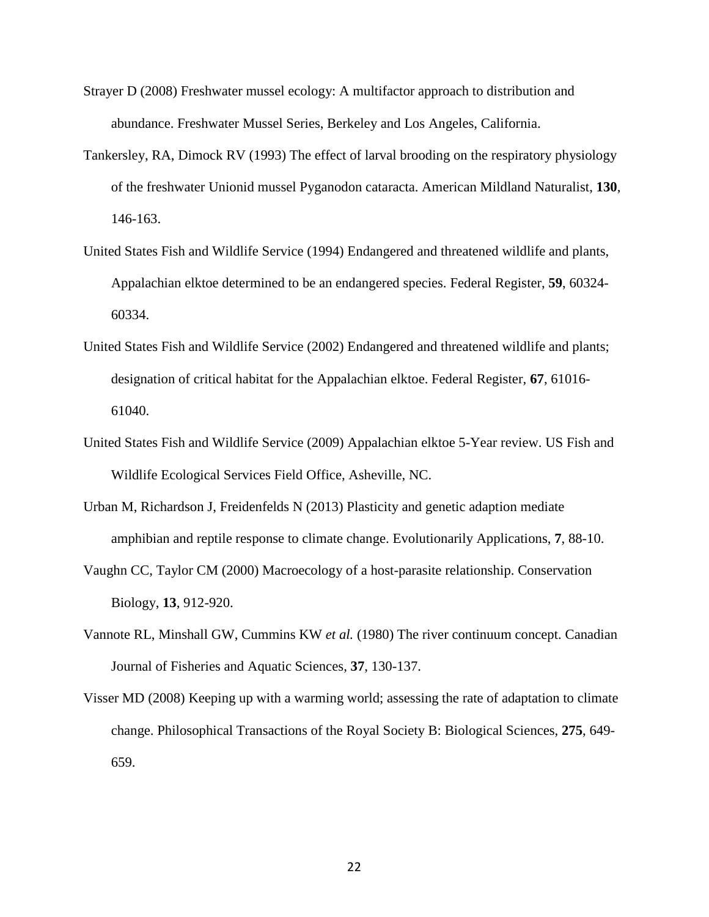Strayer D (2008) Freshwater mussel ecology: A multifactor approach to distribution and abundance. Freshwater Mussel Series, Berkeley and Los Angeles, California.

Tankersley, RA, Dimock RV (1993) The effect of larval brooding on the respiratory physiology of the freshwater Unionid mussel Pyganodon cataracta. American Mildland Naturalist, **130**, 146-163.

United States Fish and Wildlife Service (1994) Endangered and threatened wildlife and plants, Appalachian elktoe determined to be an endangered species. Federal Register, **59**, 60324-60334.

United States Fish and Wildlife Service (2002) Endangered and threatened wildlife and plants; designation of critical habitat for the Appalachian elktoe. Federal Register, **67**, 61016-61040.

United States Fish and Wildlife Service (2009) Appalachian elktoe 5-Year review. US Fish and Wildlife Ecological Services Field Office, Asheville, NC.

Urban M, Richardson J, Freidenfelds N (2013) Plasticity and genetic adaption mediate amphibian and reptile response to climate change. Evolutionarily Applications, **7**, 88-10.

Vaughn CC, Taylor CM (2000) Macroecology of a host-parasite relationship. Conservation Biology, **13**, 912-920.

Vannote RL, Minshall GW, Cummins KW *et al.* (1980) The river continuum concept. Canadian Journal of Fisheries and Aquatic Sciences, **37**, 130-137.

Visser MD (2008) Keeping up with a warming world; assessing the rate of adaptation to climate change. Philosophical Transactions of the Royal Society B: Biological Sciences, **275**, 649-659.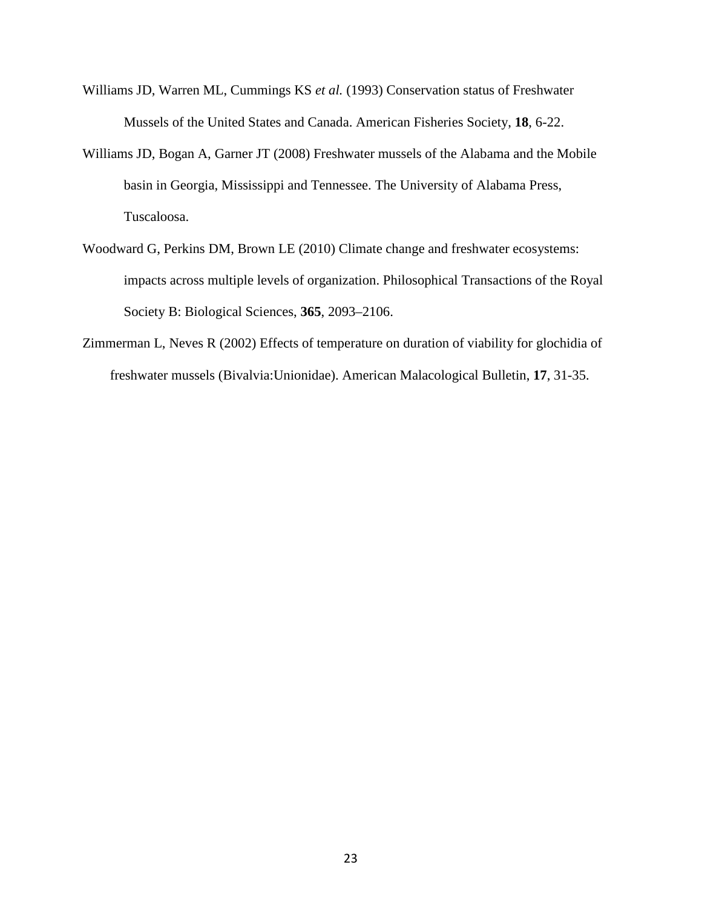Williams JD, Warren ML, Cummings KS *et al.* (1993) Conservation status of Freshwater Mussels of the United States and Canada. American Fisheries Society, **18**, 6-22.

Williams JD, Bogan A, Garner JT (2008) Freshwater mussels of the Alabama and the Mobile basin in Georgia, Mississippi and Tennessee. The University of Alabama Press, Tuscaloosa.

Woodward G, Perkins DM, Brown LE (2010) Climate change and freshwater ecosystems: impacts across multiple levels of organization. Philosophical Transactions of the Royal Society B: Biological Sciences, **365**, 2093–2106.

Zimmerman L, Neves R (2002) Effects of temperature on duration of viability for glochidia of freshwater mussels (Bivalvia:Unionidae). American Malacological Bulletin, **17**, 31-35.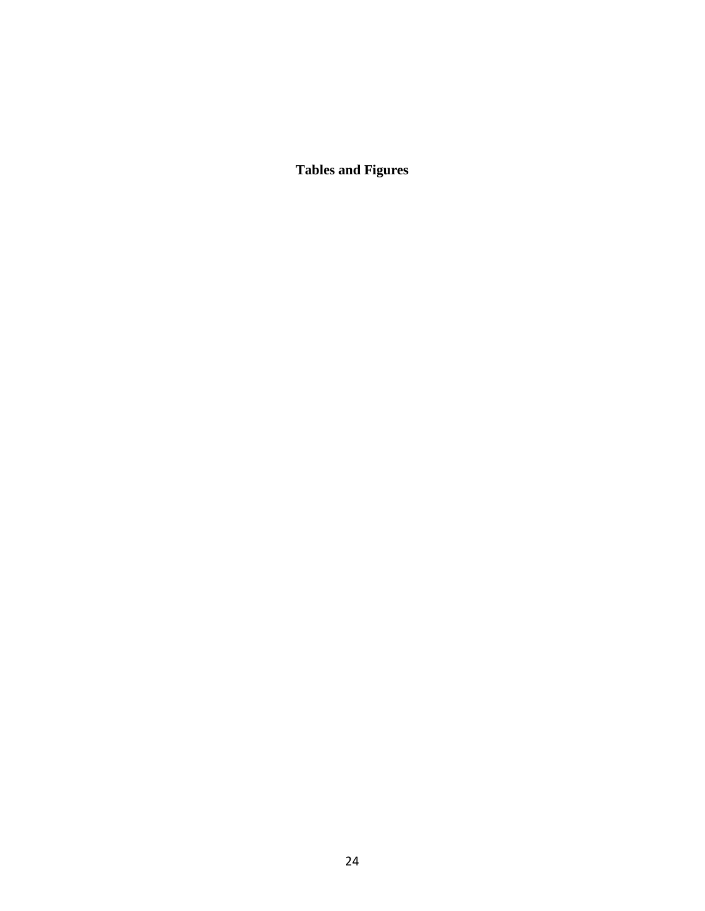**Tables and Figures**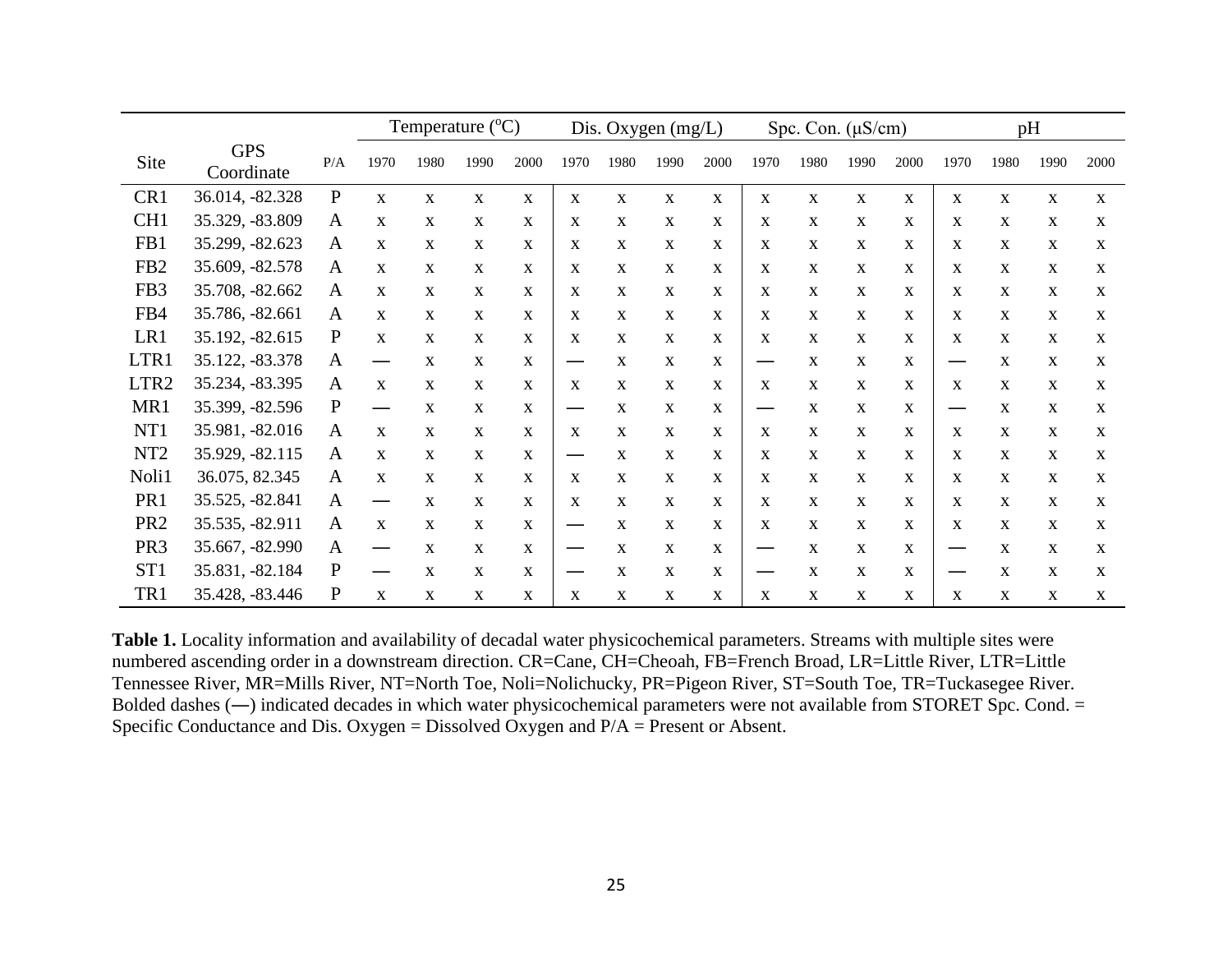| Site | GPS Coordinate | P/A | Temperature (°C) | | | | Dis. Oxygen (mg/L) | | | | Spc. Con. (μS/cm) | | | | pH | | | |
|---|---|---|---|---|---|---|---|---|---|---|---|---|---|---|---|---|---|---|
| | | | 1970 | 1980 | 1990 | 2000 | 1970 | 1980 | 1990 | 2000 | 1970 | 1980 | 1990 | 2000 | 1970 | 1980 | 1990 | 2000 |
| CR1 | 36.014, -82.328 | P | x | x | x | x | x | x | x | x | x | x | x | x | x | x | x | x |
| CH1 | 35.329, -83.809 | A | x | x | x | x | x | x | x | x | x | x | x | x | x | x | x | x |
| FB1 | 35.299, -82.623 | A | x | x | x | x | x | x | x | x | x | x | x | x | x | x | x | x |
| FB2 | 35.609, -82.578 | A | x | x | x | x | x | x | x | x | x | x | x | x | x | x | x | x |
| FB3 | 35.708, -82.662 | A | x | x | x | x | x | x | x | x | x | x | x | x | x | x | x | x |
| FB4 | 35.786, -82.661 | A | x | x | x | x | x | x | x | x | x | x | x | x | x | x | x | x |
| LR1 | 35.192, -82.615 | P | x | x | x | x | x | x | x | x | x | x | x | x | x | x | x | x |
| LTR1 | 35.122, -83.378 | A | — | x | x | x | — | x | x | x | — | x | x | x | — | x | x | x |
| LTR2 | 35.234, -83.395 | A | x | x | x | x | x | x | x | x | x | x | x | x | x | x | x | x |
| MR1 | 35.399, -82.596 | P | — | x | x | x | — | x | x | x | — | x | x | x | — | x | x | x |
| NT1 | 35.981, -82.016 | A | x | x | x | x | x | x | x | x | x | x | x | x | x | x | x | x |
| NT2 | 35.929, -82.115 | A | x | x | x | x | — | x | x | x | x | x | x | x | x | x | x | x |
| Noli1 | 36.075, 82.345 | A | x | x | x | x | x | x | x | x | x | x | x | x | x | x | x | x |
| PR1 | 35.525, -82.841 | A | — | x | x | x | x | x | x | x | x | x | x | x | x | x | x | x |
| PR2 | 35.535, -82.911 | A | x | x | x | x | — | x | x | x | x | x | x | x | x | x | x | x |
| PR3 | 35.667, -82.990 | A | — | x | x | x | — | x | x | x | — | x | x | x | — | x | x | x |
| ST1 | 35.831, -82.184 | P | — | x | x | x | — | x | x | x | — | x | x | x | — | x | x | x |
| TR1 | 35.428, -83.446 | P | x | x | x | x | x | x | x | x | x | x | x | x | x | x | x | x |

**Table 1.** Locality information and availability of decadal water physicochemical parameters. Streams with multiple sites were numbered ascending order in a downstream direction. CR=Cane, CH=Cheoah, FB=French Broad, LR=Little River, LTR=Little Tennessee River, MR=Mills River, NT=North Toe, Noli=Nolichucky, PR=Pigeon River, ST=South Toe, TR=Tuckasegee River. Bolded dashes (**—**) indicated decades in which water physicochemical parameters were not available from STORET Spc. Cond. = Specific Conductance and Dis. Oxygen = Dissolved Oxygen and P/A = Present or Absent.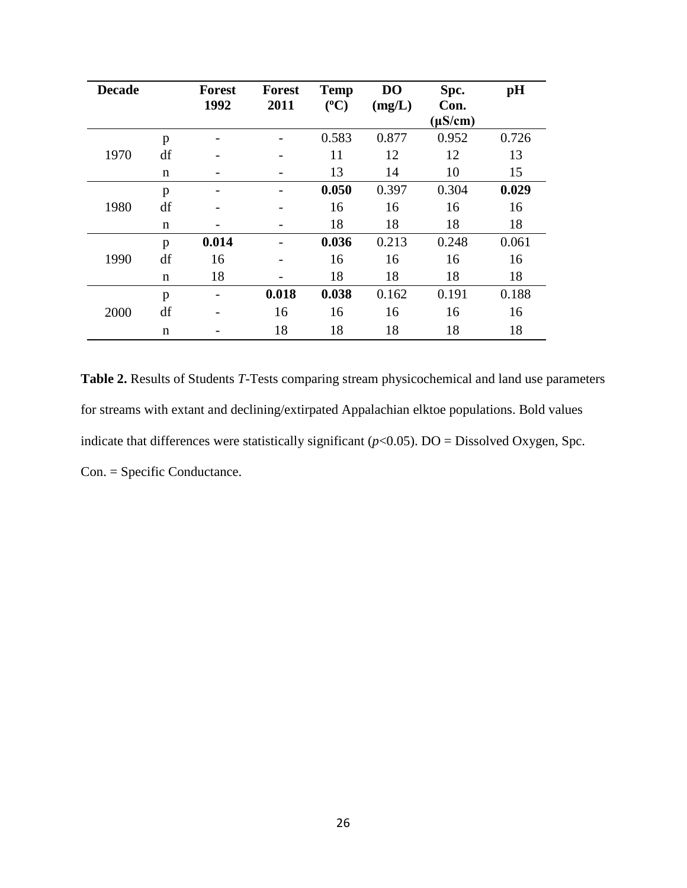| Decade | | Forest 1992 | Forest 2011 | Temp (ºC) | DO (mg/L) | Spc. Con. (μS/cm) | pH |
|---|---|---|---|---|---|---|---|
| 1970 | p | - | - | 0.583 | 0.877 | 0.952 | 0.726 |
| | df | - | - | 11 | 12 | 12 | 13 |
| | n | - | - | 13 | 14 | 10 | 15 |
| 1980 | p | - | - | **0.050** | 0.397 | 0.304 | **0.029** |
| | df | - | - | 16 | 16 | 16 | 16 |
| | n | - | - | 18 | 18 | 18 | 18 |
| 1990 | p | **0.014** | - | **0.036** | 0.213 | 0.248 | 0.061 |
| | df | 16 | - | 16 | 16 | 16 | 16 |
| | n | 18 | - | 18 | 18 | 18 | 18 |
| 2000 | p | - | **0.018** | **0.038** | 0.162 | 0.191 | 0.188 |
| | df | - | 16 | 16 | 16 | 16 | 16 |
| | n | - | 18 | 18 | 18 | 18 | 18 |

**Table 2.** Results of Students *T*-Tests comparing stream physicochemical and land use parameters for streams with extant and declining/extirpated Appalachian elktoe populations. Bold values indicate that differences were statistically significant ($p<0.05$). DO = Dissolved Oxygen, Spc. Con. = Specific Conductance.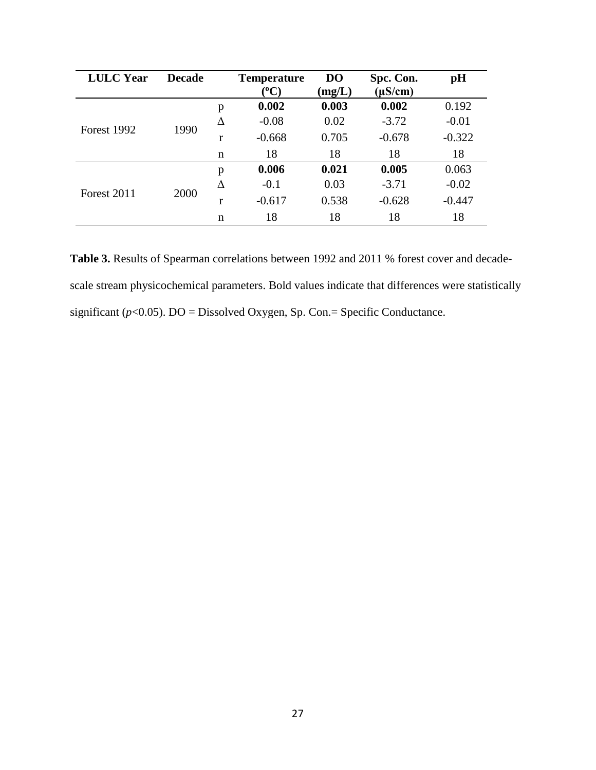| LULC Year | Decade | | Temperature (ºC) | DO (mg/L) | Spc. Con. (µS/cm) | pH |
|---|---|---|---|---|---|---|
| Forest 1992 | 1990 | p | **0.002** | **0.003** | **0.002** | 0.192 |
| | | Δ | -0.08 | 0.02 | -3.72 | -0.01 |
| | | r | -0.668 | 0.705 | -0.678 | -0.322 |
| | | n | 18 | 18 | 18 | 18 |
| Forest 2011 | 2000 | p | **0.006** | **0.021** | **0.005** | 0.063 |
| | | Δ | -0.1 | 0.03 | -3.71 | -0.02 |
| | | r | -0.617 | 0.538 | -0.628 | -0.447 |
| | | n | 18 | 18 | 18 | 18 |

**Table 3.** Results of Spearman correlations between 1992 and 2011 % forest cover and decade-scale stream physicochemical parameters. Bold values indicate that differences were statistically significant ($p<0.05$). DO = Dissolved Oxygen, Sp. Con.= Specific Conductance.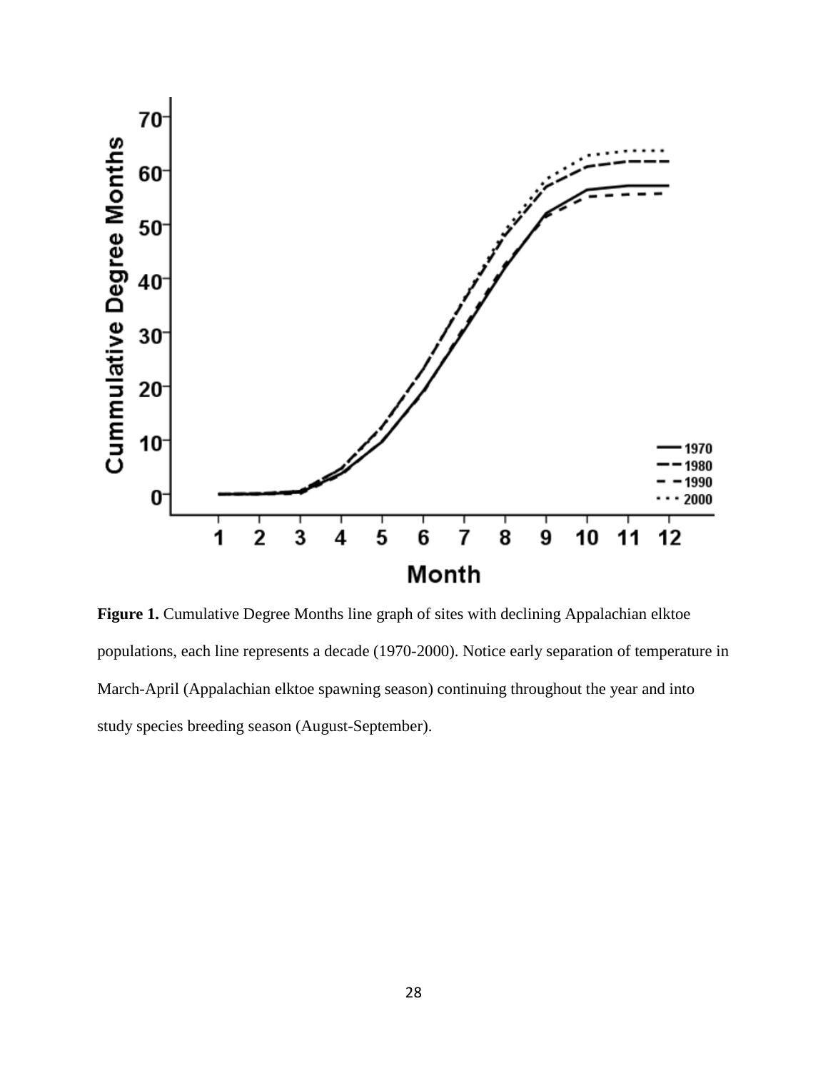**Figure 1.** Cumulative Degree Months line graph of sites with declining Appalachian elktoe populations, each line represents a decade (1970-2000). Notice early separation of temperature in March-April (Appalachian elktoe spawning season) continuing throughout the year and into study species breeding season (August-September).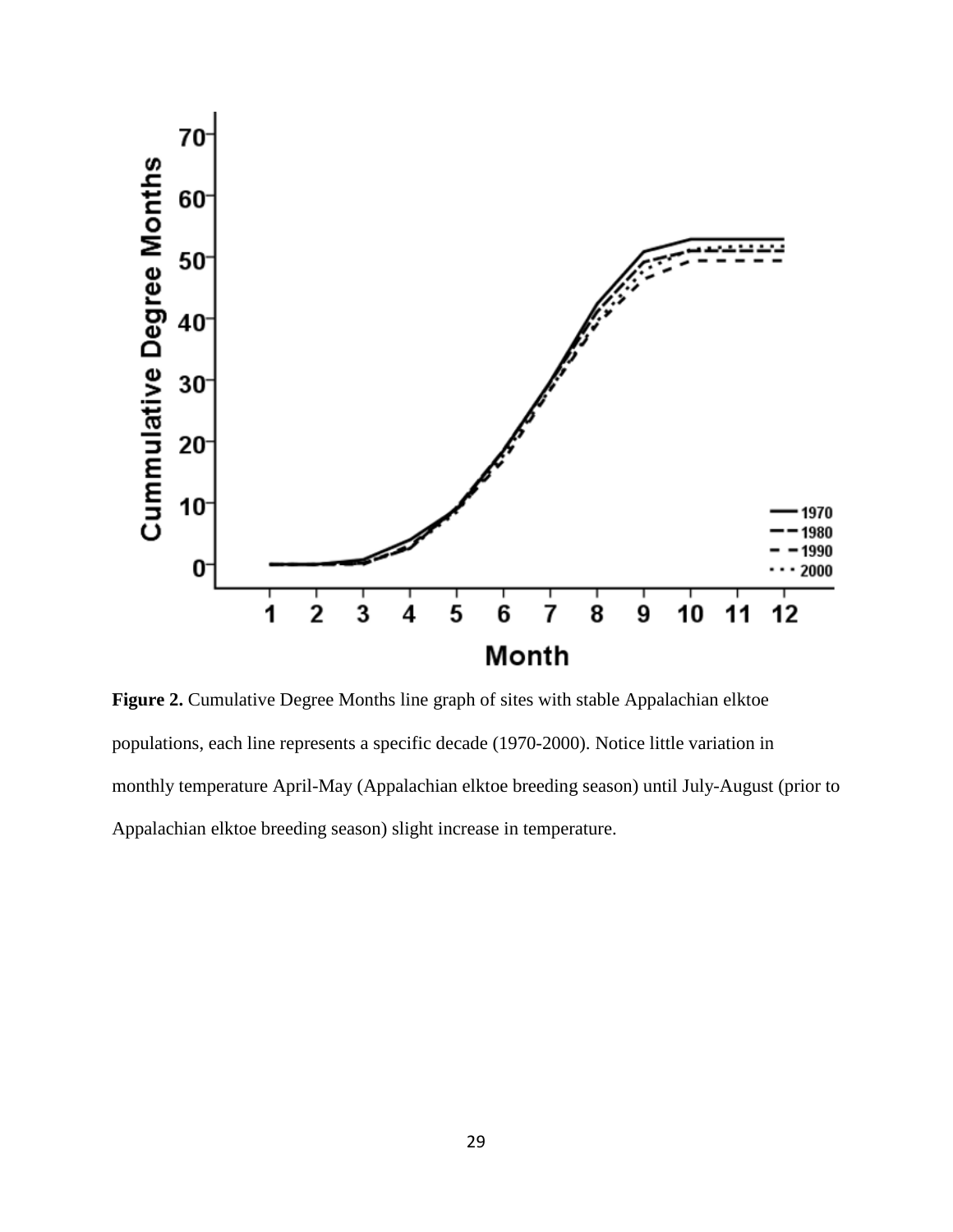**Figure 2.** Cumulative Degree Months line graph of sites with stable Appalachian elktoe populations, each line represents a specific decade (1970-2000). Notice little variation in monthly temperature April-May (Appalachian elktoe breeding season) until July-August (prior to Appalachian elktoe breeding season) slight increase in temperature.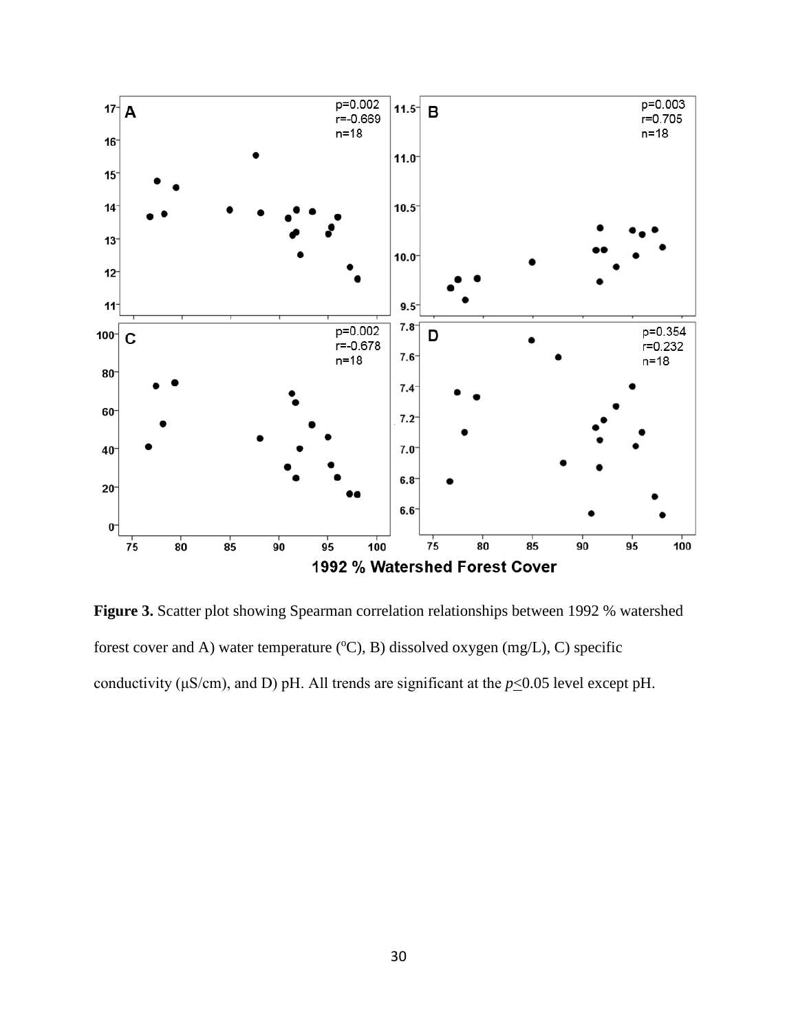**Figure 3.** Scatter plot showing Spearman correlation relationships between 1992 % watershed forest cover and A) water temperature (°C), B) dissolved oxygen (mg/L), C) specific conductivity (μS/cm), and D) pH. All trends are significant at the *p*≤0.05 level except pH.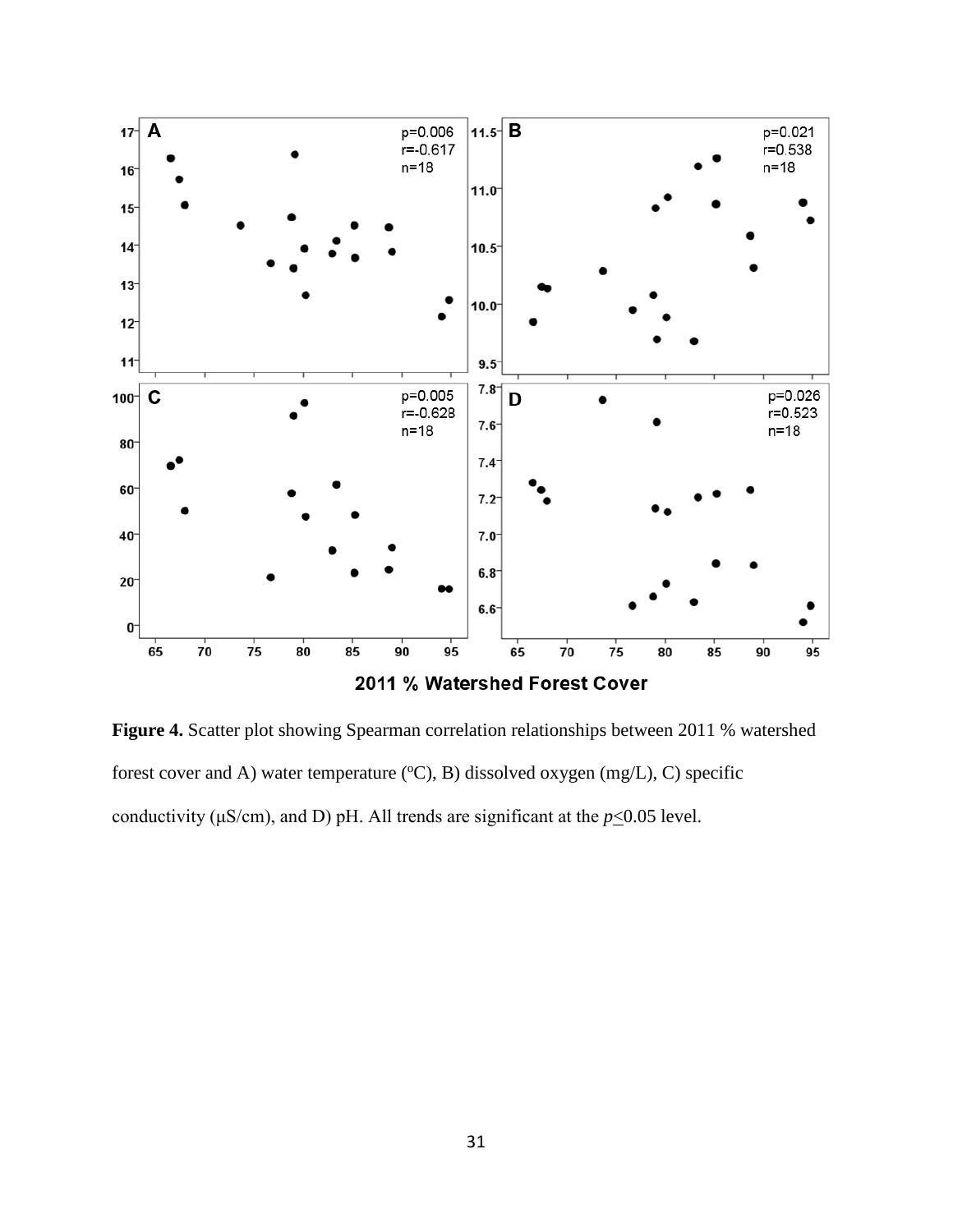**Figure 4.** Scatter plot showing Spearman correlation relationships between 2011 % watershed forest cover and A) water temperature (ºC), B) dissolved oxygen (mg/L), C) specific conductivity (µS/cm), and D) pH. All trends are significant at the $p \leq 0.05$ level.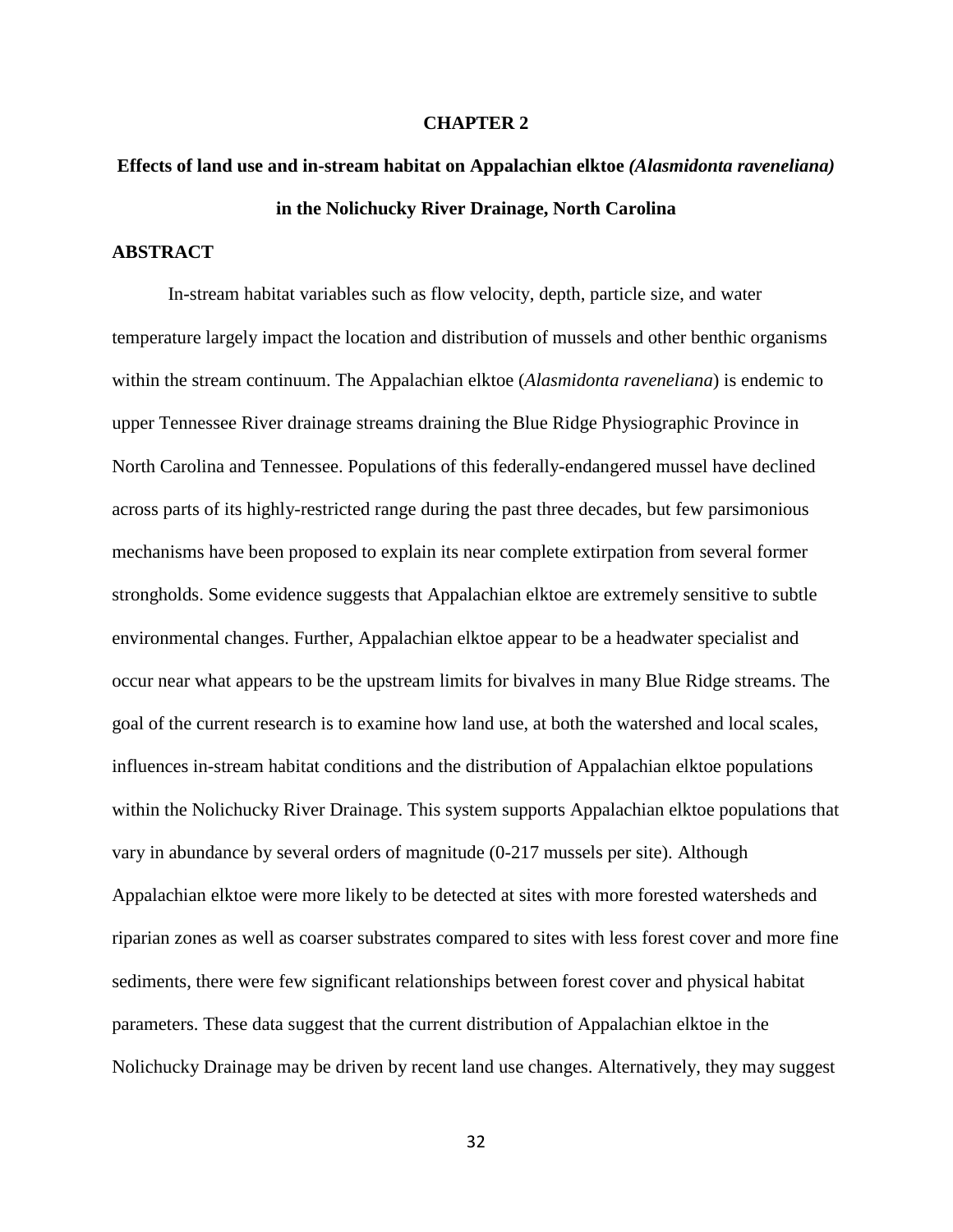# CHAPTER 2

## Effects of land use and in-stream habitat on Appalachian elktoe *(Alasmidonta raveneliana)* in the Nolichucky River Drainage, North Carolina

### ABSTRACT

In-stream habitat variables such as flow velocity, depth, particle size, and water temperature largely impact the location and distribution of mussels and other benthic organisms within the stream continuum. The Appalachian elktoe (*Alasmidonta raveneliana*) is endemic to upper Tennessee River drainage streams draining the Blue Ridge Physiographic Province in North Carolina and Tennessee. Populations of this federally-endangered mussel have declined across parts of its highly-restricted range during the past three decades, but few parsimonious mechanisms have been proposed to explain its near complete extirpation from several former strongholds. Some evidence suggests that Appalachian elktoe are extremely sensitive to subtle environmental changes. Further, Appalachian elktoe appear to be a headwater specialist and occur near what appears to be the upstream limits for bivalves in many Blue Ridge streams. The goal of the current research is to examine how land use, at both the watershed and local scales, influences in-stream habitat conditions and the distribution of Appalachian elktoe populations within the Nolichucky River Drainage. This system supports Appalachian elktoe populations that vary in abundance by several orders of magnitude (0-217 mussels per site). Although Appalachian elktoe were more likely to be detected at sites with more forested watersheds and riparian zones as well as coarser substrates compared to sites with less forest cover and more fine sediments, there were few significant relationships between forest cover and physical habitat parameters. These data suggest that the current distribution of Appalachian elktoe in the Nolichucky Drainage may be driven by recent land use changes. Alternatively, they may suggest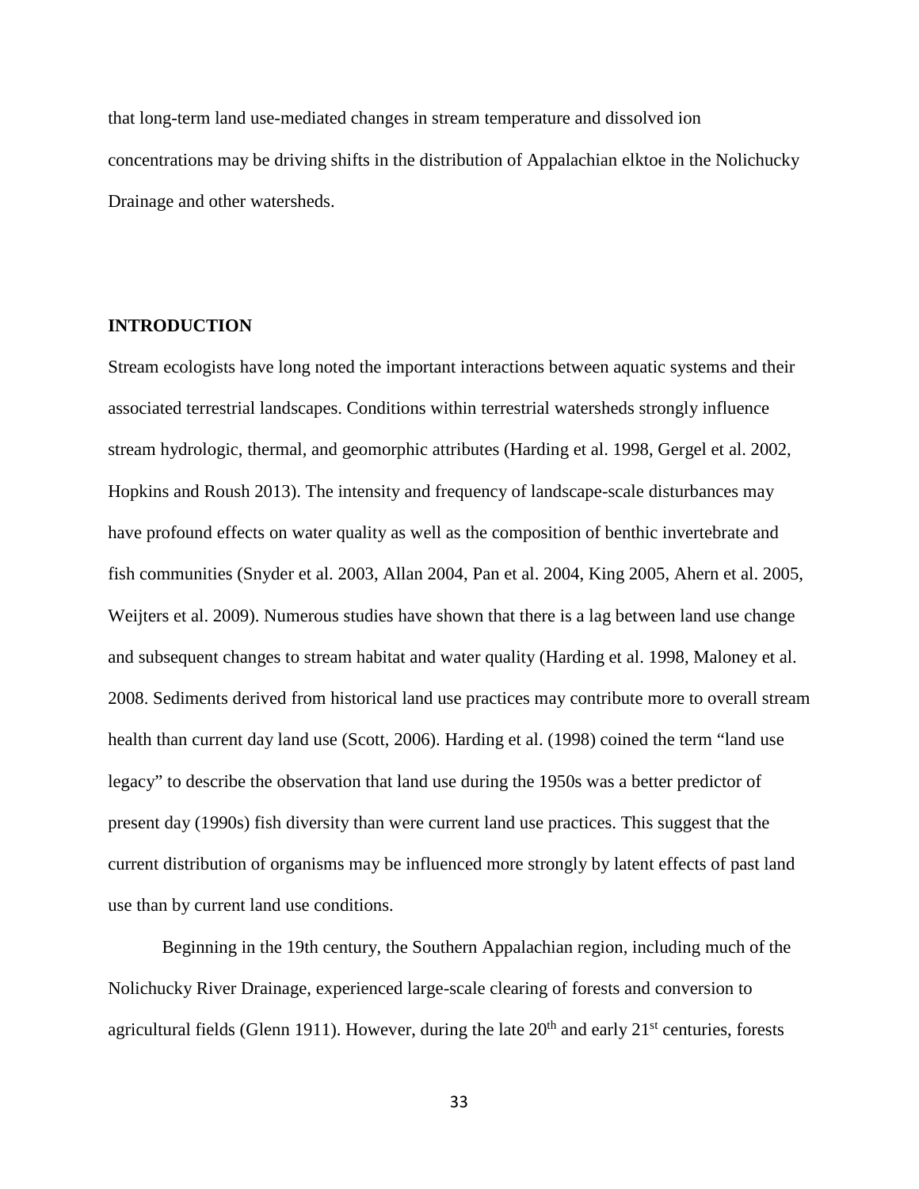that long-term land use-mediated changes in stream temperature and dissolved ion concentrations may be driving shifts in the distribution of Appalachian elktoe in the Nolichucky Drainage and other watersheds.

## INTRODUCTION

Stream ecologists have long noted the important interactions between aquatic systems and their associated terrestrial landscapes. Conditions within terrestrial watersheds strongly influence stream hydrologic, thermal, and geomorphic attributes (Harding et al. 1998, Gergel et al. 2002, Hopkins and Roush 2013). The intensity and frequency of landscape-scale disturbances may have profound effects on water quality as well as the composition of benthic invertebrate and fish communities (Snyder et al. 2003, Allan 2004, Pan et al. 2004, King 2005, Ahern et al. 2005, Weijters et al. 2009). Numerous studies have shown that there is a lag between land use change and subsequent changes to stream habitat and water quality (Harding et al. 1998, Maloney et al. 2008. Sediments derived from historical land use practices may contribute more to overall stream health than current day land use (Scott, 2006). Harding et al. (1998) coined the term "land use legacy" to describe the observation that land use during the 1950s was a better predictor of present day (1990s) fish diversity than were current land use practices. This suggest that the current distribution of organisms may be influenced more strongly by latent effects of past land use than by current land use conditions.

Beginning in the 19th century, the Southern Appalachian region, including much of the Nolichucky River Drainage, experienced large-scale clearing of forests and conversion to agricultural fields (Glenn 1911). However, during the late 20th and early 21st centuries, forests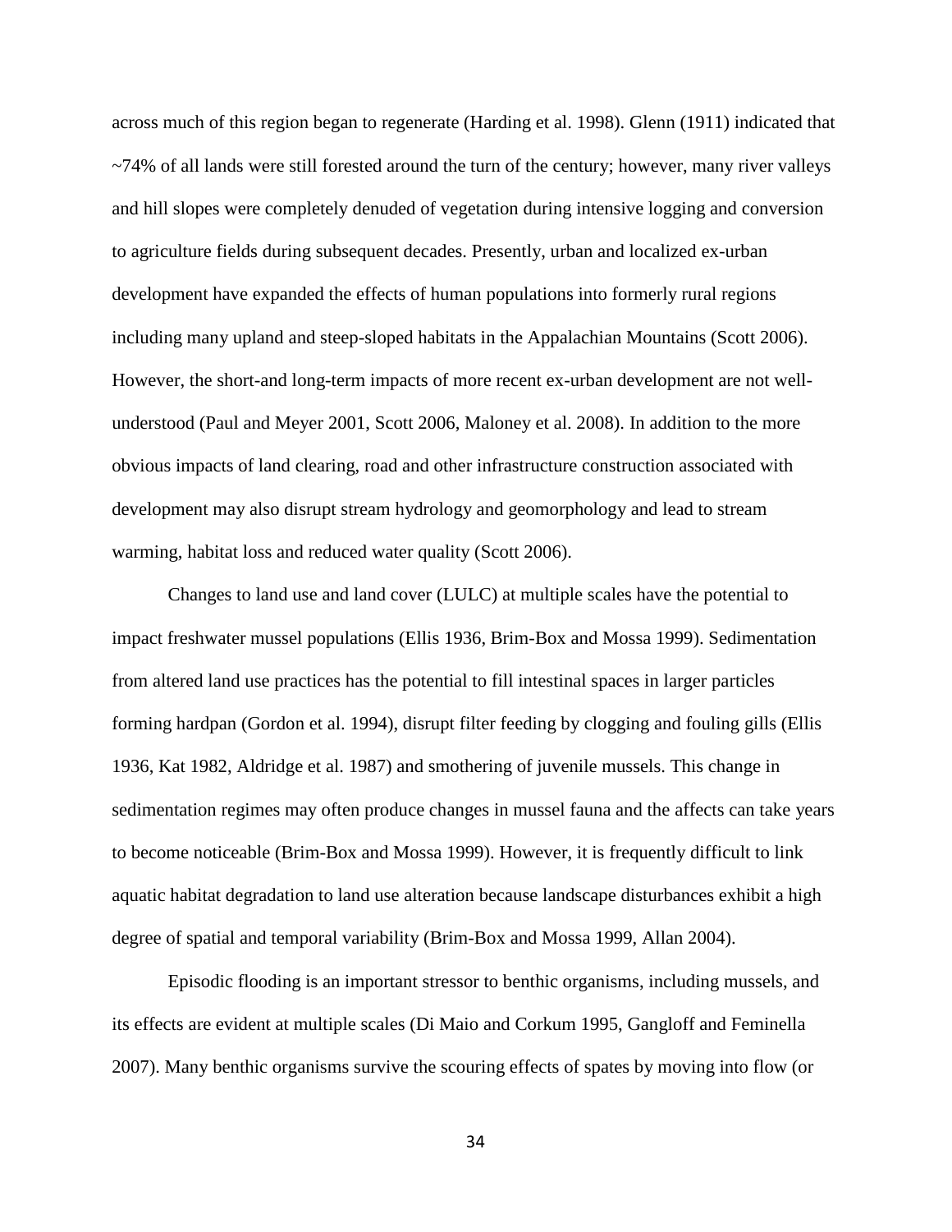across much of this region began to regenerate (Harding et al. 1998). Glenn (1911) indicated that ~74% of all lands were still forested around the turn of the century; however, many river valleys and hill slopes were completely denuded of vegetation during intensive logging and conversion to agriculture fields during subsequent decades. Presently, urban and localized ex-urban development have expanded the effects of human populations into formerly rural regions including many upland and steep-sloped habitats in the Appalachian Mountains (Scott 2006). However, the short-and long-term impacts of more recent ex-urban development are not well-understood (Paul and Meyer 2001, Scott 2006, Maloney et al. 2008). In addition to the more obvious impacts of land clearing, road and other infrastructure construction associated with development may also disrupt stream hydrology and geomorphology and lead to stream warming, habitat loss and reduced water quality (Scott 2006).

Changes to land use and land cover (LULC) at multiple scales have the potential to impact freshwater mussel populations (Ellis 1936, Brim-Box and Mossa 1999). Sedimentation from altered land use practices has the potential to fill intestinal spaces in larger particles forming hardpan (Gordon et al. 1994), disrupt filter feeding by clogging and fouling gills (Ellis 1936, Kat 1982, Aldridge et al. 1987) and smothering of juvenile mussels. This change in sedimentation regimes may often produce changes in mussel fauna and the affects can take years to become noticeable (Brim-Box and Mossa 1999). However, it is frequently difficult to link aquatic habitat degradation to land use alteration because landscape disturbances exhibit a high degree of spatial and temporal variability (Brim-Box and Mossa 1999, Allan 2004).

Episodic flooding is an important stressor to benthic organisms, including mussels, and its effects are evident at multiple scales (Di Maio and Corkum 1995, Gangloff and Feminella 2007). Many benthic organisms survive the scouring effects of spates by moving into flow (or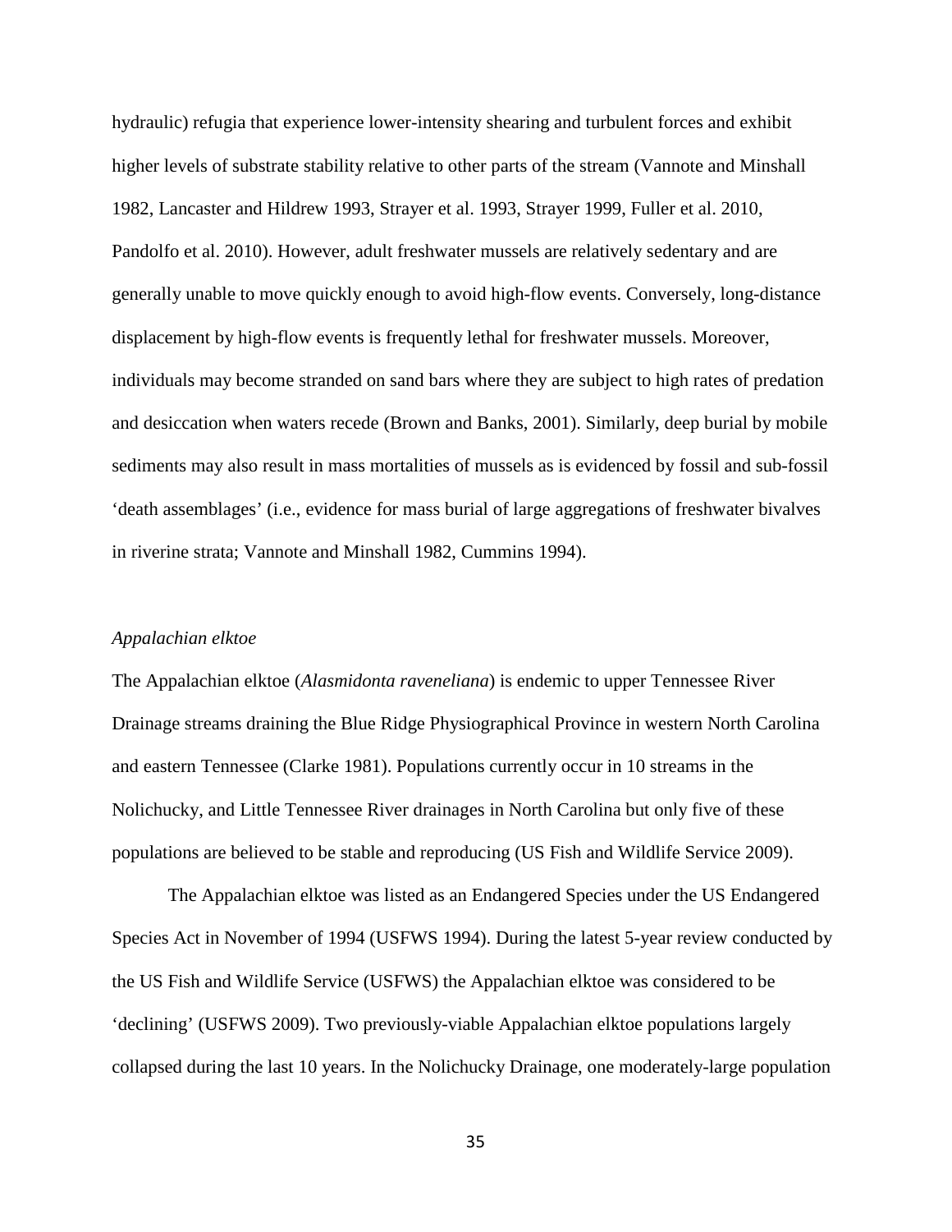hydraulic) refugia that experience lower-intensity shearing and turbulent forces and exhibit higher levels of substrate stability relative to other parts of the stream (Vannote and Minshall 1982, Lancaster and Hildrew 1993, Strayer et al. 1993, Strayer 1999, Fuller et al. 2010, Pandolfo et al. 2010). However, adult freshwater mussels are relatively sedentary and are generally unable to move quickly enough to avoid high-flow events. Conversely, long-distance displacement by high-flow events is frequently lethal for freshwater mussels. Moreover, individuals may become stranded on sand bars where they are subject to high rates of predation and desiccation when waters recede (Brown and Banks, 2001). Similarly, deep burial by mobile sediments may also result in mass mortalities of mussels as is evidenced by fossil and sub-fossil 'death assemblages' (i.e., evidence for mass burial of large aggregations of freshwater bivalves in riverine strata; Vannote and Minshall 1982, Cummins 1994).

### *Appalachian elktoe*

The Appalachian elktoe (*Alasmidonta raveneliana*) is endemic to upper Tennessee River Drainage streams draining the Blue Ridge Physiographical Province in western North Carolina and eastern Tennessee (Clarke 1981). Populations currently occur in 10 streams in the Nolichucky, and Little Tennessee River drainages in North Carolina but only five of these populations are believed to be stable and reproducing (US Fish and Wildlife Service 2009).

The Appalachian elktoe was listed as an Endangered Species under the US Endangered Species Act in November of 1994 (USFWS 1994). During the latest 5-year review conducted by the US Fish and Wildlife Service (USFWS) the Appalachian elktoe was considered to be 'declining' (USFWS 2009). Two previously-viable Appalachian elktoe populations largely collapsed during the last 10 years. In the Nolichucky Drainage, one moderately-large population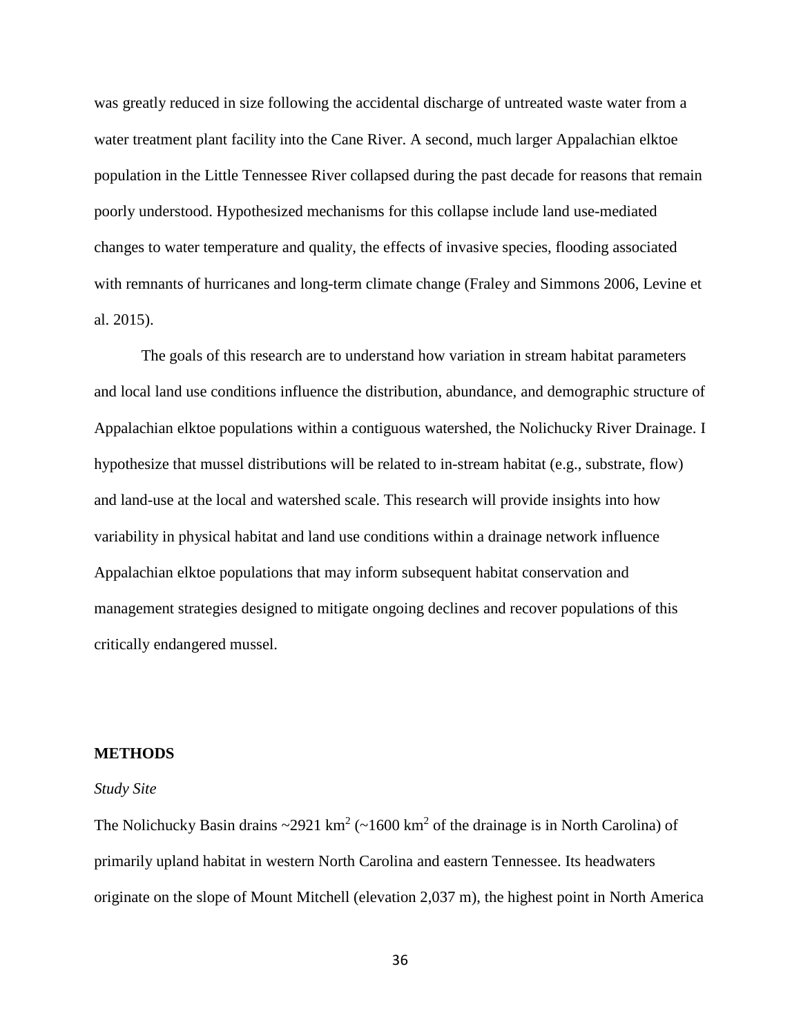was greatly reduced in size following the accidental discharge of untreated waste water from a water treatment plant facility into the Cane River. A second, much larger Appalachian elktoe population in the Little Tennessee River collapsed during the past decade for reasons that remain poorly understood. Hypothesized mechanisms for this collapse include land use-mediated changes to water temperature and quality, the effects of invasive species, flooding associated with remnants of hurricanes and long-term climate change (Fraley and Simmons 2006, Levine et al. 2015).

The goals of this research are to understand how variation in stream habitat parameters and local land use conditions influence the distribution, abundance, and demographic structure of Appalachian elktoe populations within a contiguous watershed, the Nolichucky River Drainage. I hypothesize that mussel distributions will be related to in-stream habitat (e.g., substrate, flow) and land-use at the local and watershed scale. This research will provide insights into how variability in physical habitat and land use conditions within a drainage network influence Appalachian elktoe populations that may inform subsequent habitat conservation and management strategies designed to mitigate ongoing declines and recover populations of this critically endangered mussel.

## METHODS

### *Study Site*

The Nolichucky Basin drains ~2921 km$^2$ (~1600 km$^2$ of the drainage is in North Carolina) of primarily upland habitat in western North Carolina and eastern Tennessee. Its headwaters originate on the slope of Mount Mitchell (elevation 2,037 m), the highest point in North America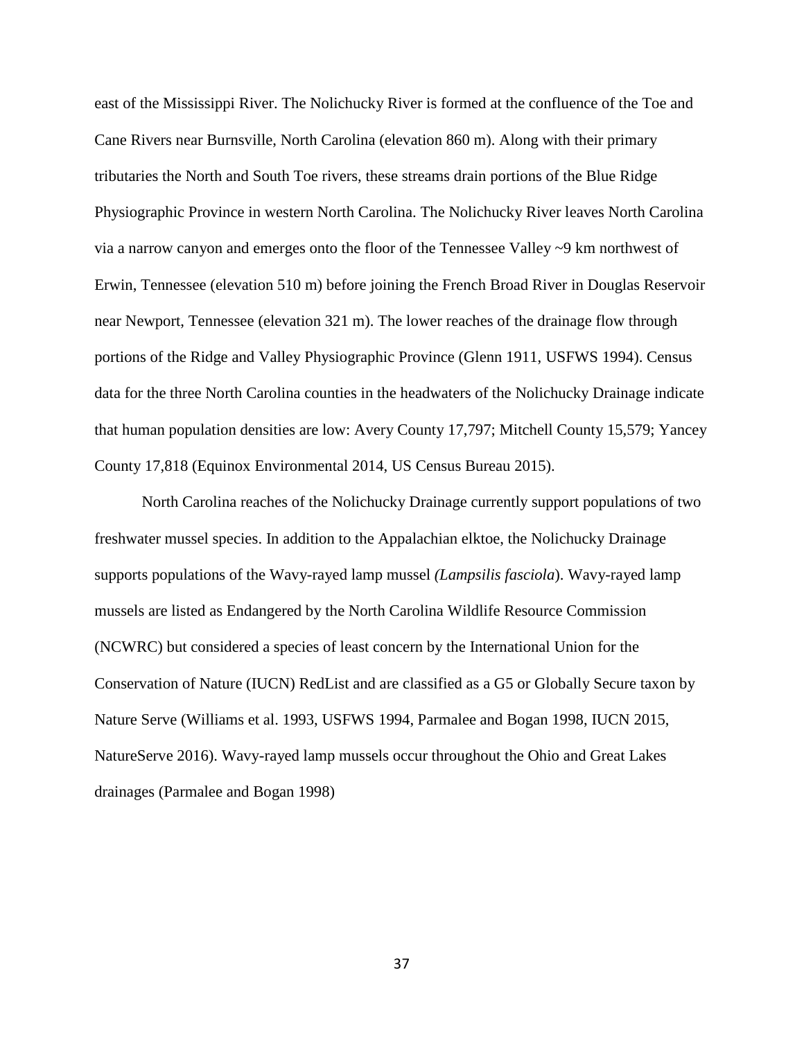east of the Mississippi River. The Nolichucky River is formed at the confluence of the Toe and Cane Rivers near Burnsville, North Carolina (elevation 860 m). Along with their primary tributaries the North and South Toe rivers, these streams drain portions of the Blue Ridge Physiographic Province in western North Carolina. The Nolichucky River leaves North Carolina via a narrow canyon and emerges onto the floor of the Tennessee Valley ~9 km northwest of Erwin, Tennessee (elevation 510 m) before joining the French Broad River in Douglas Reservoir near Newport, Tennessee (elevation 321 m). The lower reaches of the drainage flow through portions of the Ridge and Valley Physiographic Province (Glenn 1911, USFWS 1994). Census data for the three North Carolina counties in the headwaters of the Nolichucky Drainage indicate that human population densities are low: Avery County 17,797; Mitchell County 15,579; Yancey County 17,818 (Equinox Environmental 2014, US Census Bureau 2015).

North Carolina reaches of the Nolichucky Drainage currently support populations of two freshwater mussel species. In addition to the Appalachian elktoe, the Nolichucky Drainage supports populations of the Wavy-rayed lamp mussel *(Lampsilis fasciola*). Wavy-rayed lamp mussels are listed as Endangered by the North Carolina Wildlife Resource Commission (NCWRC) but considered a species of least concern by the International Union for the Conservation of Nature (IUCN) RedList and are classified as a G5 or Globally Secure taxon by Nature Serve (Williams et al. 1993, USFWS 1994, Parmalee and Bogan 1998, IUCN 2015, NatureServe 2016). Wavy-rayed lamp mussels occur throughout the Ohio and Great Lakes drainages (Parmalee and Bogan 1998)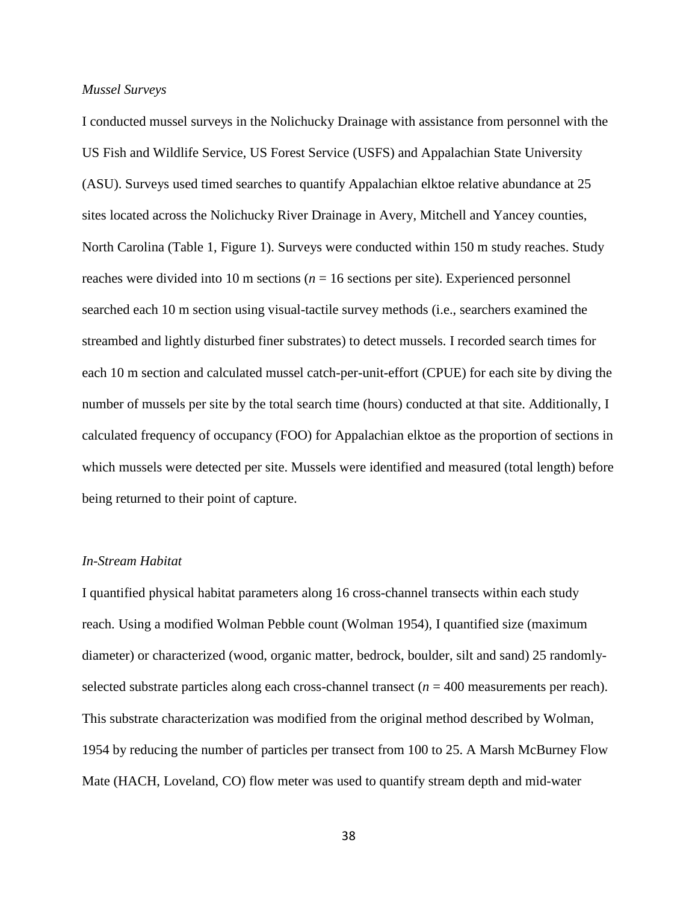*Mussel Surveys*

I conducted mussel surveys in the Nolichucky Drainage with assistance from personnel with the US Fish and Wildlife Service, US Forest Service (USFS) and Appalachian State University (ASU). Surveys used timed searches to quantify Appalachian elktoe relative abundance at 25 sites located across the Nolichucky River Drainage in Avery, Mitchell and Yancey counties, North Carolina (Table 1, Figure 1). Surveys were conducted within 150 m study reaches. Study reaches were divided into 10 m sections ($n$ = 16 sections per site). Experienced personnel searched each 10 m section using visual-tactile survey methods (i.e., searchers examined the streambed and lightly disturbed finer substrates) to detect mussels. I recorded search times for each 10 m section and calculated mussel catch-per-unit-effort (CPUE) for each site by diving the number of mussels per site by the total search time (hours) conducted at that site. Additionally, I calculated frequency of occupancy (FOO) for Appalachian elktoe as the proportion of sections in which mussels were detected per site. Mussels were identified and measured (total length) before being returned to their point of capture.

*In-Stream Habitat*

I quantified physical habitat parameters along 16 cross-channel transects within each study reach. Using a modified Wolman Pebble count (Wolman 1954), I quantified size (maximum diameter) or characterized (wood, organic matter, bedrock, boulder, silt and sand) 25 randomly-selected substrate particles along each cross-channel transect ($n$ = 400 measurements per reach). This substrate characterization was modified from the original method described by Wolman, 1954 by reducing the number of particles per transect from 100 to 25. A Marsh McBurney Flow Mate (HACH, Loveland, CO) flow meter was used to quantify stream depth and mid-water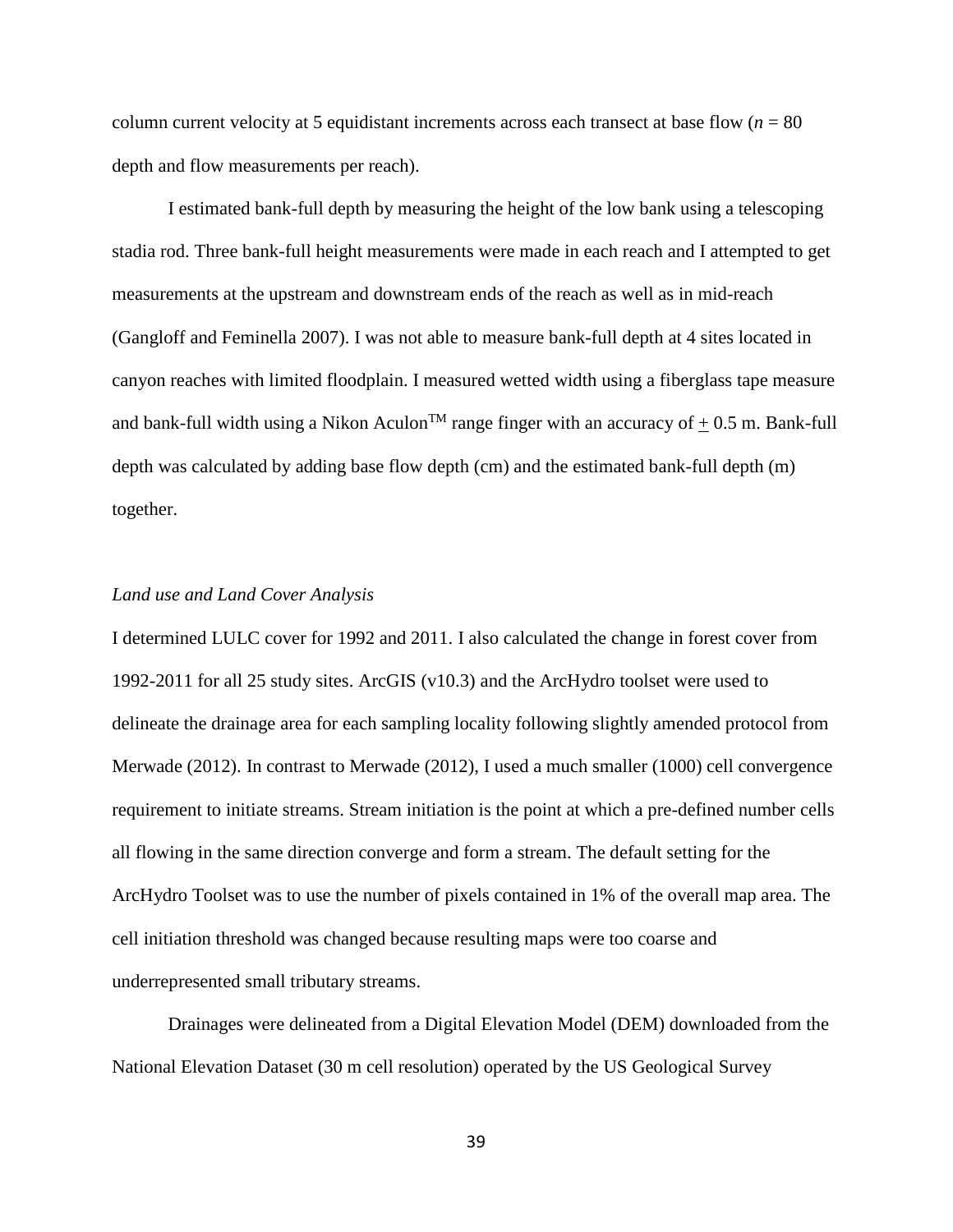column current velocity at 5 equidistant increments across each transect at base flow ($n$ = 80 depth and flow measurements per reach).

I estimated bank-full depth by measuring the height of the low bank using a telescoping stadia rod. Three bank-full height measurements were made in each reach and I attempted to get measurements at the upstream and downstream ends of the reach as well as in mid-reach (Gangloff and Feminella 2007). I was not able to measure bank-full depth at 4 sites located in canyon reaches with limited floodplain. I measured wetted width using a fiberglass tape measure and bank-full width using a Nikon Aculon$^{TM}$ range finger with an accuracy of $\pm$ 0.5 m. Bank-full depth was calculated by adding base flow depth (cm) and the estimated bank-full depth (m) together.

### *Land use and Land Cover Analysis*

I determined LULC cover for 1992 and 2011. I also calculated the change in forest cover from 1992-2011 for all 25 study sites. ArcGIS (v10.3) and the ArcHydro toolset were used to delineate the drainage area for each sampling locality following slightly amended protocol from Merwade (2012). In contrast to Merwade (2012), I used a much smaller (1000) cell convergence requirement to initiate streams. Stream initiation is the point at which a pre-defined number cells all flowing in the same direction converge and form a stream. The default setting for the ArcHydro Toolset was to use the number of pixels contained in 1% of the overall map area. The cell initiation threshold was changed because resulting maps were too coarse and underrepresented small tributary streams.

Drainages were delineated from a Digital Elevation Model (DEM) downloaded from the National Elevation Dataset (30 m cell resolution) operated by the US Geological Survey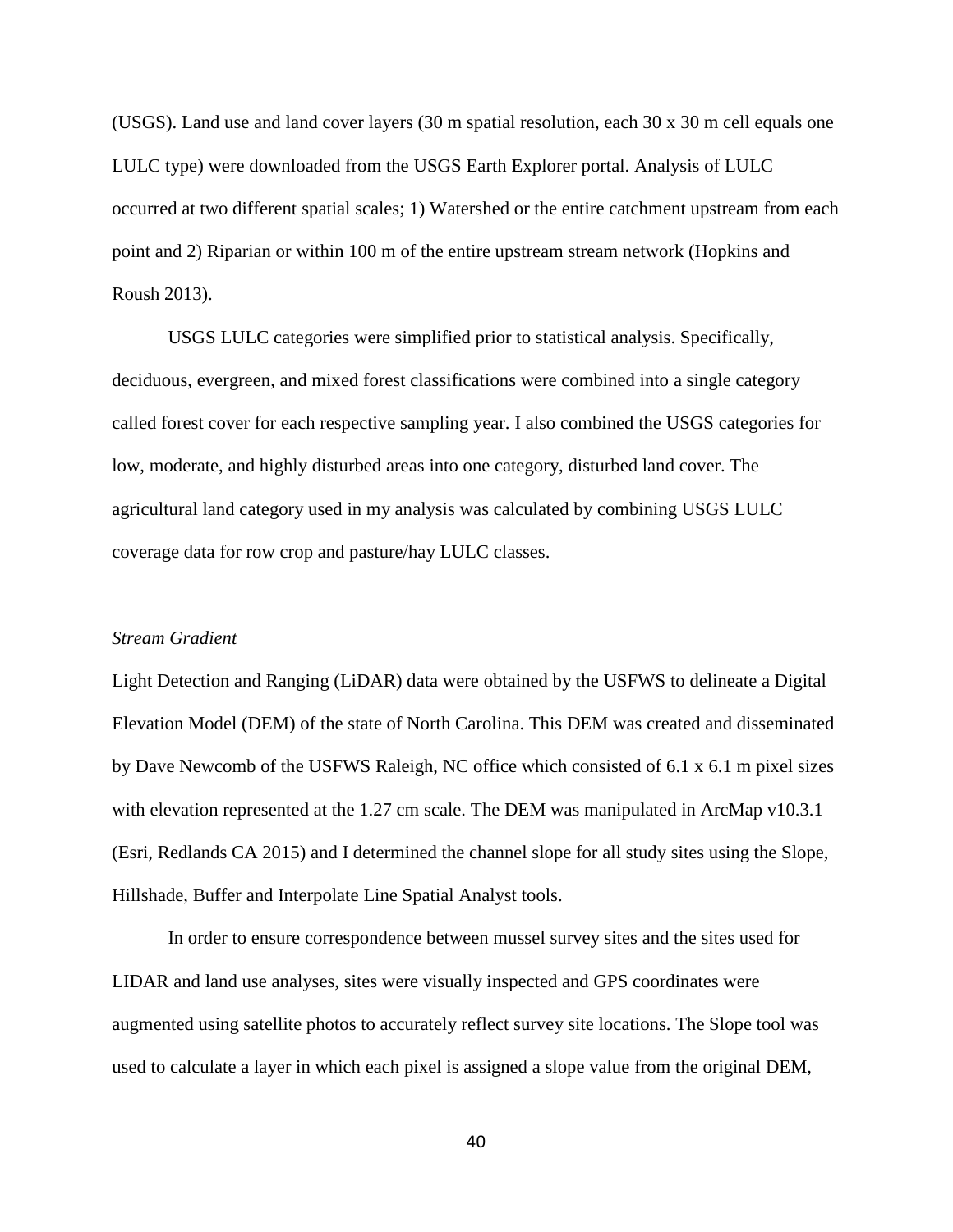(USGS). Land use and land cover layers (30 m spatial resolution, each 30 x 30 m cell equals one LULC type) were downloaded from the USGS Earth Explorer portal. Analysis of LULC occurred at two different spatial scales; 1) Watershed or the entire catchment upstream from each point and 2) Riparian or within 100 m of the entire upstream stream network (Hopkins and Roush 2013).

USGS LULC categories were simplified prior to statistical analysis. Specifically, deciduous, evergreen, and mixed forest classifications were combined into a single category called forest cover for each respective sampling year. I also combined the USGS categories for low, moderate, and highly disturbed areas into one category, disturbed land cover. The agricultural land category used in my analysis was calculated by combining USGS LULC coverage data for row crop and pasture/hay LULC classes.

*Stream Gradient*

Light Detection and Ranging (LiDAR) data were obtained by the USFWS to delineate a Digital Elevation Model (DEM) of the state of North Carolina. This DEM was created and disseminated by Dave Newcomb of the USFWS Raleigh, NC office which consisted of 6.1 x 6.1 m pixel sizes with elevation represented at the 1.27 cm scale. The DEM was manipulated in ArcMap v10.3.1 (Esri, Redlands CA 2015) and I determined the channel slope for all study sites using the Slope, Hillshade, Buffer and Interpolate Line Spatial Analyst tools.

In order to ensure correspondence between mussel survey sites and the sites used for LIDAR and land use analyses, sites were visually inspected and GPS coordinates were augmented using satellite photos to accurately reflect survey site locations. The Slope tool was used to calculate a layer in which each pixel is assigned a slope value from the original DEM,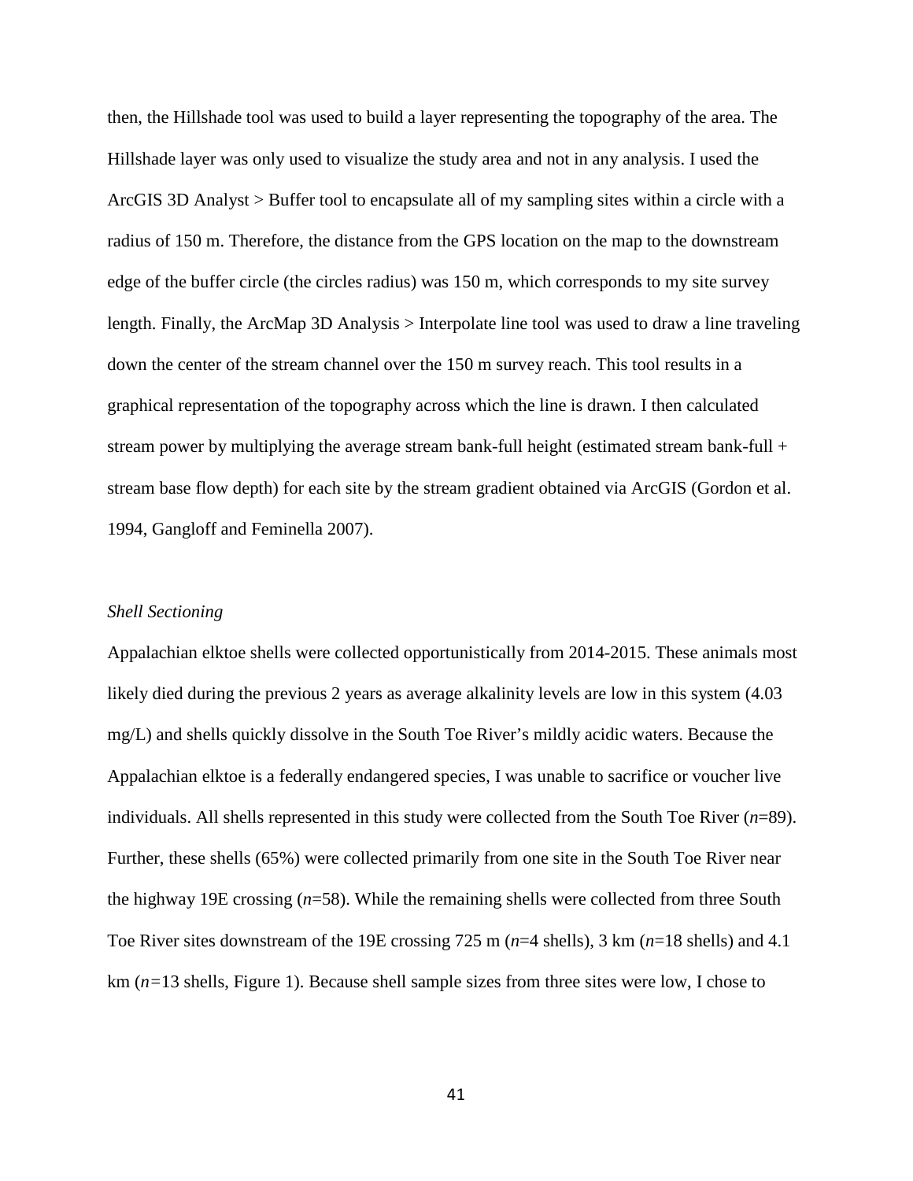then, the Hillshade tool was used to build a layer representing the topography of the area. The Hillshade layer was only used to visualize the study area and not in any analysis. I used the ArcGIS 3D Analyst > Buffer tool to encapsulate all of my sampling sites within a circle with a radius of 150 m. Therefore, the distance from the GPS location on the map to the downstream edge of the buffer circle (the circles radius) was 150 m, which corresponds to my site survey length. Finally, the ArcMap 3D Analysis > Interpolate line tool was used to draw a line traveling down the center of the stream channel over the 150 m survey reach. This tool results in a graphical representation of the topography across which the line is drawn. I then calculated stream power by multiplying the average stream bank-full height (estimated stream bank-full + stream base flow depth) for each site by the stream gradient obtained via ArcGIS (Gordon et al. 1994, Gangloff and Feminella 2007).

*Shell Sectioning*

Appalachian elktoe shells were collected opportunistically from 2014-2015. These animals most likely died during the previous 2 years as average alkalinity levels are low in this system (4.03 mg/L) and shells quickly dissolve in the South Toe River's mildly acidic waters. Because the Appalachian elktoe is a federally endangered species, I was unable to sacrifice or voucher live individuals. All shells represented in this study were collected from the South Toe River ($n$=89). Further, these shells (65%) were collected primarily from one site in the South Toe River near the highway 19E crossing ($n$=58). While the remaining shells were collected from three South Toe River sites downstream of the 19E crossing 725 m ($n$=4 shells), 3 km ($n$=18 shells) and 4.1 km ($n$=13 shells, Figure 1). Because shell sample sizes from three sites were low, I chose to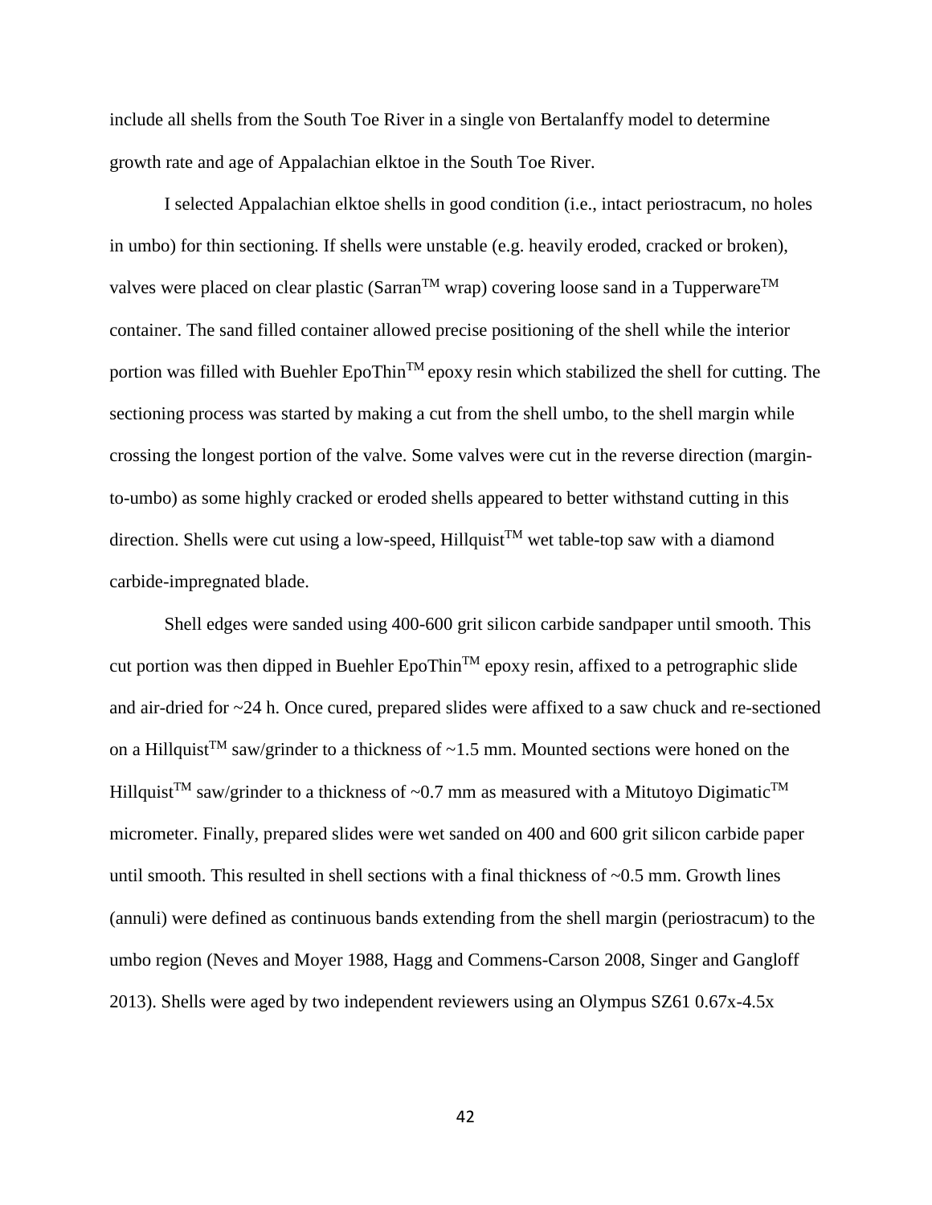include all shells from the South Toe River in a single von Bertalanffy model to determine growth rate and age of Appalachian elktoe in the South Toe River.

I selected Appalachian elktoe shells in good condition (i.e., intact periostracum, no holes in umbo) for thin sectioning. If shells were unstable (e.g. heavily eroded, cracked or broken), valves were placed on clear plastic (Sarran™ wrap) covering loose sand in a Tupperware™ container. The sand filled container allowed precise positioning of the shell while the interior portion was filled with Buehler EpoThin™ epoxy resin which stabilized the shell for cutting. The sectioning process was started by making a cut from the shell umbo, to the shell margin while crossing the longest portion of the valve. Some valves were cut in the reverse direction (margin-to-umbo) as some highly cracked or eroded shells appeared to better withstand cutting in this direction. Shells were cut using a low-speed, Hillquist™ wet table-top saw with a diamond carbide-impregnated blade.

Shell edges were sanded using 400-600 grit silicon carbide sandpaper until smooth. This cut portion was then dipped in Buehler EpoThin™ epoxy resin, affixed to a petrographic slide and air-dried for ~24 h. Once cured, prepared slides were affixed to a saw chuck and re-sectioned on a Hillquist™ saw/grinder to a thickness of ~1.5 mm. Mounted sections were honed on the Hillquist™ saw/grinder to a thickness of ~0.7 mm as measured with a Mitutoyo Digimatic™ micrometer. Finally, prepared slides were wet sanded on 400 and 600 grit silicon carbide paper until smooth. This resulted in shell sections with a final thickness of ~0.5 mm. Growth lines (annuli) were defined as continuous bands extending from the shell margin (periostracum) to the umbo region (Neves and Moyer 1988, Hagg and Commens-Carson 2008, Singer and Gangloff 2013). Shells were aged by two independent reviewers using an Olympus SZ61 0.67x-4.5x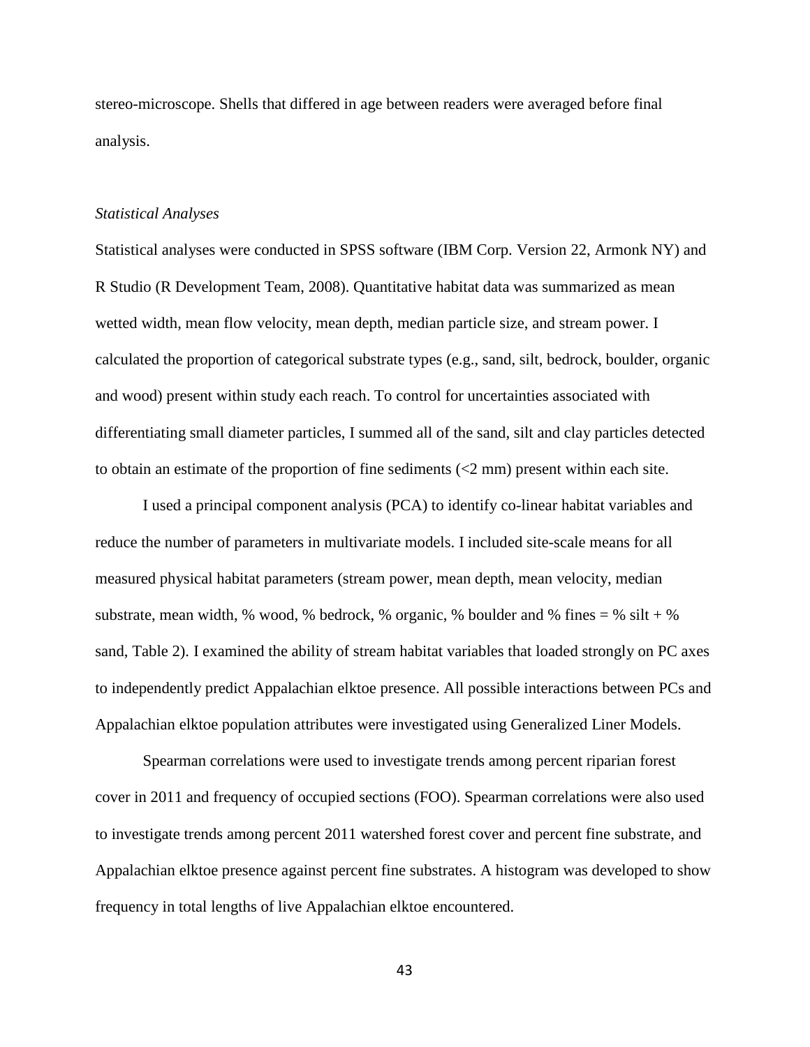stereo-microscope. Shells that differed in age between readers were averaged before final analysis.

### *Statistical Analyses*

Statistical analyses were conducted in SPSS software (IBM Corp. Version 22, Armonk NY) and R Studio (R Development Team, 2008). Quantitative habitat data was summarized as mean wetted width, mean flow velocity, mean depth, median particle size, and stream power. I calculated the proportion of categorical substrate types (e.g., sand, silt, bedrock, boulder, organic and wood) present within study each reach. To control for uncertainties associated with differentiating small diameter particles, I summed all of the sand, silt and clay particles detected to obtain an estimate of the proportion of fine sediments (<2 mm) present within each site.

I used a principal component analysis (PCA) to identify co-linear habitat variables and reduce the number of parameters in multivariate models. I included site-scale means for all measured physical habitat parameters (stream power, mean depth, mean velocity, median substrate, mean width, % wood, % bedrock, % organic, % boulder and % fines = % silt + % sand, Table 2). I examined the ability of stream habitat variables that loaded strongly on PC axes to independently predict Appalachian elktoe presence. All possible interactions between PCs and Appalachian elktoe population attributes were investigated using Generalized Liner Models.

Spearman correlations were used to investigate trends among percent riparian forest cover in 2011 and frequency of occupied sections (FOO). Spearman correlations were also used to investigate trends among percent 2011 watershed forest cover and percent fine substrate, and Appalachian elktoe presence against percent fine substrates. A histogram was developed to show frequency in total lengths of live Appalachian elktoe encountered.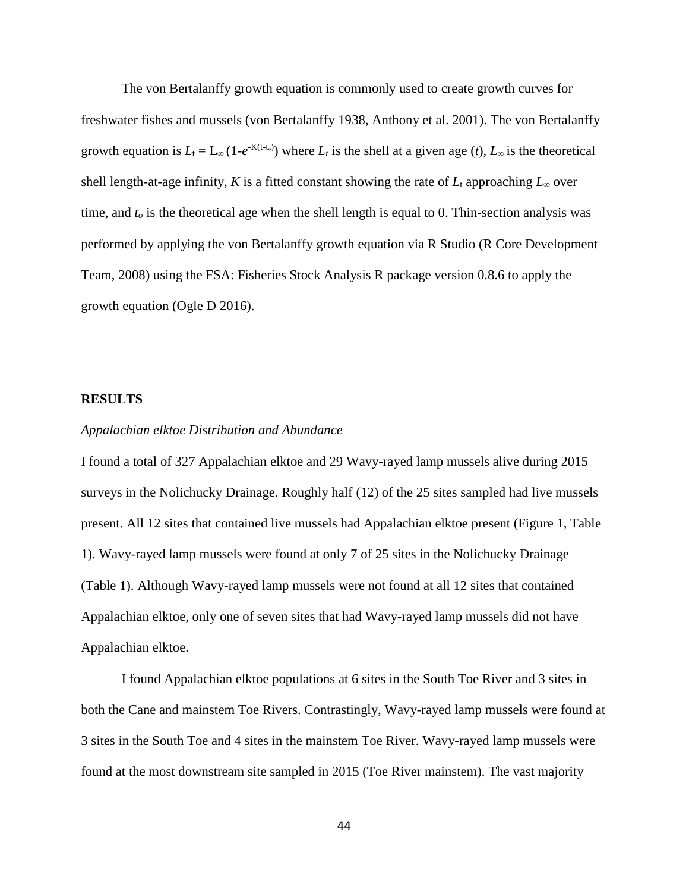The von Bertalanffy growth equation is commonly used to create growth curves for freshwater fishes and mussels (von Bertalanffy 1938, Anthony et al. 2001). The von Bertalanffy growth equation is $L_t = L_\infty (1-e^{-K(t-t_o)})$ where $L_t$ is the shell at a given age ($t$), $L_\infty$ is the theoretical shell length-at-age infinity, $K$ is a fitted constant showing the rate of $L_t$ approaching $L_\infty$ over time, and $t_o$ is the theoretical age when the shell length is equal to 0. Thin-section analysis was performed by applying the von Bertalanffy growth equation via R Studio (R Core Development Team, 2008) using the FSA: Fisheries Stock Analysis R package version 0.8.6 to apply the growth equation (Ogle D 2016).

## RESULTS

*Appalachian elktoe Distribution and Abundance*

I found a total of 327 Appalachian elktoe and 29 Wavy-rayed lamp mussels alive during 2015 surveys in the Nolichucky Drainage. Roughly half (12) of the 25 sites sampled had live mussels present. All 12 sites that contained live mussels had Appalachian elktoe present (Figure 1, Table 1). Wavy-rayed lamp mussels were found at only 7 of 25 sites in the Nolichucky Drainage (Table 1). Although Wavy-rayed lamp mussels were not found at all 12 sites that contained Appalachian elktoe, only one of seven sites that had Wavy-rayed lamp mussels did not have Appalachian elktoe.

I found Appalachian elktoe populations at 6 sites in the South Toe River and 3 sites in both the Cane and mainstem Toe Rivers. Contrastingly, Wavy-rayed lamp mussels were found at 3 sites in the South Toe and 4 sites in the mainstem Toe River. Wavy-rayed lamp mussels were found at the most downstream site sampled in 2015 (Toe River mainstem). The vast majority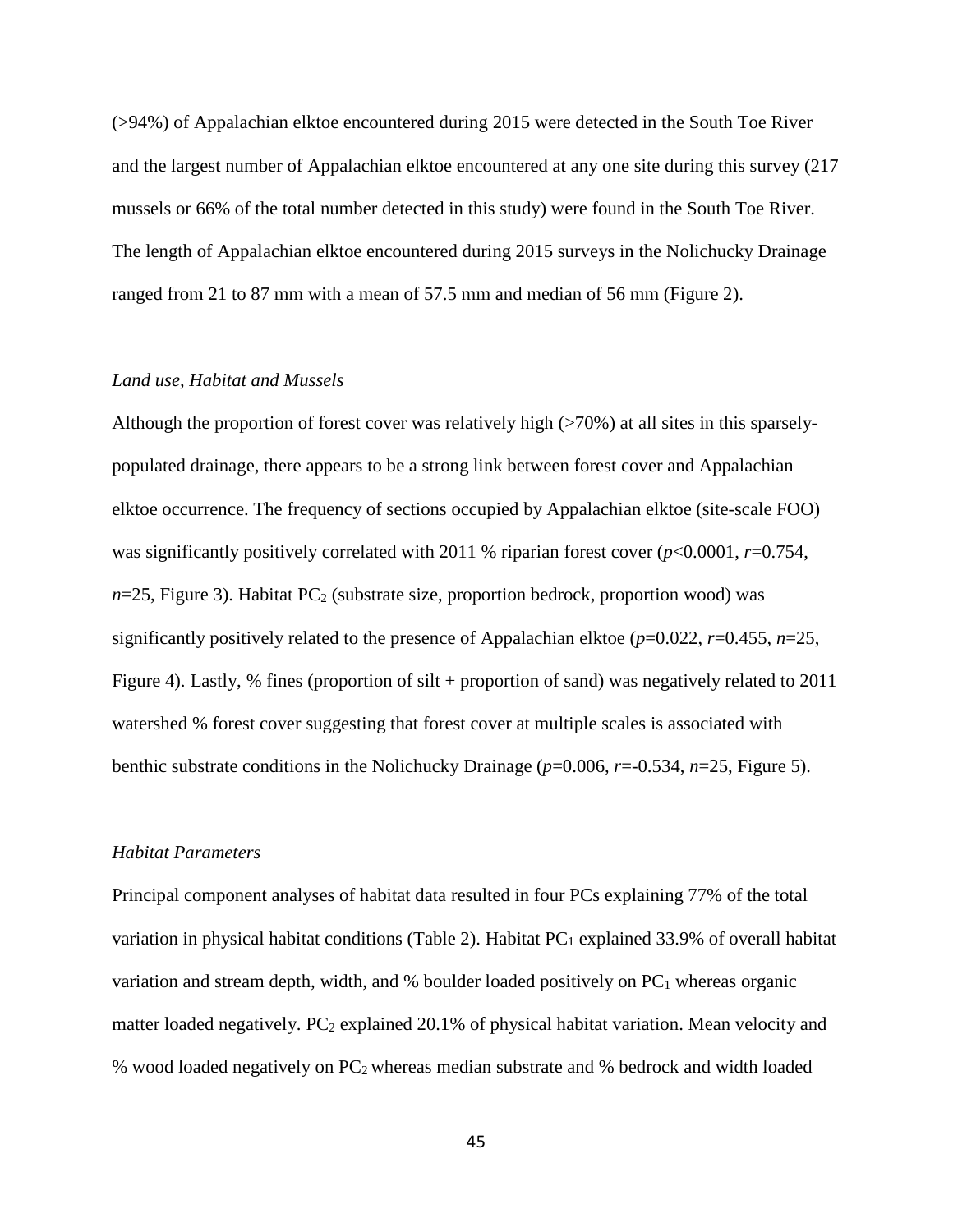(>94%) of Appalachian elktoe encountered during 2015 were detected in the South Toe River and the largest number of Appalachian elktoe encountered at any one site during this survey (217 mussels or 66% of the total number detected in this study) were found in the South Toe River. The length of Appalachian elktoe encountered during 2015 surveys in the Nolichucky Drainage ranged from 21 to 87 mm with a mean of 57.5 mm and median of 56 mm (Figure 2).

### *Land use, Habitat and Mussels*

Although the proportion of forest cover was relatively high (>70%) at all sites in this sparsely-populated drainage, there appears to be a strong link between forest cover and Appalachian elktoe occurrence. The frequency of sections occupied by Appalachian elktoe (site-scale FOO) was significantly positively correlated with 2011 % riparian forest cover ($p<0.0001$, $r=0.754$, $n=25$, Figure 3). Habitat $PC_2$ (substrate size, proportion bedrock, proportion wood) was significantly positively related to the presence of Appalachian elktoe ($p=0.022$, $r=0.455$, $n=25$, Figure 4). Lastly, % fines (proportion of silt + proportion of sand) was negatively related to 2011 watershed % forest cover suggesting that forest cover at multiple scales is associated with benthic substrate conditions in the Nolichucky Drainage ($p=0.006$, $r=-0.534$, $n=25$, Figure 5).

### *Habitat Parameters*

Principal component analyses of habitat data resulted in four PCs explaining 77% of the total variation in physical habitat conditions (Table 2). Habitat $PC_1$ explained 33.9% of overall habitat variation and stream depth, width, and % boulder loaded positively on $PC_1$ whereas organic matter loaded negatively. $PC_2$ explained 20.1% of physical habitat variation. Mean velocity and % wood loaded negatively on $PC_2$ whereas median substrate and % bedrock and width loaded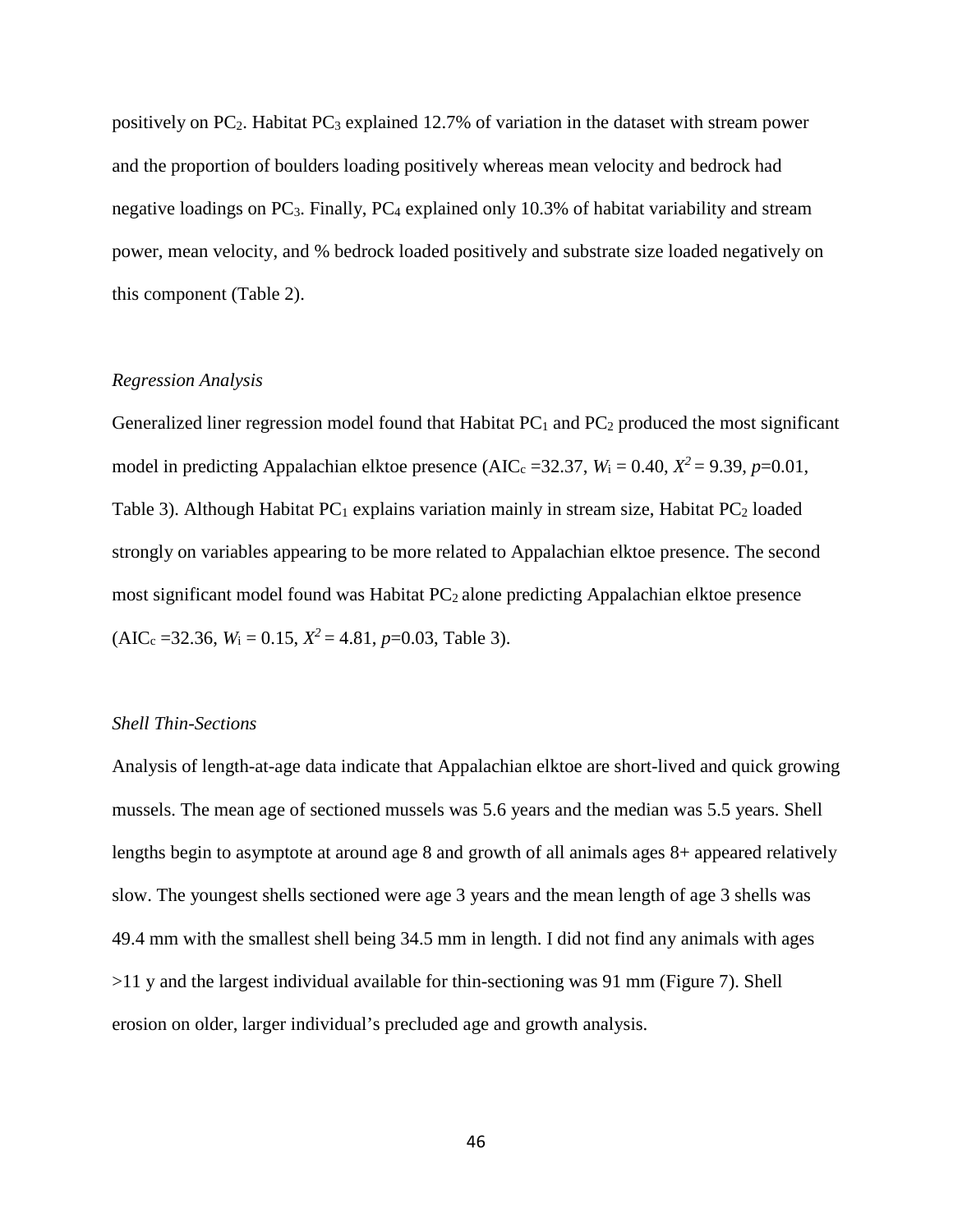positively on $PC_2$. Habitat $PC_3$ explained 12.7% of variation in the dataset with stream power and the proportion of boulders loading positively whereas mean velocity and bedrock had negative loadings on $PC_3$. Finally, $PC_4$ explained only 10.3% of habitat variability and stream power, mean velocity, and % bedrock loaded positively and substrate size loaded negatively on this component (Table 2).

### *Regression Analysis*

Generalized liner regression model found that Habitat $PC_1$ and $PC_2$ produced the most significant model in predicting Appalachian elktoe presence ($AIC_c$ =32.37, $W_i$ = 0.40, $X^2$ = 9.39, $p$=0.01, Table 3). Although Habitat $PC_1$ explains variation mainly in stream size, Habitat $PC_2$ loaded strongly on variables appearing to be more related to Appalachian elktoe presence. The second most significant model found was Habitat $PC_2$ alone predicting Appalachian elktoe presence ($AIC_c$ =32.36, $W_i$ = 0.15, $X^2$ = 4.81, $p$=0.03, Table 3).

### *Shell Thin-Sections*

Analysis of length-at-age data indicate that Appalachian elktoe are short-lived and quick growing mussels. The mean age of sectioned mussels was 5.6 years and the median was 5.5 years. Shell lengths begin to asymptote at around age 8 and growth of all animals ages 8+ appeared relatively slow. The youngest shells sectioned were age 3 years and the mean length of age 3 shells was 49.4 mm with the smallest shell being 34.5 mm in length. I did not find any animals with ages >11 y and the largest individual available for thin-sectioning was 91 mm (Figure 7). Shell erosion on older, larger individual's precluded age and growth analysis.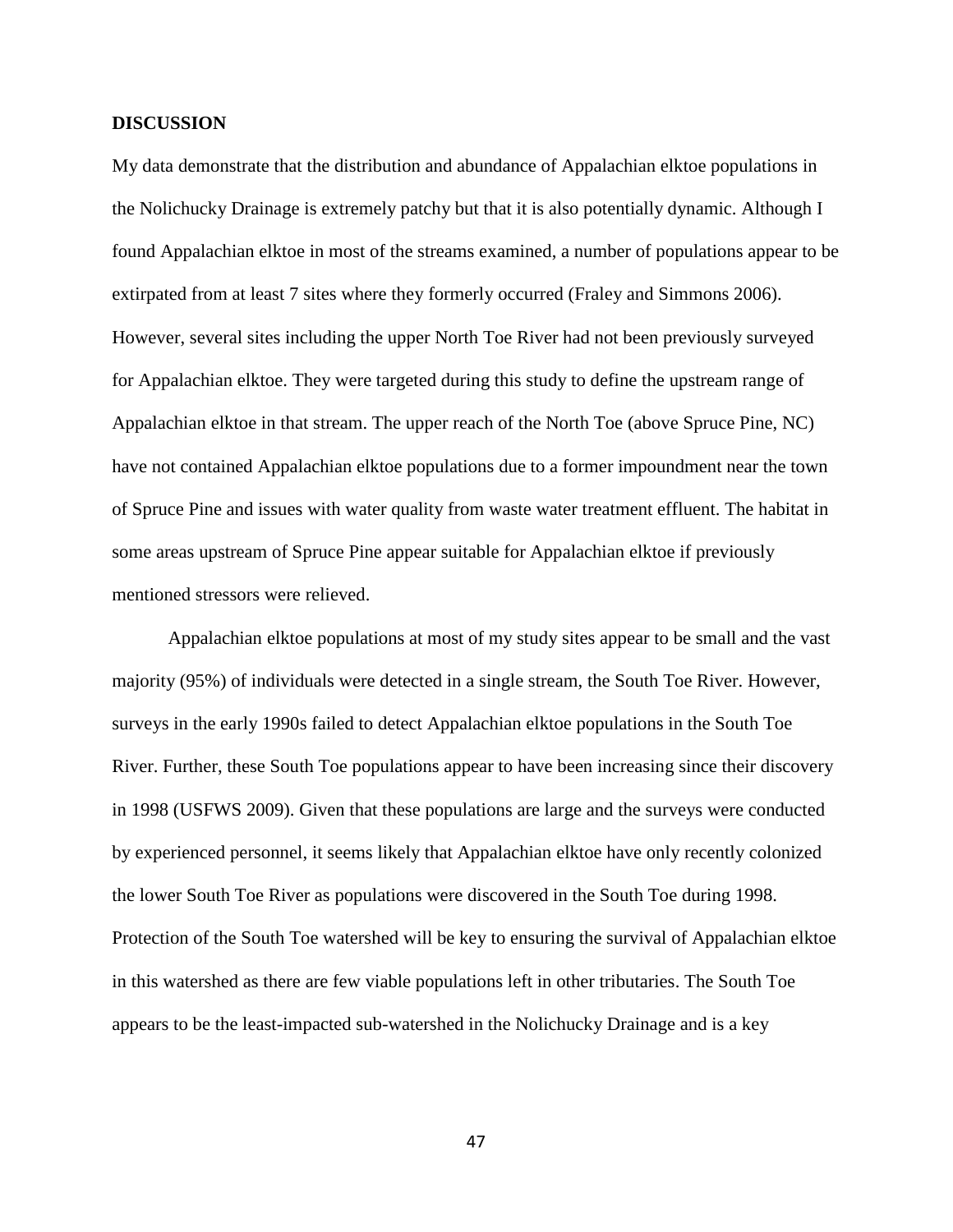## DISCUSSION

My data demonstrate that the distribution and abundance of Appalachian elktoe populations in the Nolichucky Drainage is extremely patchy but that it is also potentially dynamic. Although I found Appalachian elktoe in most of the streams examined, a number of populations appear to be extirpated from at least 7 sites where they formerly occurred (Fraley and Simmons 2006). However, several sites including the upper North Toe River had not been previously surveyed for Appalachian elktoe. They were targeted during this study to define the upstream range of Appalachian elktoe in that stream. The upper reach of the North Toe (above Spruce Pine, NC) have not contained Appalachian elktoe populations due to a former impoundment near the town of Spruce Pine and issues with water quality from waste water treatment effluent. The habitat in some areas upstream of Spruce Pine appear suitable for Appalachian elktoe if previously mentioned stressors were relieved.

Appalachian elktoe populations at most of my study sites appear to be small and the vast majority (95%) of individuals were detected in a single stream, the South Toe River. However, surveys in the early 1990s failed to detect Appalachian elktoe populations in the South Toe River. Further, these South Toe populations appear to have been increasing since their discovery in 1998 (USFWS 2009). Given that these populations are large and the surveys were conducted by experienced personnel, it seems likely that Appalachian elktoe have only recently colonized the lower South Toe River as populations were discovered in the South Toe during 1998. Protection of the South Toe watershed will be key to ensuring the survival of Appalachian elktoe in this watershed as there are few viable populations left in other tributaries. The South Toe appears to be the least-impacted sub-watershed in the Nolichucky Drainage and is a key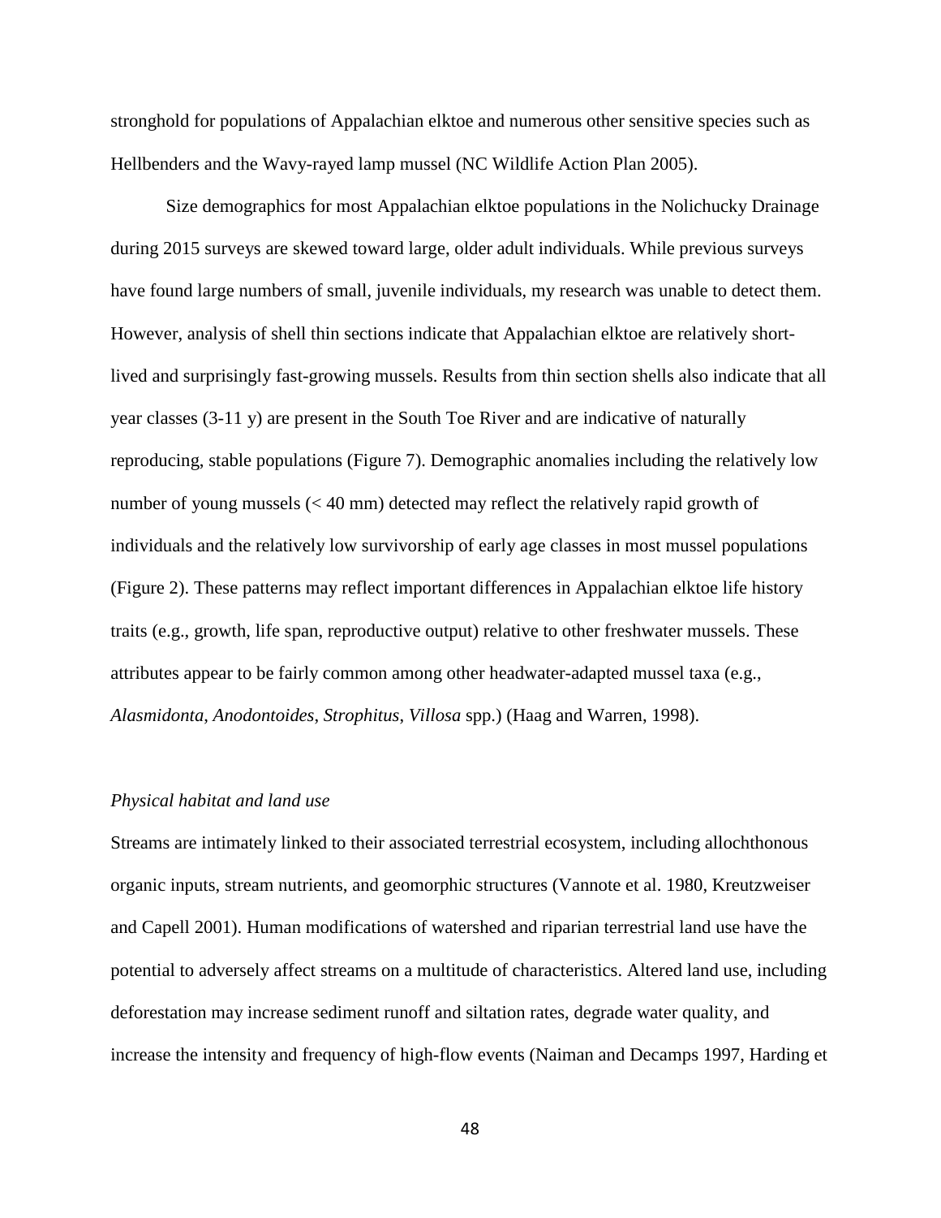stronghold for populations of Appalachian elktoe and numerous other sensitive species such as Hellbenders and the Wavy-rayed lamp mussel (NC Wildlife Action Plan 2005).

Size demographics for most Appalachian elktoe populations in the Nolichucky Drainage during 2015 surveys are skewed toward large, older adult individuals. While previous surveys have found large numbers of small, juvenile individuals, my research was unable to detect them. However, analysis of shell thin sections indicate that Appalachian elktoe are relatively short-lived and surprisingly fast-growing mussels. Results from thin section shells also indicate that all year classes (3-11 y) are present in the South Toe River and are indicative of naturally reproducing, stable populations (Figure 7). Demographic anomalies including the relatively low number of young mussels (< 40 mm) detected may reflect the relatively rapid growth of individuals and the relatively low survivorship of early age classes in most mussel populations (Figure 2). These patterns may reflect important differences in Appalachian elktoe life history traits (e.g., growth, life span, reproductive output) relative to other freshwater mussels. These attributes appear to be fairly common among other headwater-adapted mussel taxa (e.g., *Alasmidonta*, *Anodontoides*, *Strophitus*, *Villosa* spp.) (Haag and Warren, 1998).

### *Physical habitat and land use*

Streams are intimately linked to their associated terrestrial ecosystem, including allochthonous organic inputs, stream nutrients, and geomorphic structures (Vannote et al. 1980, Kreutzweiser and Capell 2001). Human modifications of watershed and riparian terrestrial land use have the potential to adversely affect streams on a multitude of characteristics. Altered land use, including deforestation may increase sediment runoff and siltation rates, degrade water quality, and increase the intensity and frequency of high-flow events (Naiman and Decamps 1997, Harding et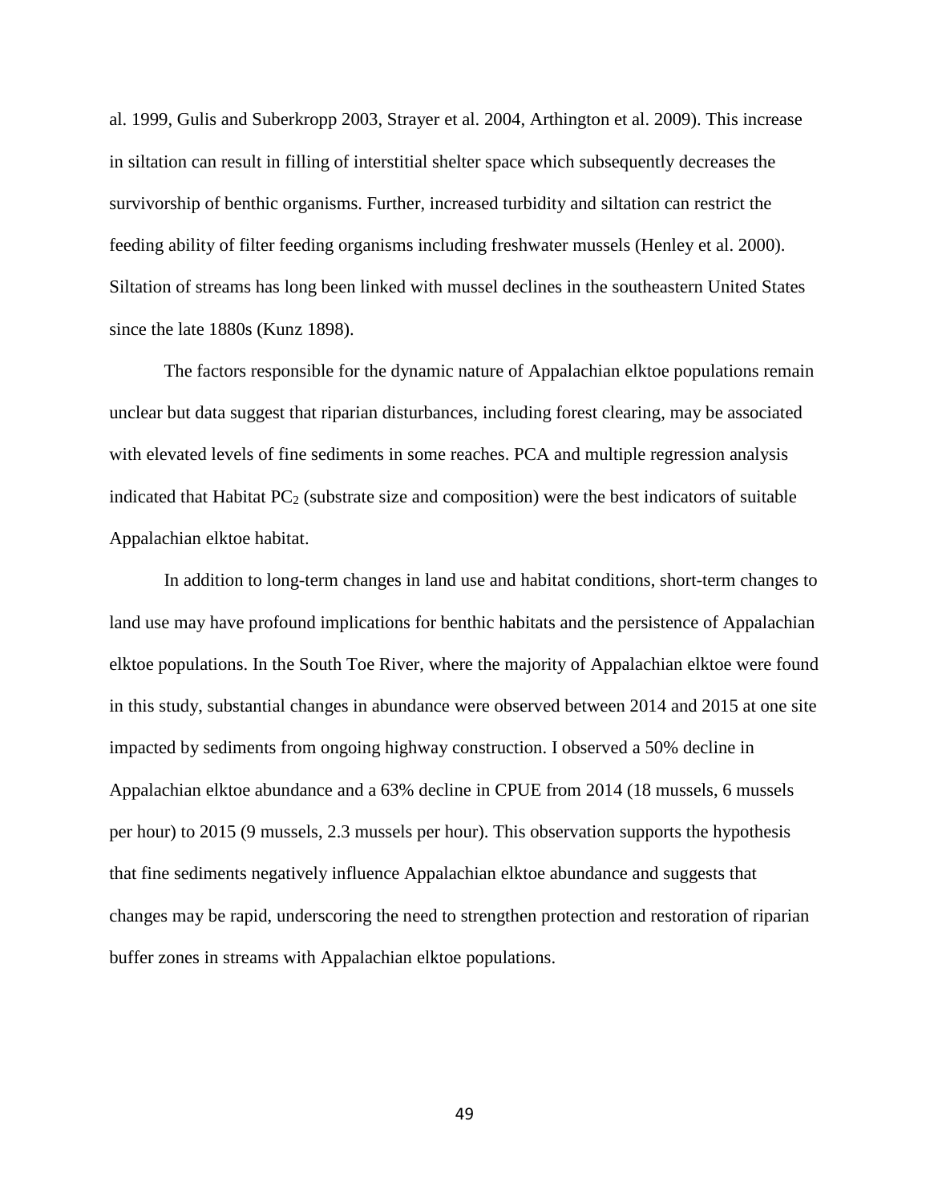al. 1999, Gulis and Suberkropp 2003, Strayer et al. 2004, Arthington et al. 2009). This increase in siltation can result in filling of interstitial shelter space which subsequently decreases the survivorship of benthic organisms. Further, increased turbidity and siltation can restrict the feeding ability of filter feeding organisms including freshwater mussels (Henley et al. 2000). Siltation of streams has long been linked with mussel declines in the southeastern United States since the late 1880s (Kunz 1898).

The factors responsible for the dynamic nature of Appalachian elktoe populations remain unclear but data suggest that riparian disturbances, including forest clearing, may be associated with elevated levels of fine sediments in some reaches. PCA and multiple regression analysis indicated that Habitat $PC_2$ (substrate size and composition) were the best indicators of suitable Appalachian elktoe habitat.

In addition to long-term changes in land use and habitat conditions, short-term changes to land use may have profound implications for benthic habitats and the persistence of Appalachian elktoe populations. In the South Toe River, where the majority of Appalachian elktoe were found in this study, substantial changes in abundance were observed between 2014 and 2015 at one site impacted by sediments from ongoing highway construction. I observed a 50% decline in Appalachian elktoe abundance and a 63% decline in CPUE from 2014 (18 mussels, 6 mussels per hour) to 2015 (9 mussels, 2.3 mussels per hour). This observation supports the hypothesis that fine sediments negatively influence Appalachian elktoe abundance and suggests that changes may be rapid, underscoring the need to strengthen protection and restoration of riparian buffer zones in streams with Appalachian elktoe populations.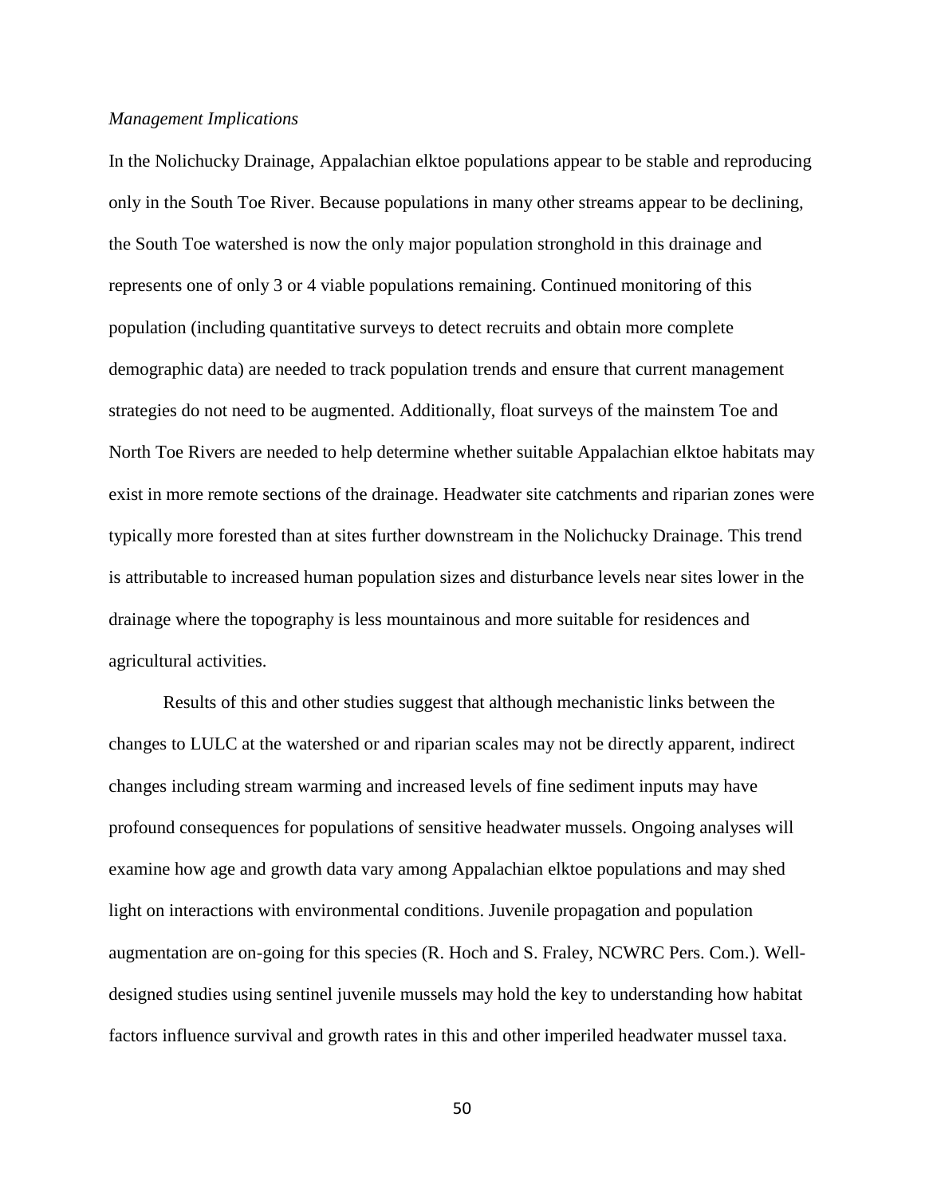*Management Implications*

In the Nolichucky Drainage, Appalachian elktoe populations appear to be stable and reproducing only in the South Toe River. Because populations in many other streams appear to be declining, the South Toe watershed is now the only major population stronghold in this drainage and represents one of only 3 or 4 viable populations remaining. Continued monitoring of this population (including quantitative surveys to detect recruits and obtain more complete demographic data) are needed to track population trends and ensure that current management strategies do not need to be augmented. Additionally, float surveys of the mainstem Toe and North Toe Rivers are needed to help determine whether suitable Appalachian elktoe habitats may exist in more remote sections of the drainage. Headwater site catchments and riparian zones were typically more forested than at sites further downstream in the Nolichucky Drainage. This trend is attributable to increased human population sizes and disturbance levels near sites lower in the drainage where the topography is less mountainous and more suitable for residences and agricultural activities.

Results of this and other studies suggest that although mechanistic links between the changes to LULC at the watershed or and riparian scales may not be directly apparent, indirect changes including stream warming and increased levels of fine sediment inputs may have profound consequences for populations of sensitive headwater mussels. Ongoing analyses will examine how age and growth data vary among Appalachian elktoe populations and may shed light on interactions with environmental conditions. Juvenile propagation and population augmentation are on-going for this species (R. Hoch and S. Fraley, NCWRC Pers. Com.). Well-designed studies using sentinel juvenile mussels may hold the key to understanding how habitat factors influence survival and growth rates in this and other imperiled headwater mussel taxa.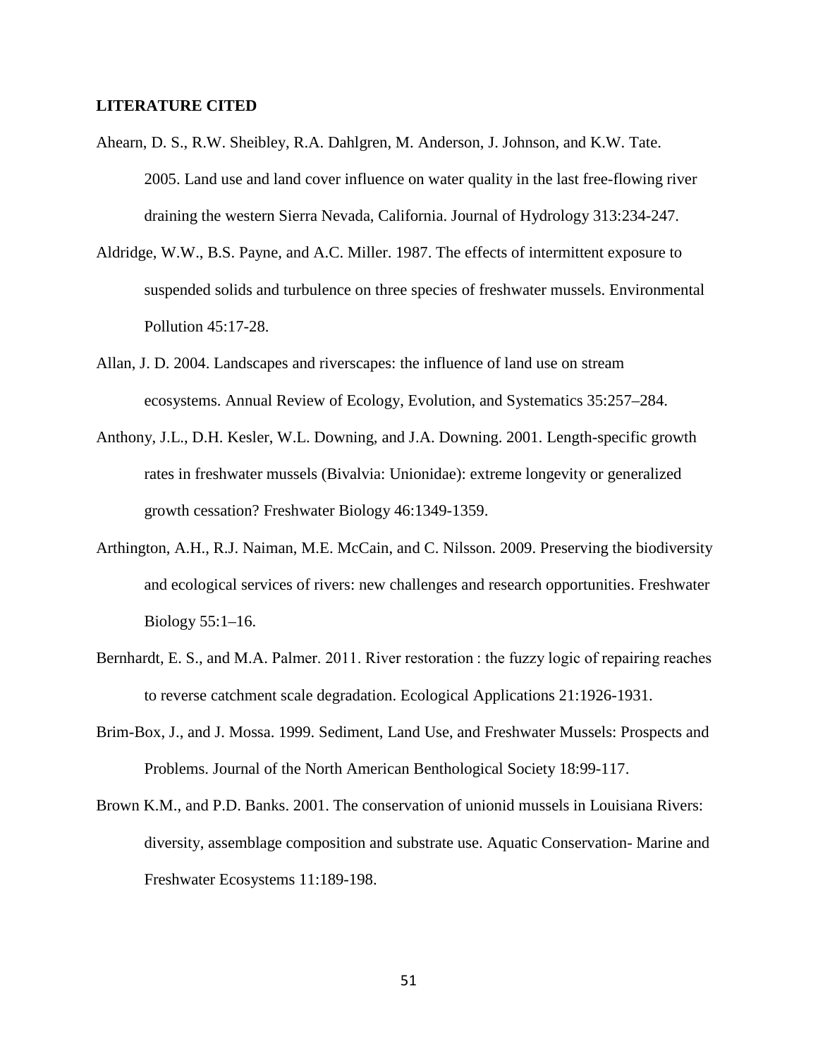**LITERATURE CITED**

Ahearn, D. S., R.W. Sheibley, R.A. Dahlgren, M. Anderson, J. Johnson, and K.W. Tate. 2005. Land use and land cover influence on water quality in the last free-flowing river draining the western Sierra Nevada, California. Journal of Hydrology 313:234-247.

Aldridge, W.W., B.S. Payne, and A.C. Miller. 1987. The effects of intermittent exposure to suspended solids and turbulence on three species of freshwater mussels. Environmental Pollution 45:17-28.

Allan, J. D. 2004. Landscapes and riverscapes: the influence of land use on stream ecosystems. Annual Review of Ecology, Evolution, and Systematics 35:257–284.

Anthony, J.L., D.H. Kesler, W.L. Downing, and J.A. Downing. 2001. Length-specific growth rates in freshwater mussels (Bivalvia: Unionidae): extreme longevity or generalized growth cessation? Freshwater Biology 46:1349-1359.

Arthington, A.H., R.J. Naiman, M.E. McCain, and C. Nilsson. 2009. Preserving the biodiversity and ecological services of rivers: new challenges and research opportunities. Freshwater Biology 55:1–16.

Bernhardt, E. S., and M.A. Palmer. 2011. River restoration : the fuzzy logic of repairing reaches to reverse catchment scale degradation. Ecological Applications 21:1926-1931.

Brim-Box, J., and J. Mossa. 1999. Sediment, Land Use, and Freshwater Mussels: Prospects and Problems. Journal of the North American Benthological Society 18:99-117.

Brown K.M., and P.D. Banks. 2001. The conservation of unionid mussels in Louisiana Rivers: diversity, assemblage composition and substrate use. Aquatic Conservation- Marine and Freshwater Ecosystems 11:189-198.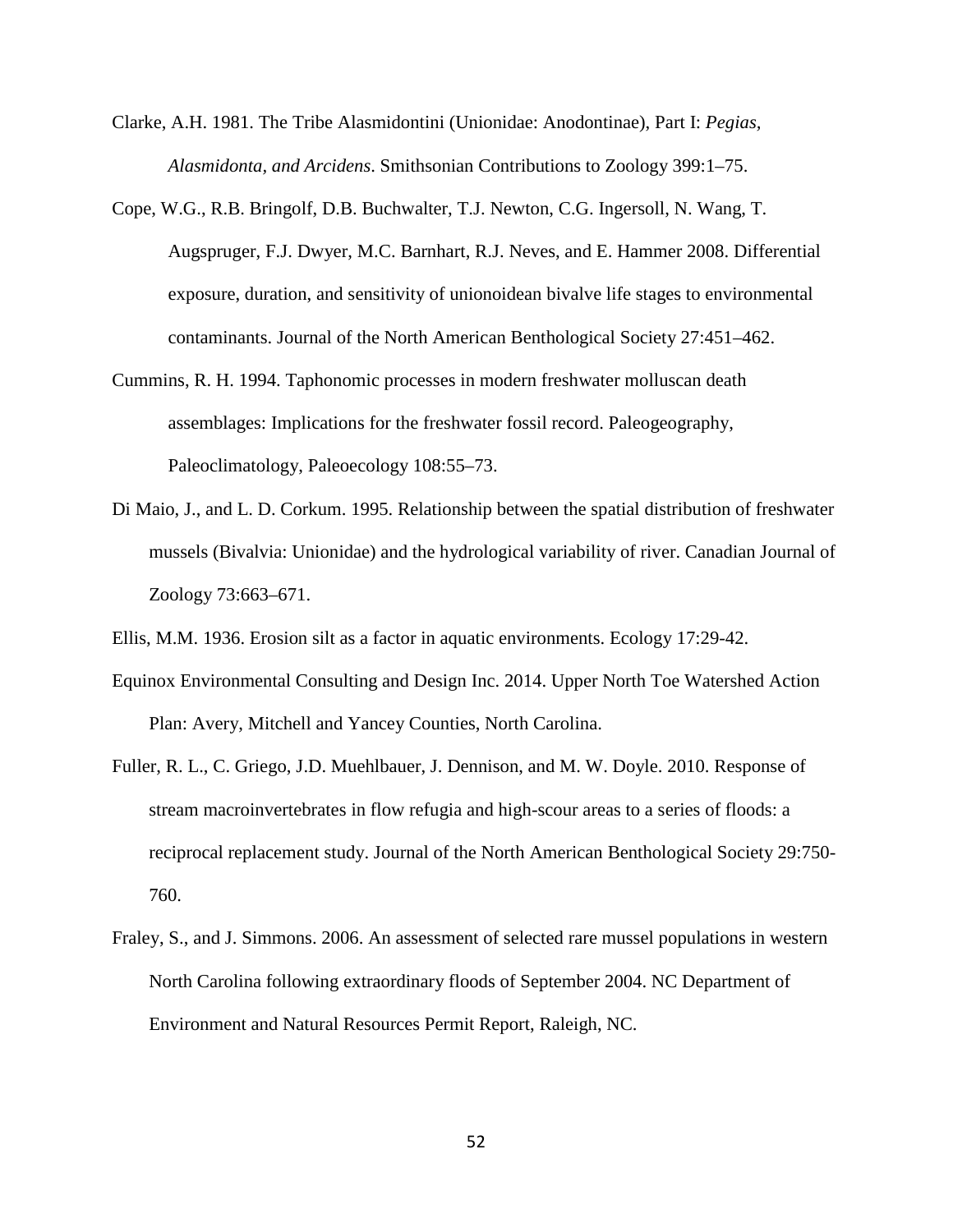Clarke, A.H. 1981. The Tribe Alasmidontini (Unionidae: Anodontinae), Part I: *Pegias, Alasmidonta, and Arcidens*. Smithsonian Contributions to Zoology 399:1–75.

Cope, W.G., R.B. Bringolf, D.B. Buchwalter, T.J. Newton, C.G. Ingersoll, N. Wang, T. Augspruger, F.J. Dwyer, M.C. Barnhart, R.J. Neves, and E. Hammer 2008. Differential exposure, duration, and sensitivity of unionoidean bivalve life stages to environmental contaminants. Journal of the North American Benthological Society 27:451–462.

Cummins, R. H. 1994. Taphonomic processes in modern freshwater molluscan death assemblages: Implications for the freshwater fossil record. Paleogeography, Paleoclimatology, Paleoecology 108:55–73.

Di Maio, J., and L. D. Corkum. 1995. Relationship between the spatial distribution of freshwater mussels (Bivalvia: Unionidae) and the hydrological variability of river. Canadian Journal of Zoology 73:663–671.

Ellis, M.M. 1936. Erosion silt as a factor in aquatic environments. Ecology 17:29-42.

Equinox Environmental Consulting and Design Inc. 2014. Upper North Toe Watershed Action Plan: Avery, Mitchell and Yancey Counties, North Carolina.

Fuller, R. L., C. Griego, J.D. Muehlbauer, J. Dennison, and M. W. Doyle. 2010. Response of stream macroinvertebrates in flow refugia and high-scour areas to a series of floods: a reciprocal replacement study. Journal of the North American Benthological Society 29:750-760.

Fraley, S., and J. Simmons. 2006. An assessment of selected rare mussel populations in western North Carolina following extraordinary floods of September 2004. NC Department of Environment and Natural Resources Permit Report, Raleigh, NC.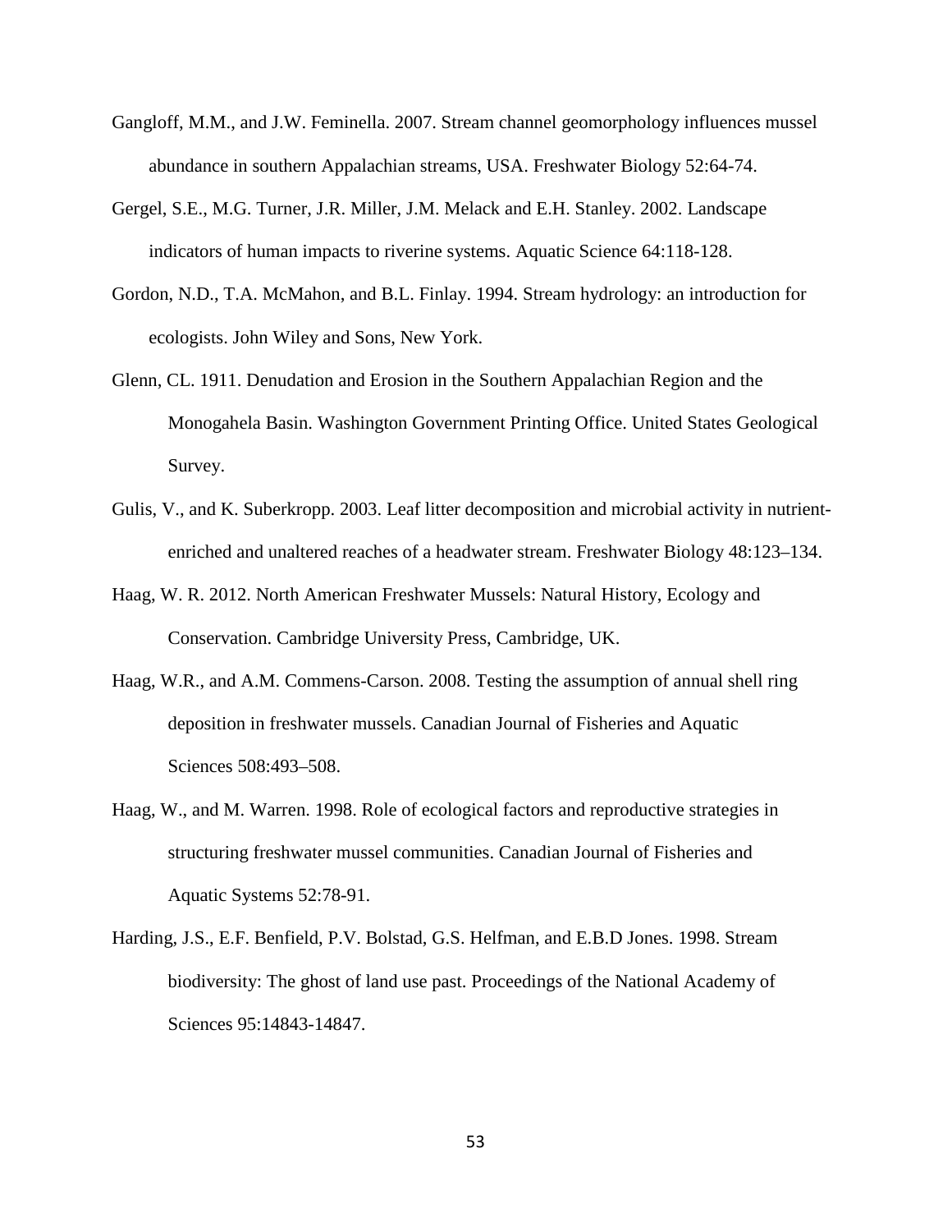Gangloff, M.M., and J.W. Feminella. 2007. Stream channel geomorphology influences mussel abundance in southern Appalachian streams, USA. Freshwater Biology 52:64-74.

Gergel, S.E., M.G. Turner, J.R. Miller, J.M. Melack and E.H. Stanley. 2002. Landscape indicators of human impacts to riverine systems. Aquatic Science 64:118-128.

Gordon, N.D., T.A. McMahon, and B.L. Finlay. 1994. Stream hydrology: an introduction for ecologists. John Wiley and Sons, New York.

Glenn, CL. 1911. Denudation and Erosion in the Southern Appalachian Region and the Monogahela Basin. Washington Government Printing Office. United States Geological Survey.

Gulis, V., and K. Suberkropp. 2003. Leaf litter decomposition and microbial activity in nutrient-enriched and unaltered reaches of a headwater stream. Freshwater Biology 48:123–134.

Haag, W. R. 2012. North American Freshwater Mussels: Natural History, Ecology and Conservation. Cambridge University Press, Cambridge, UK.

Haag, W.R., and A.M. Commens-Carson. 2008. Testing the assumption of annual shell ring deposition in freshwater mussels. Canadian Journal of Fisheries and Aquatic Sciences 508:493–508.

Haag, W., and M. Warren. 1998. Role of ecological factors and reproductive strategies in structuring freshwater mussel communities. Canadian Journal of Fisheries and Aquatic Systems 52:78-91.

Harding, J.S., E.F. Benfield, P.V. Bolstad, G.S. Helfman, and E.B.D Jones. 1998. Stream biodiversity: The ghost of land use past. Proceedings of the National Academy of Sciences 95:14843-14847.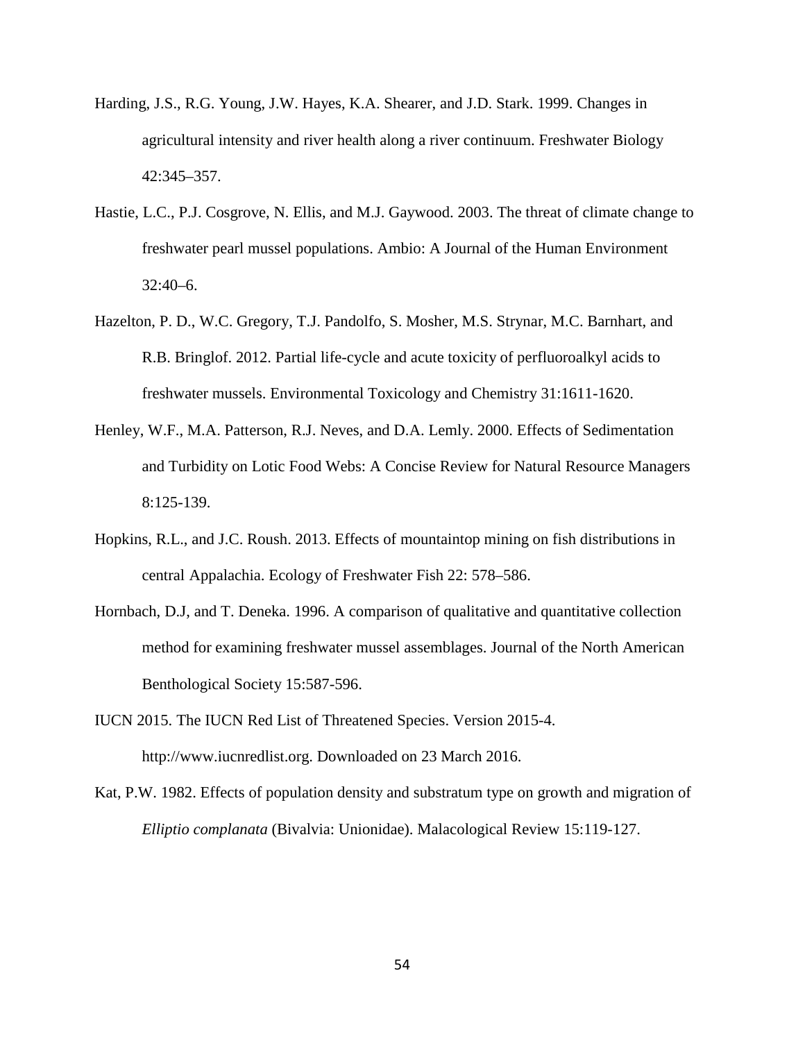Harding, J.S., R.G. Young, J.W. Hayes, K.A. Shearer, and J.D. Stark. 1999. Changes in agricultural intensity and river health along a river continuum. Freshwater Biology 42:345–357.

Hastie, L.C., P.J. Cosgrove, N. Ellis, and M.J. Gaywood. 2003. The threat of climate change to freshwater pearl mussel populations. Ambio: A Journal of the Human Environment 32:40–6.

Hazelton, P. D., W.C. Gregory, T.J. Pandolfo, S. Mosher, M.S. Strynar, M.C. Barnhart, and R.B. Bringlof. 2012. Partial life-cycle and acute toxicity of perfluoroalkyl acids to freshwater mussels. Environmental Toxicology and Chemistry 31:1611-1620.

Henley, W.F., M.A. Patterson, R.J. Neves, and D.A. Lemly. 2000. Effects of Sedimentation and Turbidity on Lotic Food Webs: A Concise Review for Natural Resource Managers 8:125-139.

Hopkins, R.L., and J.C. Roush. 2013. Effects of mountaintop mining on fish distributions in central Appalachia. Ecology of Freshwater Fish 22: 578–586.

Hornbach, D.J, and T. Deneka. 1996. A comparison of qualitative and quantitative collection method for examining freshwater mussel assemblages. Journal of the North American Benthological Society 15:587-596.

IUCN 2015. The IUCN Red List of Threatened Species. Version 2015-4. http://www.iucnredlist.org. Downloaded on 23 March 2016.

Kat, P.W. 1982. Effects of population density and substratum type on growth and migration of *Elliptio complanata* (Bivalvia: Unionidae). Malacological Review 15:119-127.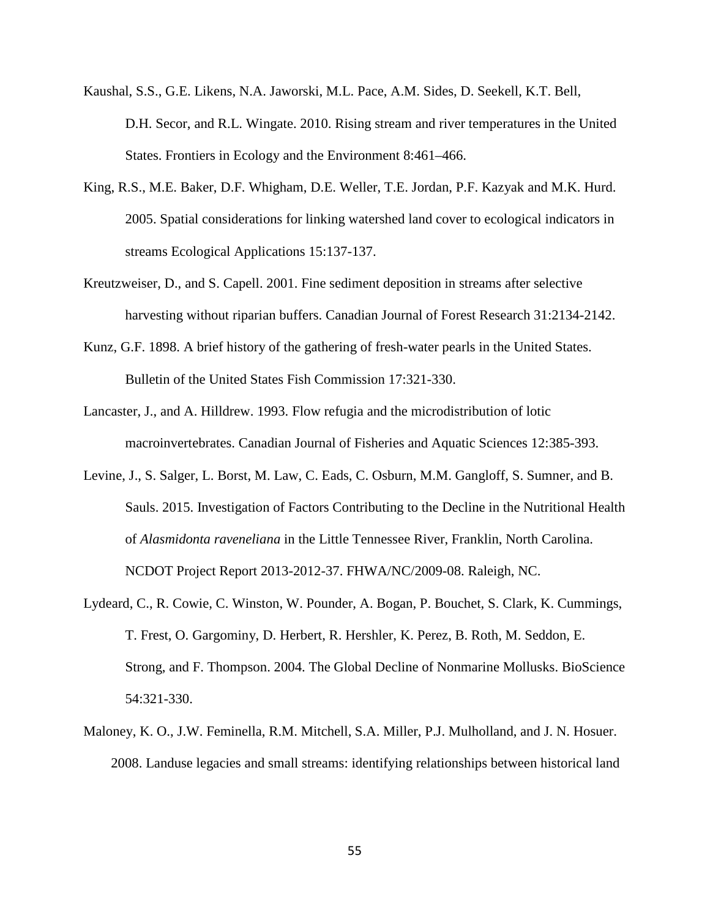Kaushal, S.S., G.E. Likens, N.A. Jaworski, M.L. Pace, A.M. Sides, D. Seekell, K.T. Bell, D.H. Secor, and R.L. Wingate. 2010. Rising stream and river temperatures in the United States. Frontiers in Ecology and the Environment 8:461–466.

King, R.S., M.E. Baker, D.F. Whigham, D.E. Weller, T.E. Jordan, P.F. Kazyak and M.K. Hurd. 2005. Spatial considerations for linking watershed land cover to ecological indicators in streams Ecological Applications 15:137-137.

Kreutzweiser, D., and S. Capell. 2001. Fine sediment deposition in streams after selective harvesting without riparian buffers. Canadian Journal of Forest Research 31:2134-2142.

Kunz, G.F. 1898. A brief history of the gathering of fresh-water pearls in the United States. Bulletin of the United States Fish Commission 17:321-330.

Lancaster, J., and A. Hilldrew. 1993. Flow refugia and the microdistribution of lotic macroinvertebrates. Canadian Journal of Fisheries and Aquatic Sciences 12:385-393.

Levine, J., S. Salger, L. Borst, M. Law, C. Eads, C. Osburn, M.M. Gangloff, S. Sumner, and B. Sauls. 2015. Investigation of Factors Contributing to the Decline in the Nutritional Health of *Alasmidonta raveneliana* in the Little Tennessee River, Franklin, North Carolina. NCDOT Project Report 2013-2012-37. FHWA/NC/2009-08. Raleigh, NC.

Lydeard, C., R. Cowie, C. Winston, W. Pounder, A. Bogan, P. Bouchet, S. Clark, K. Cummings, T. Frest, O. Gargominy, D. Herbert, R. Hershler, K. Perez, B. Roth, M. Seddon, E. Strong, and F. Thompson. 2004. The Global Decline of Nonmarine Mollusks. BioScience 54:321-330.

Maloney, K. O., J.W. Feminella, R.M. Mitchell, S.A. Miller, P.J. Mulholland, and J. N. Hosuer. 2008. Landuse legacies and small streams: identifying relationships between historical land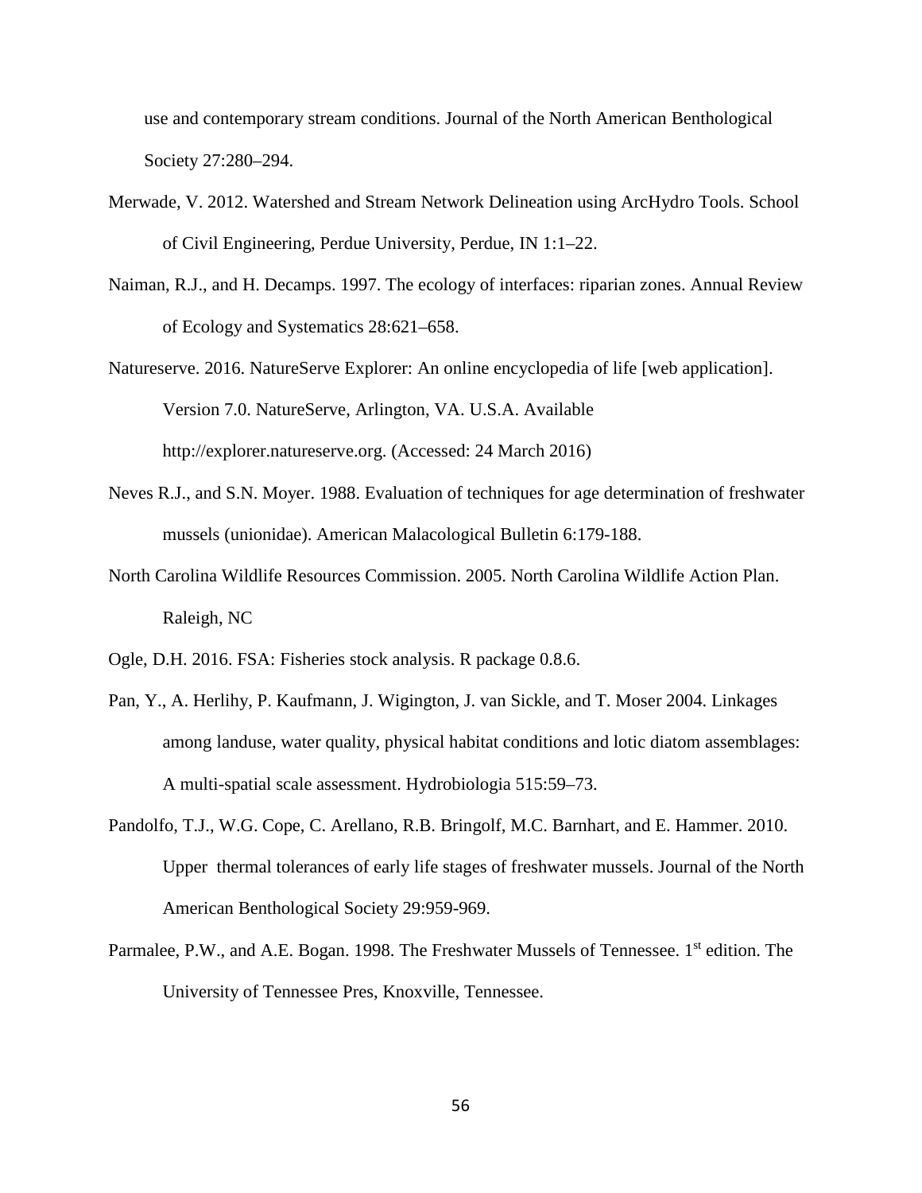use and contemporary stream conditions. Journal of the North American Benthological Society 27:280–294.

Merwade, V. 2012. Watershed and Stream Network Delineation using ArcHydro Tools. School of Civil Engineering, Perdue University, Perdue, IN 1:1–22.

Naiman, R.J., and H. Decamps. 1997. The ecology of interfaces: riparian zones. Annual Review of Ecology and Systematics 28:621–658.

Natureserve. 2016. NatureServe Explorer: An online encyclopedia of life [web application]. Version 7.0. NatureServe, Arlington, VA. U.S.A. Available http://explorer.natureserve.org. (Accessed: 24 March 2016)

Neves R.J., and S.N. Moyer. 1988. Evaluation of techniques for age determination of freshwater mussels (unionidae). American Malacological Bulletin 6:179-188.

North Carolina Wildlife Resources Commission. 2005. North Carolina Wildlife Action Plan. Raleigh, NC

Ogle, D.H. 2016. FSA: Fisheries stock analysis. R package 0.8.6.

Pan, Y., A. Herlihy, P. Kaufmann, J. Wigington, J. van Sickle, and T. Moser 2004. Linkages among landuse, water quality, physical habitat conditions and lotic diatom assemblages: A multi-spatial scale assessment. Hydrobiologia 515:59–73.

Pandolfo, T.J., W.G. Cope, C. Arellano, R.B. Bringolf, M.C. Barnhart, and E. Hammer. 2010. Upper thermal tolerances of early life stages of freshwater mussels. Journal of the North American Benthological Society 29:959-969.

Parmalee, P.W., and A.E. Bogan. 1998. The Freshwater Mussels of Tennessee. 1st edition. The University of Tennessee Pres, Knoxville, Tennessee.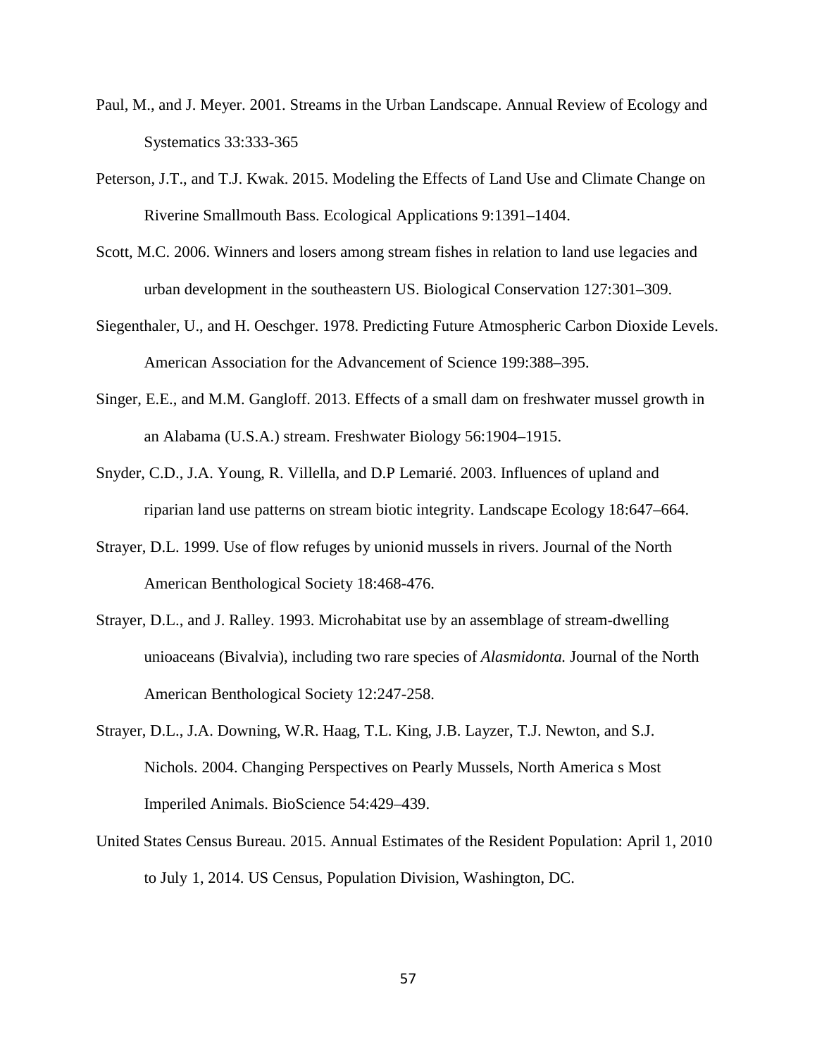Paul, M., and J. Meyer. 2001. Streams in the Urban Landscape. Annual Review of Ecology and Systematics 33:333-365

Peterson, J.T., and T.J. Kwak. 2015. Modeling the Effects of Land Use and Climate Change on Riverine Smallmouth Bass. Ecological Applications 9:1391–1404.

Scott, M.C. 2006. Winners and losers among stream fishes in relation to land use legacies and urban development in the southeastern US. Biological Conservation 127:301–309.

Siegenthaler, U., and H. Oeschger. 1978. Predicting Future Atmospheric Carbon Dioxide Levels. American Association for the Advancement of Science 199:388–395.

Singer, E.E., and M.M. Gangloff. 2013. Effects of a small dam on freshwater mussel growth in an Alabama (U.S.A.) stream. Freshwater Biology 56:1904–1915.

Snyder, C.D., J.A. Young, R. Villella, and D.P Lemarié. 2003. Influences of upland and riparian land use patterns on stream biotic integrity. Landscape Ecology 18:647–664.

Strayer, D.L. 1999. Use of flow refuges by unionid mussels in rivers. Journal of the North American Benthological Society 18:468-476.

Strayer, D.L., and J. Ralley. 1993. Microhabitat use by an assemblage of stream-dwelling unioaceans (Bivalvia), including two rare species of *Alasmidonta.* Journal of the North American Benthological Society 12:247-258.

Strayer, D.L., J.A. Downing, W.R. Haag, T.L. King, J.B. Layzer, T.J. Newton, and S.J. Nichols. 2004. Changing Perspectives on Pearly Mussels, North America s Most Imperiled Animals. BioScience 54:429–439.

United States Census Bureau. 2015. Annual Estimates of the Resident Population: April 1, 2010 to July 1, 2014. US Census, Population Division, Washington, DC.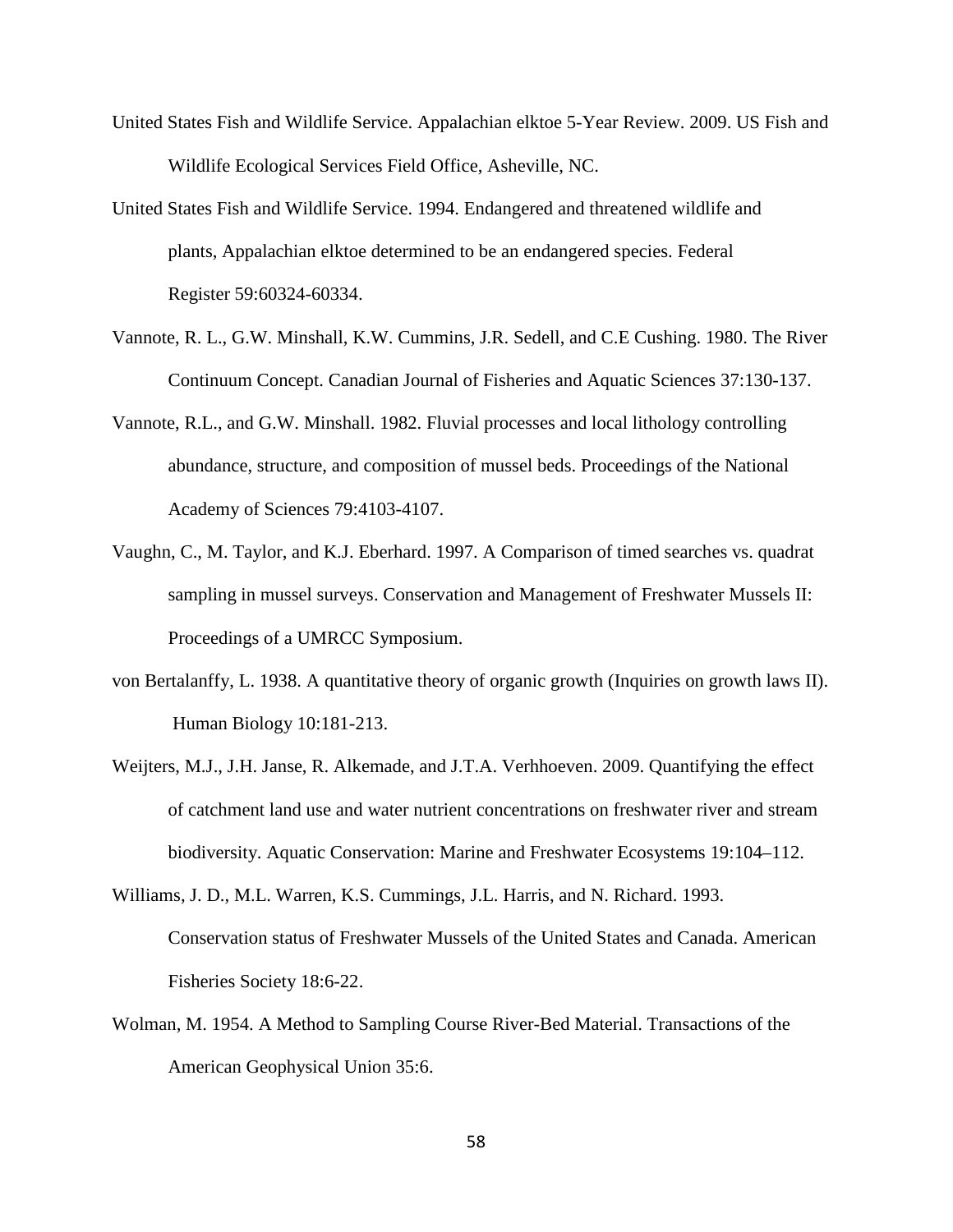United States Fish and Wildlife Service. Appalachian elktoe 5-Year Review. 2009. US Fish and Wildlife Ecological Services Field Office, Asheville, NC.

United States Fish and Wildlife Service. 1994. Endangered and threatened wildlife and plants, Appalachian elktoe determined to be an endangered species. Federal Register 59:60324-60334.

Vannote, R. L., G.W. Minshall, K.W. Cummins, J.R. Sedell, and C.E Cushing. 1980. The River Continuum Concept. Canadian Journal of Fisheries and Aquatic Sciences 37:130-137.

Vannote, R.L., and G.W. Minshall. 1982. Fluvial processes and local lithology controlling abundance, structure, and composition of mussel beds. Proceedings of the National Academy of Sciences 79:4103-4107.

Vaughn, C., M. Taylor, and K.J. Eberhard. 1997. A Comparison of timed searches vs. quadrat sampling in mussel surveys. Conservation and Management of Freshwater Mussels II: Proceedings of a UMRCC Symposium.

von Bertalanffy, L. 1938. A quantitative theory of organic growth (Inquiries on growth laws II). Human Biology 10:181-213.

Weijters, M.J., J.H. Janse, R. Alkemade, and J.T.A. Verhhoeven. 2009. Quantifying the effect of catchment land use and water nutrient concentrations on freshwater river and stream biodiversity. Aquatic Conservation: Marine and Freshwater Ecosystems 19:104–112.

Williams, J. D., M.L. Warren, K.S. Cummings, J.L. Harris, and N. Richard. 1993. Conservation status of Freshwater Mussels of the United States and Canada. American Fisheries Society 18:6-22.

Wolman, M. 1954. A Method to Sampling Course River-Bed Material. Transactions of the American Geophysical Union 35:6.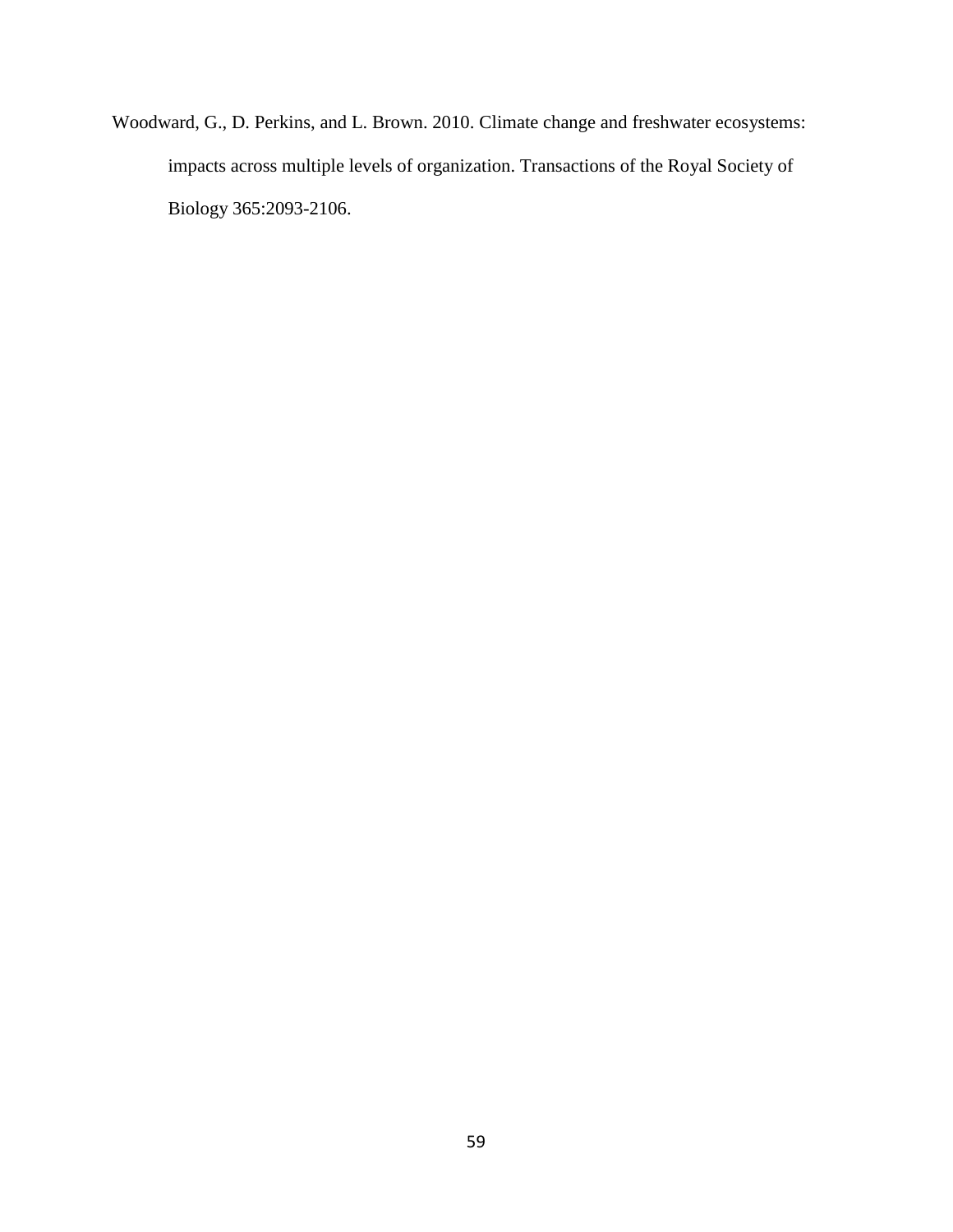Woodward, G., D. Perkins, and L. Brown. 2010. Climate change and freshwater ecosystems: impacts across multiple levels of organization. Transactions of the Royal Society of Biology 365:2093-2106.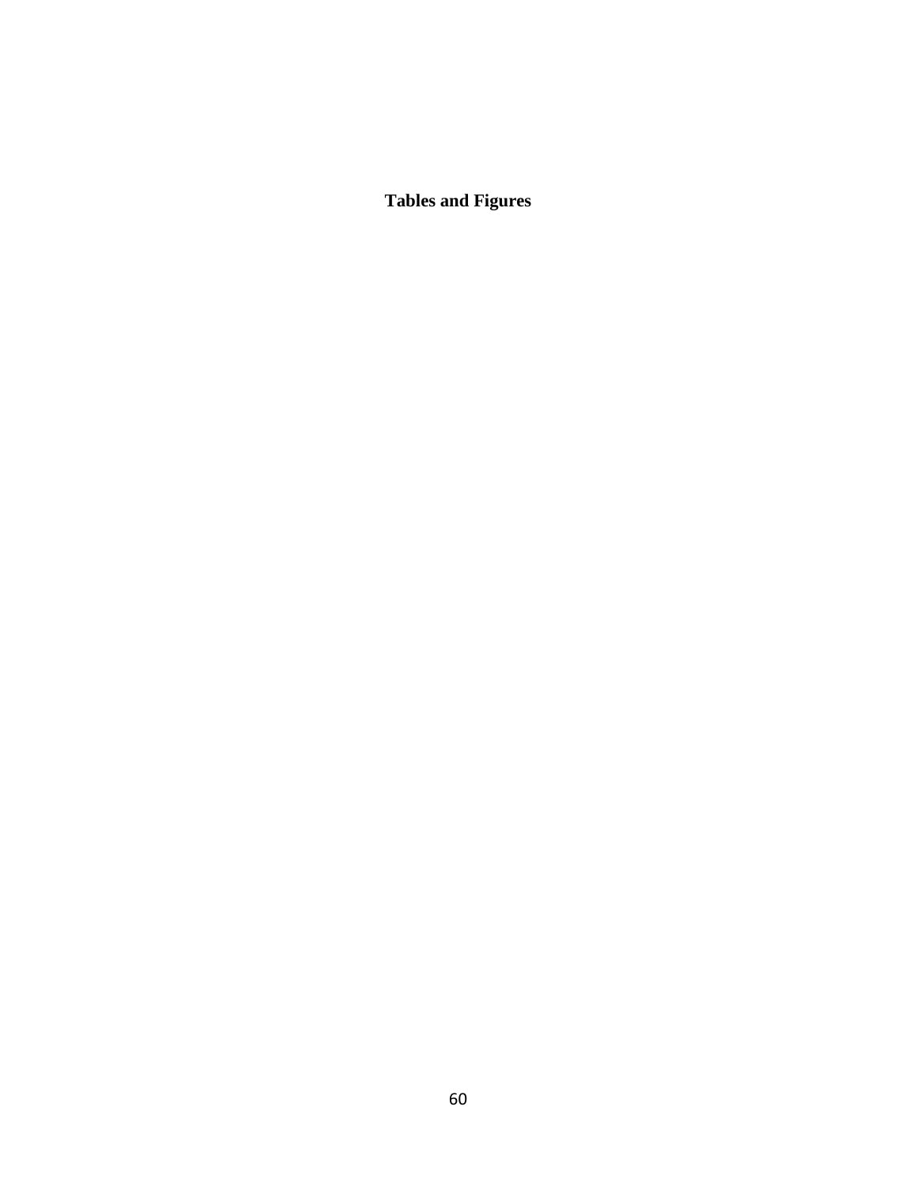**Tables and Figures**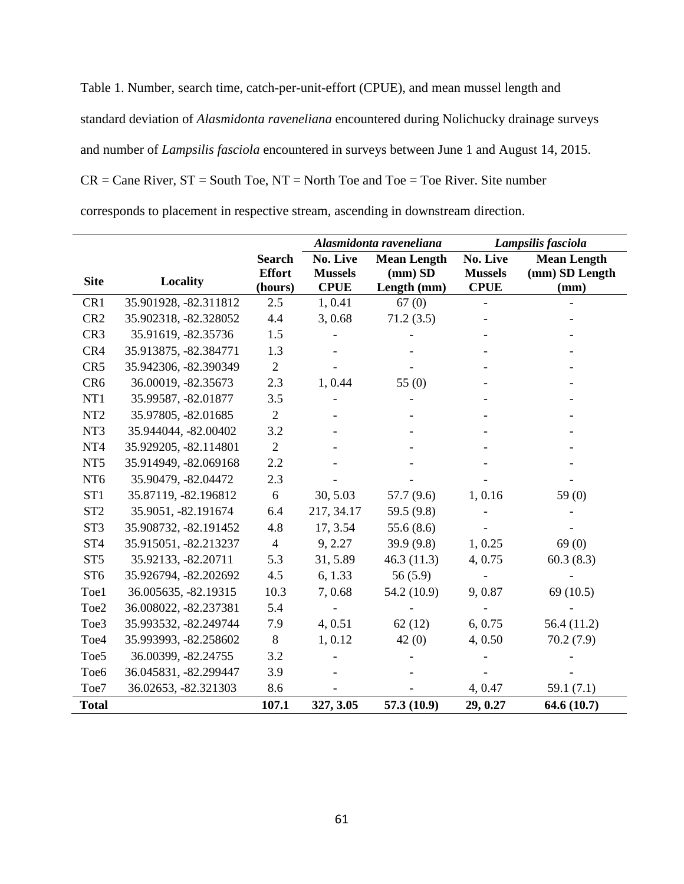Table 1. Number, search time, catch-per-unit-effort (CPUE), and mean mussel length and standard deviation of *Alasmidonta raveneliana* encountered during Nolichucky drainage surveys and number of *Lampsilis fasciola* encountered in surveys between June 1 and August 14, 2015. CR = Cane River, ST = South Toe, NT = North Toe and Toe = Toe River. Site number corresponds to placement in respective stream, ascending in downstream direction.

| | | | *Alasmidonta raveneliana* | | *Lampsilis fasciola* | |
|---|---|---|---|---|---|---|
| **Site** | **Locality** | **Search Effort (hours)** | **No. Live Mussels CPUE** | **Mean Length (mm) SD Length (mm)** | **No. Live Mussels CPUE** | **Mean Length (mm) SD Length (mm)** |
| CR1 | 35.901928, -82.311812 | 2.5 | 1, 0.41 | 67 (0) | - | - |
| CR2 | 35.902318, -82.328052 | 4.4 | 3, 0.68 | 71.2 (3.5) | - | - |
| CR3 | 35.91619, -82.35736 | 1.5 | - | - | - | - |
| CR4 | 35.913875, -82.384771 | 1.3 | - | - | - | - |
| CR5 | 35.942306, -82.390349 | 2 | - | - | - | - |
| CR6 | 36.00019, -82.35673 | 2.3 | 1, 0.44 | 55 (0) | - | - |
| NT1 | 35.99587, -82.01877 | 3.5 | - | - | - | - |
| NT2 | 35.97805, -82.01685 | 2 | - | - | - | - |
| NT3 | 35.944044, -82.00402 | 3.2 | - | - | - | - |
| NT4 | 35.929205, -82.114801 | 2 | - | - | - | - |
| NT5 | 35.914949, -82.069168 | 2.2 | - | - | - | - |
| NT6 | 35.90479, -82.04472 | 2.3 | - | - | - | - |
| ST1 | 35.87119, -82.196812 | 6 | 30, 5.03 | 57.7 (9.6) | 1, 0.16 | 59 (0) |
| ST2 | 35.9051, -82.191674 | 6.4 | 217, 34.17 | 59.5 (9.8) | - | - |
| ST3 | 35.908732, -82.191452 | 4.8 | 17, 3.54 | 55.6 (8.6) | - | - |
| ST4 | 35.915051, -82.213237 | 4 | 9, 2.27 | 39.9 (9.8) | 1, 0.25 | 69 (0) |
| ST5 | 35.92133, -82.20711 | 5.3 | 31, 5.89 | 46.3 (11.3) | 4, 0.75 | 60.3 (8.3) |
| ST6 | 35.926794, -82.202692 | 4.5 | 6, 1.33 | 56 (5.9) | - | - |
| Toe1 | 36.005635, -82.19315 | 10.3 | 7, 0.68 | 54.2 (10.9) | 9, 0.87 | 69 (10.5) |
| Toe2 | 36.008022, -82.237381 | 5.4 | - | - | - | - |
| Toe3 | 35.993532, -82.249744 | 7.9 | 4, 0.51 | 62 (12) | 6, 0.75 | 56.4 (11.2) |
| Toe4 | 35.993993, -82.258602 | 8 | 1, 0.12 | 42 (0) | 4, 0.50 | 70.2 (7.9) |
| Toe5 | 36.00399, -82.24755 | 3.2 | - | - | - | - |
| Toe6 | 36.045831, -82.299447 | 3.9 | - | - | - | - |
| Toe7 | 36.02653, -82.321303 | 8.6 | - | - | 4, 0.47 | 59.1 (7.1) |
| **Total** | | **107.1** | **327, 3.05** | **57.3 (10.9)** | **29, 0.27** | **64.6 (10.7)** |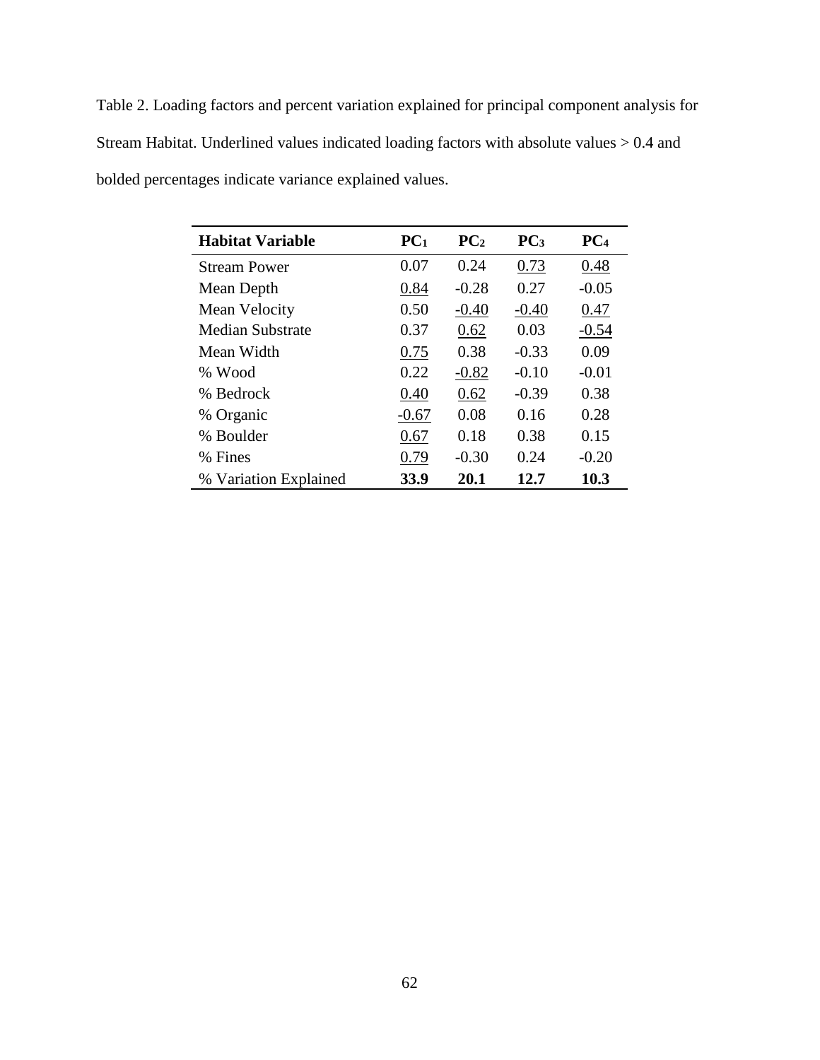Table 2. Loading factors and percent variation explained for principal component analysis for Stream Habitat. Underlined values indicated loading factors with absolute values > 0.4 and bolded percentages indicate variance explained values.

| **Habitat Variable** | **$PC_1$** | **$PC_2$** | **$PC_3$** | **$PC_4$** |
|---|---|---|---|---|
| Stream Power | 0.07 | 0.24 | <u>0.73</u> | <u>0.48</u> |
| Mean Depth | <u>0.84</u> | -0.28 | 0.27 | -0.05 |
| Mean Velocity | 0.50 | <u>-0.40</u> | <u>-0.40</u> | <u>0.47</u> |
| Median Substrate | 0.37 | <u>0.62</u> | 0.03 | <u>-0.54</u> |
| Mean Width | <u>0.75</u> | 0.38 | -0.33 | 0.09 |
| % Wood | 0.22 | <u>-0.82</u> | -0.10 | -0.01 |
| % Bedrock | <u>0.40</u> | <u>0.62</u> | -0.39 | 0.38 |
| % Organic | <u>-0.67</u> | 0.08 | 0.16 | 0.28 |
| % Boulder | <u>0.67</u> | 0.18 | 0.38 | 0.15 |
| % Fines | <u>0.79</u> | -0.30 | 0.24 | -0.20 |
| % Variation Explained | **33.9** | **20.1** | **12.7** | **10.3** |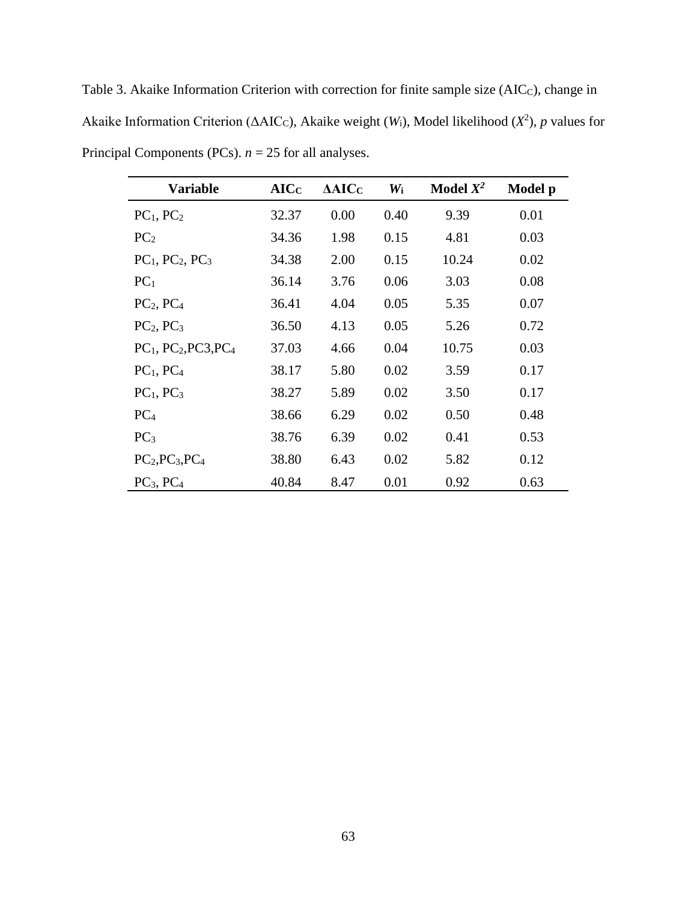Table 3. Akaike Information Criterion with correction for finite sample size ($AIC_C$), change in Akaike Information Criterion ($\Delta AIC_C$), Akaike weight ($W_i$), Model likelihood ($X^2$), *p* values for Principal Components (PCs). $n = 25$ for all analyses.

| Variable | $AIC_C$ | $\Delta AIC_C$ | $W_i$ | Model $X^2$ | Model p |
|---|---|---|---|---|---|
| $PC_1$, $PC_2$ | 32.37 | 0.00 | 0.40 | 9.39 | 0.01 |
| $PC_2$ | 34.36 | 1.98 | 0.15 | 4.81 | 0.03 |
| $PC_1$, $PC_2$, $PC_3$ | 34.38 | 2.00 | 0.15 | 10.24 | 0.02 |
| $PC_1$ | 36.14 | 3.76 | 0.06 | 3.03 | 0.08 |
| $PC_2$, $PC_4$ | 36.41 | 4.04 | 0.05 | 5.35 | 0.07 |
| $PC_2$, $PC_3$ | 36.50 | 4.13 | 0.05 | 5.26 | 0.72 |
| $PC_1$, $PC_2$,PC3,$PC_4$ | 37.03 | 4.66 | 0.04 | 10.75 | 0.03 |
| $PC_1$, $PC_4$ | 38.17 | 5.80 | 0.02 | 3.59 | 0.17 |
| $PC_1$, $PC_3$ | 38.27 | 5.89 | 0.02 | 3.50 | 0.17 |
| $PC_4$ | 38.66 | 6.29 | 0.02 | 0.50 | 0.48 |
| $PC_3$ | 38.76 | 6.39 | 0.02 | 0.41 | 0.53 |
| $PC_2$,$PC_3$,$PC_4$ | 38.80 | 6.43 | 0.02 | 5.82 | 0.12 |
| $PC_3$, $PC_4$ | 40.84 | 8.47 | 0.01 | 0.92 | 0.63 |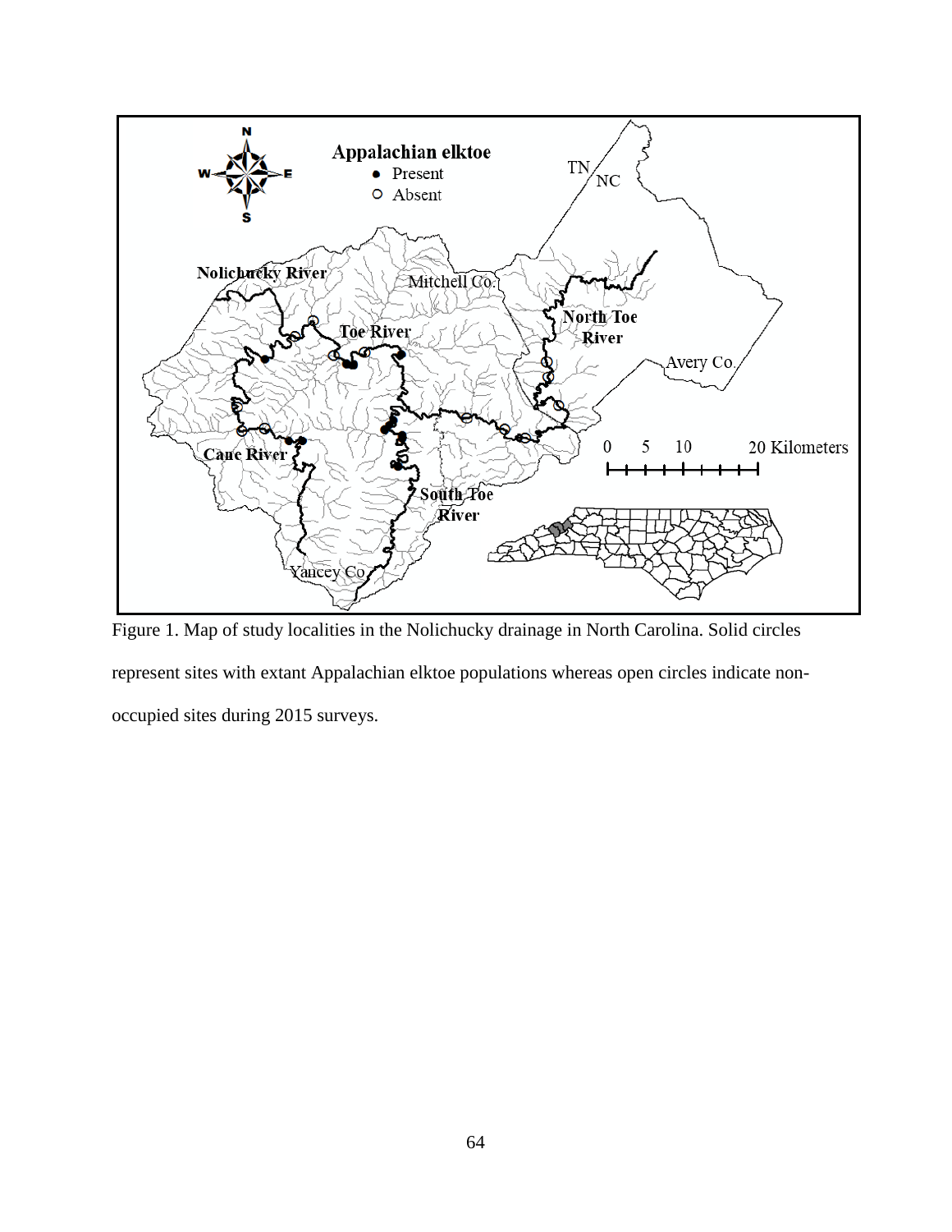Figure 1. Map of study localities in the Nolichucky drainage in North Carolina. Solid circles represent sites with extant Appalachian elktoe populations whereas open circles indicate non-occupied sites during 2015 surveys.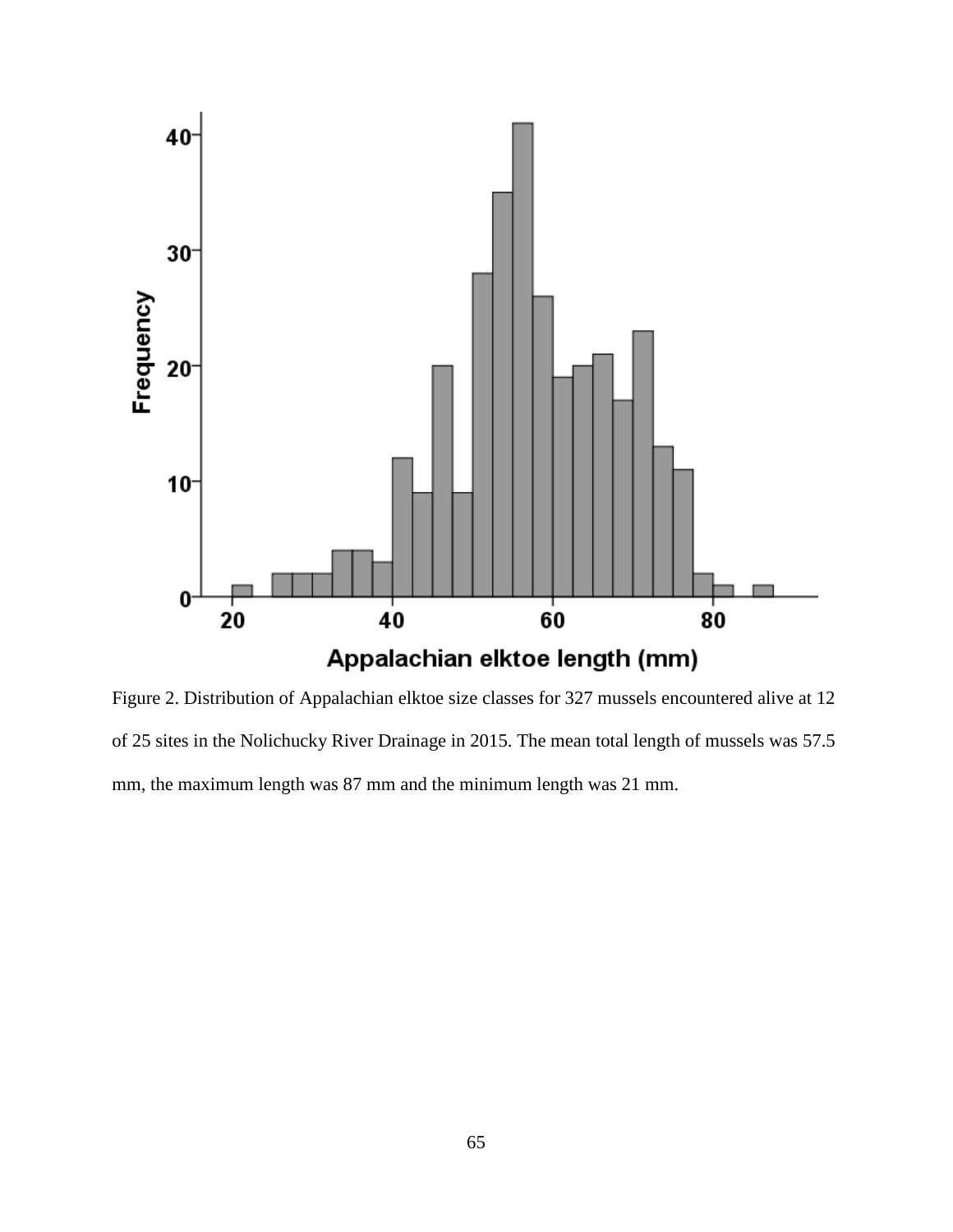Figure 2. Distribution of Appalachian elktoe size classes for 327 mussels encountered alive at 12 of 25 sites in the Nolichucky River Drainage in 2015. The mean total length of mussels was 57.5 mm, the maximum length was 87 mm and the minimum length was 21 mm.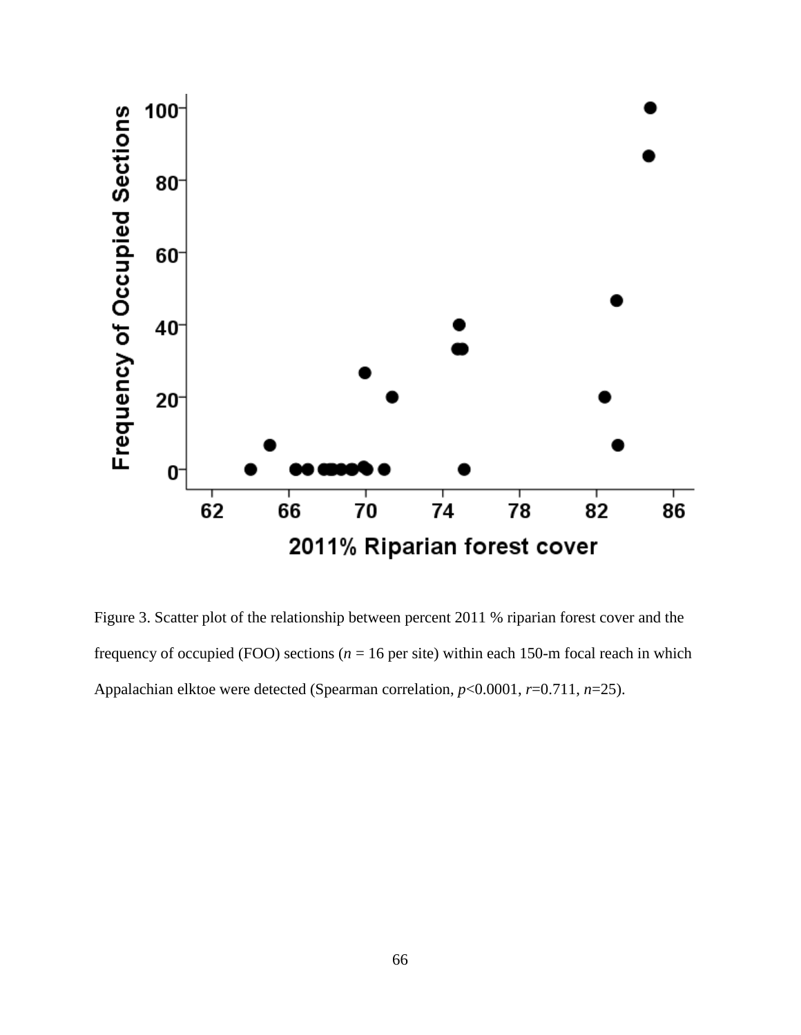Figure 3. Scatter plot of the relationship between percent 2011 % riparian forest cover and the frequency of occupied (FOO) sections ($n$ = 16 per site) within each 150-m focal reach in which Appalachian elktoe were detected (Spearman correlation, $p$<0.0001, $r$=0.711, $n$=25).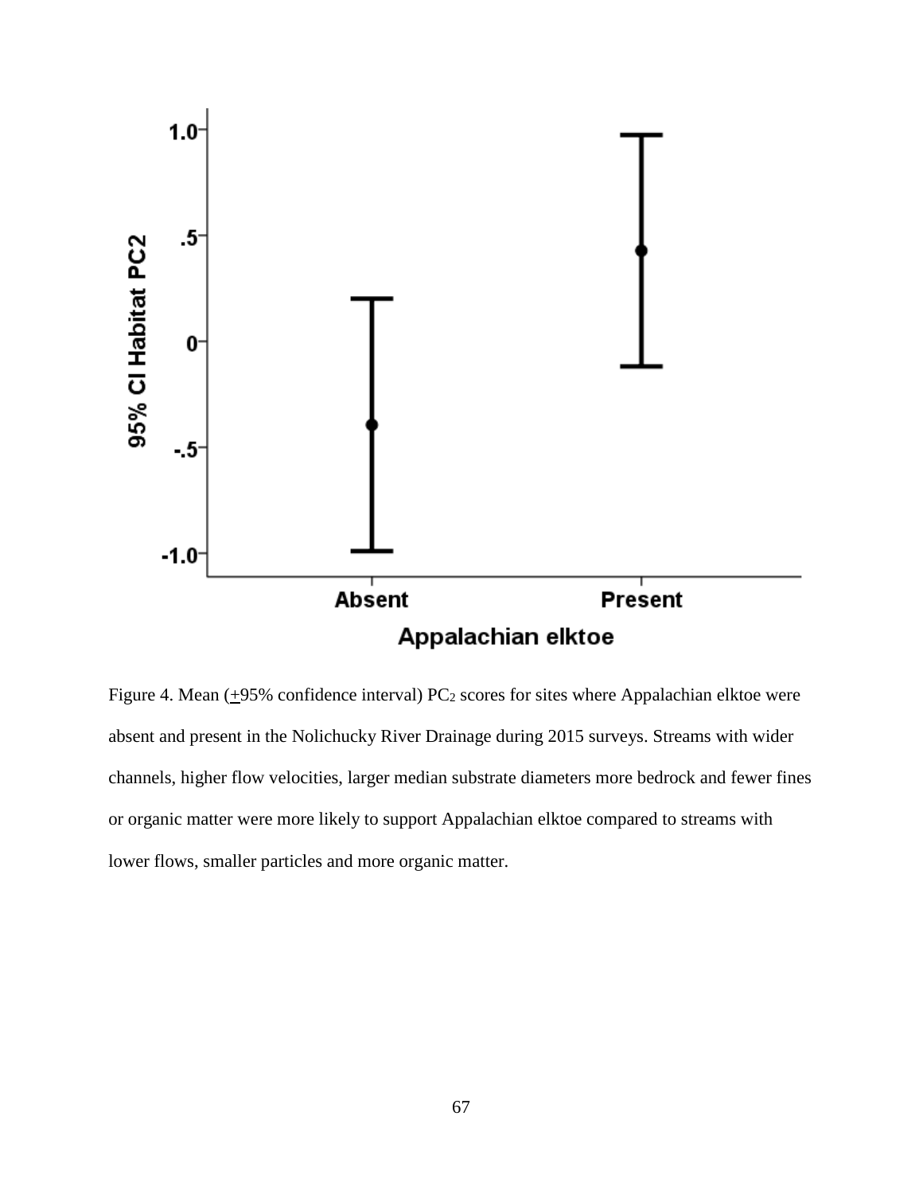Figure 4. Mean (±95% confidence interval) $PC_2$ scores for sites where Appalachian elktoe were absent and present in the Nolichucky River Drainage during 2015 surveys. Streams with wider channels, higher flow velocities, larger median substrate diameters more bedrock and fewer fines or organic matter were more likely to support Appalachian elktoe compared to streams with lower flows, smaller particles and more organic matter.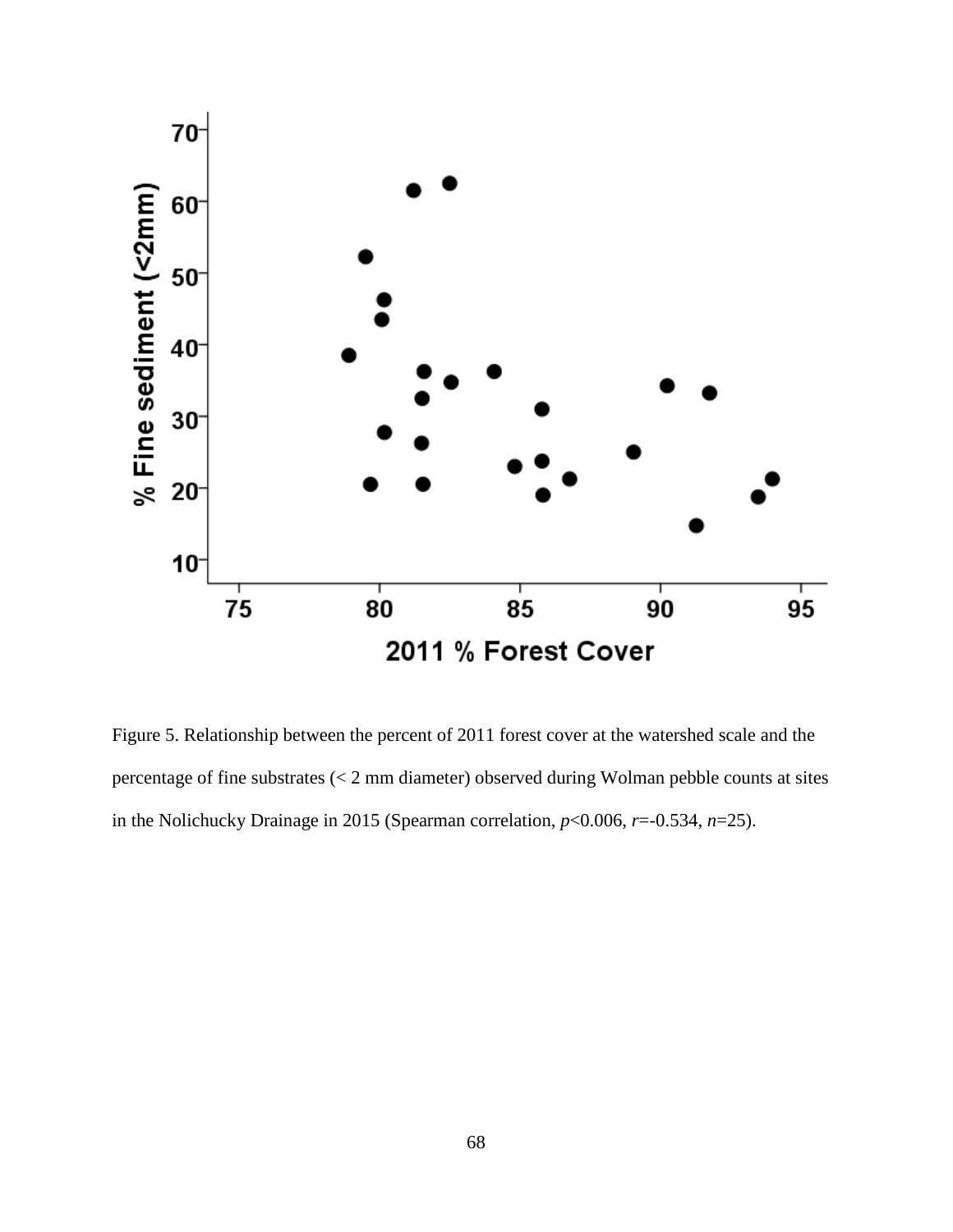Figure 5. Relationship between the percent of 2011 forest cover at the watershed scale and the percentage of fine substrates (< 2 mm diameter) observed during Wolman pebble counts at sites in the Nolichucky Drainage in 2015 (Spearman correlation, $p<0.006$, $r=-0.534$, $n=25$).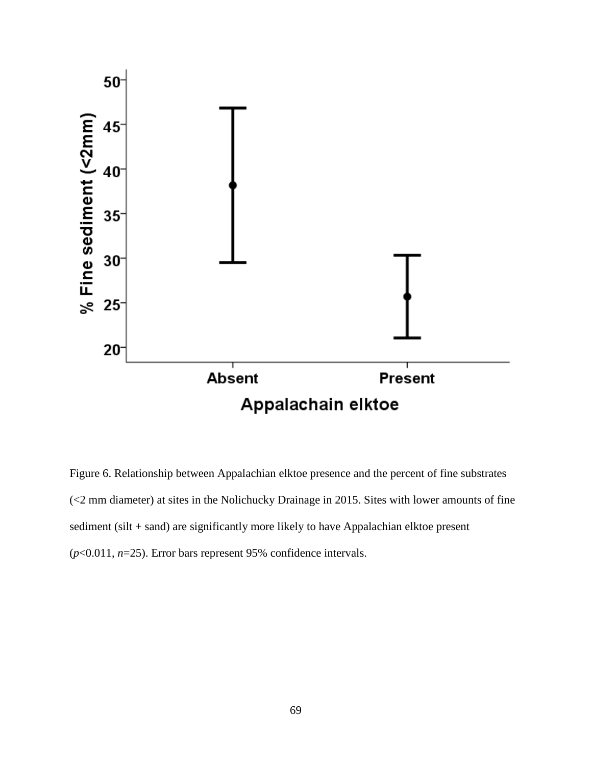Figure 6. Relationship between Appalachian elktoe presence and the percent of fine substrates (<2 mm diameter) at sites in the Nolichucky Drainage in 2015. Sites with lower amounts of fine sediment (silt + sand) are significantly more likely to have Appalachian elktoe present ($p<0.011$, $n=25$). Error bars represent 95% confidence intervals.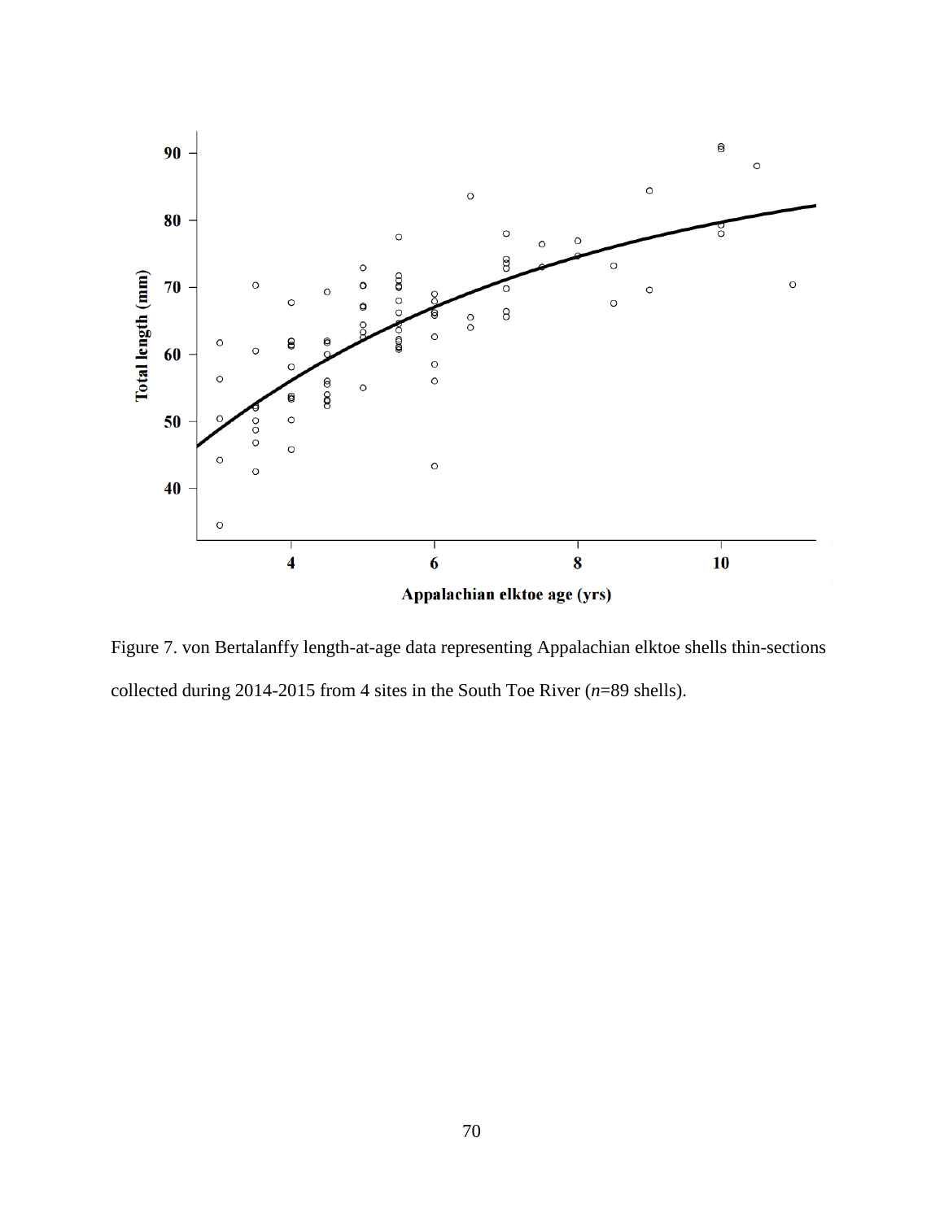Figure 7. von Bertalanffy length-at-age data representing Appalachian elktoe shells thin-sections collected during 2014-2015 from 4 sites in the South Toe River (*n*=89 shells).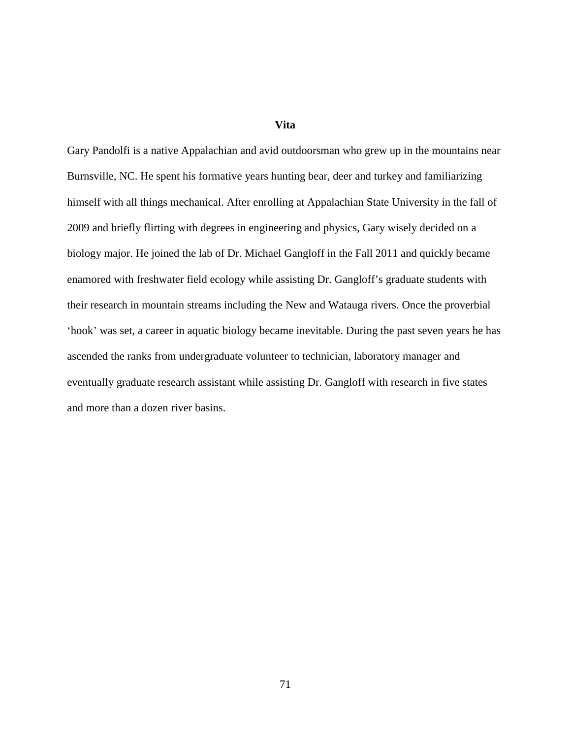# Vita

Gary Pandolfi is a native Appalachian and avid outdoorsman who grew up in the mountains near Burnsville, NC. He spent his formative years hunting bear, deer and turkey and familiarizing himself with all things mechanical. After enrolling at Appalachian State University in the fall of 2009 and briefly flirting with degrees in engineering and physics, Gary wisely decided on a biology major. He joined the lab of Dr. Michael Gangloff in the Fall 2011 and quickly became enamored with freshwater field ecology while assisting Dr. Gangloff's graduate students with their research in mountain streams including the New and Watauga rivers. Once the proverbial 'hook' was set, a career in aquatic biology became inevitable. During the past seven years he has ascended the ranks from undergraduate volunteer to technician, laboratory manager and eventually graduate research assistant while assisting Dr. Gangloff with research in five states and more than a dozen river basins.